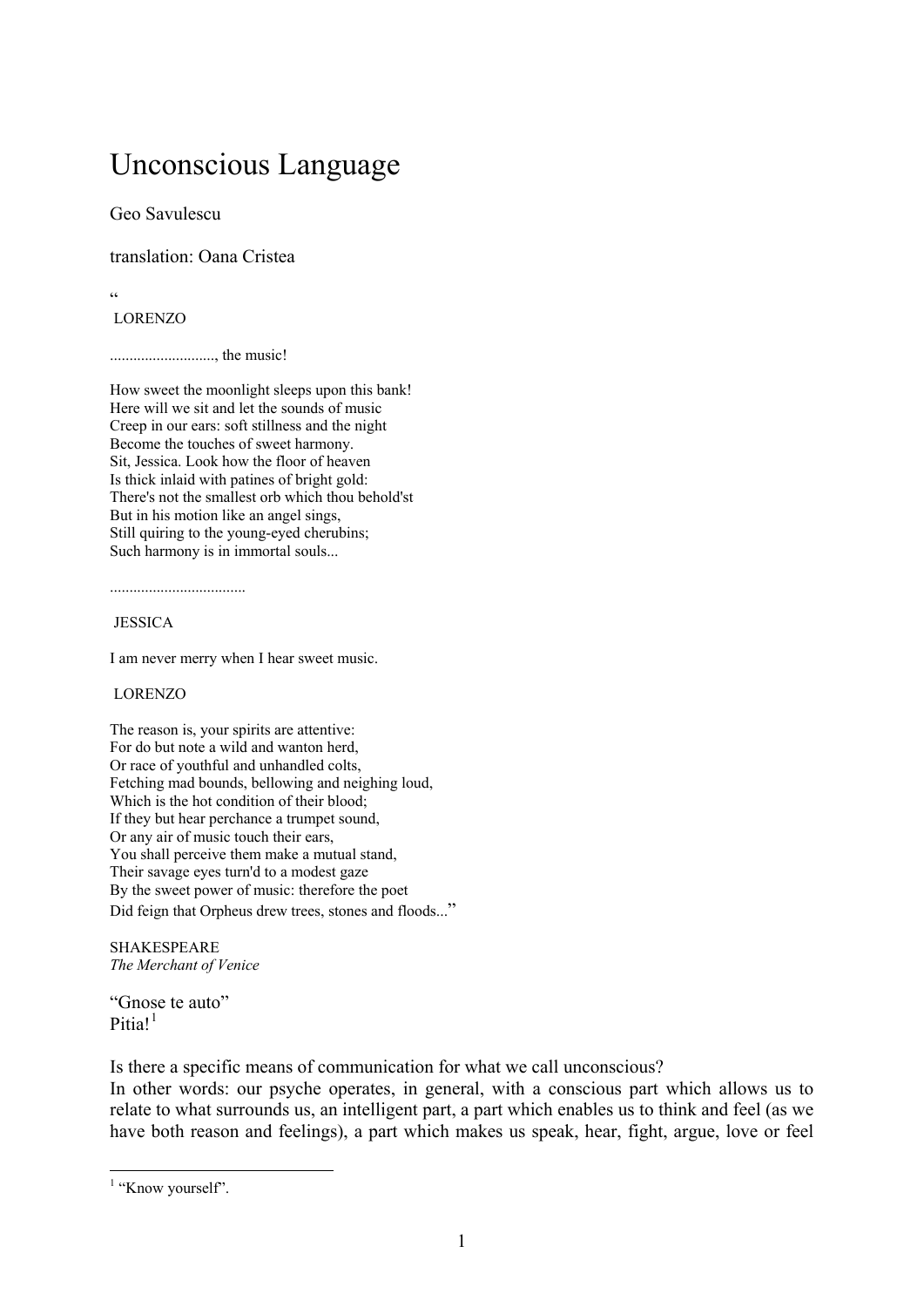# Unconscious Language

Geo Savulescu

translation: Oana Cristea

"

LORENZO

..........................., the music!

How sweet the moonlight sleeps upon this bank!
Here will we sit and let the sounds of music
Creep in our ears: soft stillness and the night
Become the touches of sweet harmony.
Sit, Jessica. Look how the floor of heaven
Is thick inlaid with patines of bright gold:
There's not the smallest orb which thou behold'st
But in his motion like an angel sings,
Still quiring to the young-eyed cherubins;
Such harmony is in immortal souls...

..................................

JESSICA

I am never merry when I hear sweet music.

LORENZO

The reason is, your spirits are attentive:
For do but note a wild and wanton herd,
Or race of youthful and unhandled colts,
Fetching mad bounds, bellowing and neighing loud,
Which is the hot condition of their blood;
If they but hear perchance a trumpet sound,
Or any air of music touch their ears,
You shall perceive them make a mutual stand,
Their savage eyes turn'd to a modest gaze
By the sweet power of music: therefore the poet
Did feign that Orpheus drew trees, stones and floods..."

SHAKESPEARE
*The Merchant of Venice*

"Gnose te auto"
Pitia![1]

Is there a specific means of communication for what we call unconscious?
In other words: our psyche operates, in general, with a conscious part which allows us to relate to what surrounds us, an intelligent part, a part which enables us to think and feel (as we have both reason and feelings), a part which makes us speak, hear, fight, argue, love or feel

[1] "Know yourself".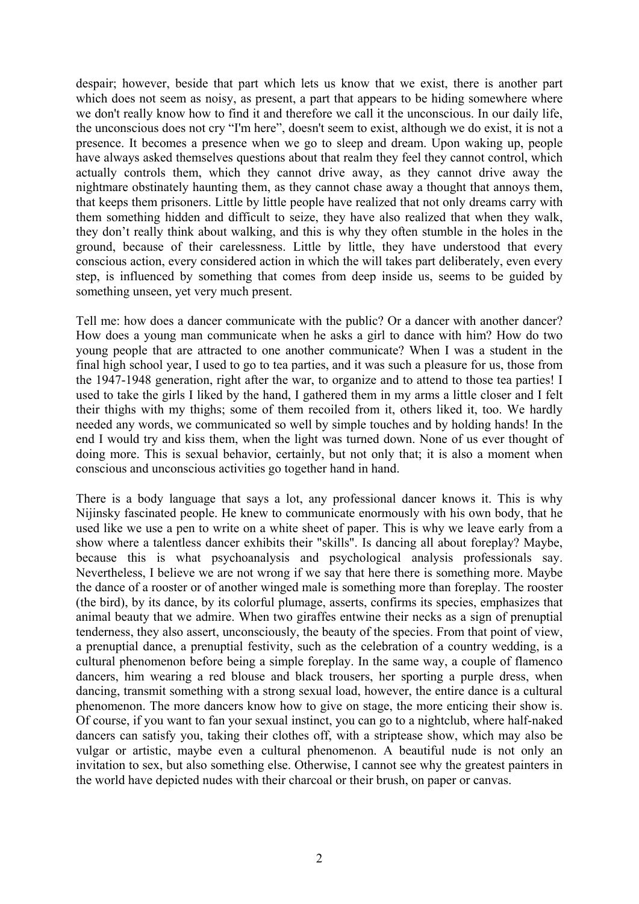despair; however, beside that part which lets us know that we exist, there is another part which does not seem as noisy, as present, a part that appears to be hiding somewhere where we don't really know how to find it and therefore we call it the unconscious. In our daily life, the unconscious does not cry "I'm here", doesn't seem to exist, although we do exist, it is not a presence. It becomes a presence when we go to sleep and dream. Upon waking up, people have always asked themselves questions about that realm they feel they cannot control, which actually controls them, which they cannot drive away, as they cannot drive away the nightmare obstinately haunting them, as they cannot chase away a thought that annoys them, that keeps them prisoners. Little by little people have realized that not only dreams carry with them something hidden and difficult to seize, they have also realized that when they walk, they don't really think about walking, and this is why they often stumble in the holes in the ground, because of their carelessness. Little by little, they have understood that every conscious action, every considered action in which the will takes part deliberately, even every step, is influenced by something that comes from deep inside us, seems to be guided by something unseen, yet very much present.

Tell me: how does a dancer communicate with the public? Or a dancer with another dancer? How does a young man communicate when he asks a girl to dance with him? How do two young people that are attracted to one another communicate? When I was a student in the final high school year, I used to go to tea parties, and it was such a pleasure for us, those from the 1947-1948 generation, right after the war, to organize and to attend to those tea parties! I used to take the girls I liked by the hand, I gathered them in my arms a little closer and I felt their thighs with my thighs; some of them recoiled from it, others liked it, too. We hardly needed any words, we communicated so well by simple touches and by holding hands! In the end I would try and kiss them, when the light was turned down. None of us ever thought of doing more. This is sexual behavior, certainly, but not only that; it is also a moment when conscious and unconscious activities go together hand in hand.

There is a body language that says a lot, any professional dancer knows it. This is why Nijinsky fascinated people. He knew to communicate enormously with his own body, that he used like we use a pen to write on a white sheet of paper. This is why we leave early from a show where a talentless dancer exhibits their "skills". Is dancing all about foreplay? Maybe, because this is what psychoanalysis and psychological analysis professionals say. Nevertheless, I believe we are not wrong if we say that here there is something more. Maybe the dance of a rooster or of another winged male is something more than foreplay. The rooster (the bird), by its dance, by its colorful plumage, asserts, confirms its species, emphasizes that animal beauty that we admire. When two giraffes entwine their necks as a sign of prenuptial tenderness, they also assert, unconsciously, the beauty of the species. From that point of view, a prenuptial dance, a prenuptial festivity, such as the celebration of a country wedding, is a cultural phenomenon before being a simple foreplay. In the same way, a couple of flamenco dancers, him wearing a red blouse and black trousers, her sporting a purple dress, when dancing, transmit something with a strong sexual load, however, the entire dance is a cultural phenomenon. The more dancers know how to give on stage, the more enticing their show is. Of course, if you want to fan your sexual instinct, you can go to a nightclub, where half-naked dancers can satisfy you, taking their clothes off, with a striptease show, which may also be vulgar or artistic, maybe even a cultural phenomenon. A beautiful nude is not only an invitation to sex, but also something else. Otherwise, I cannot see why the greatest painters in the world have depicted nudes with their charcoal or their brush, on paper or canvas.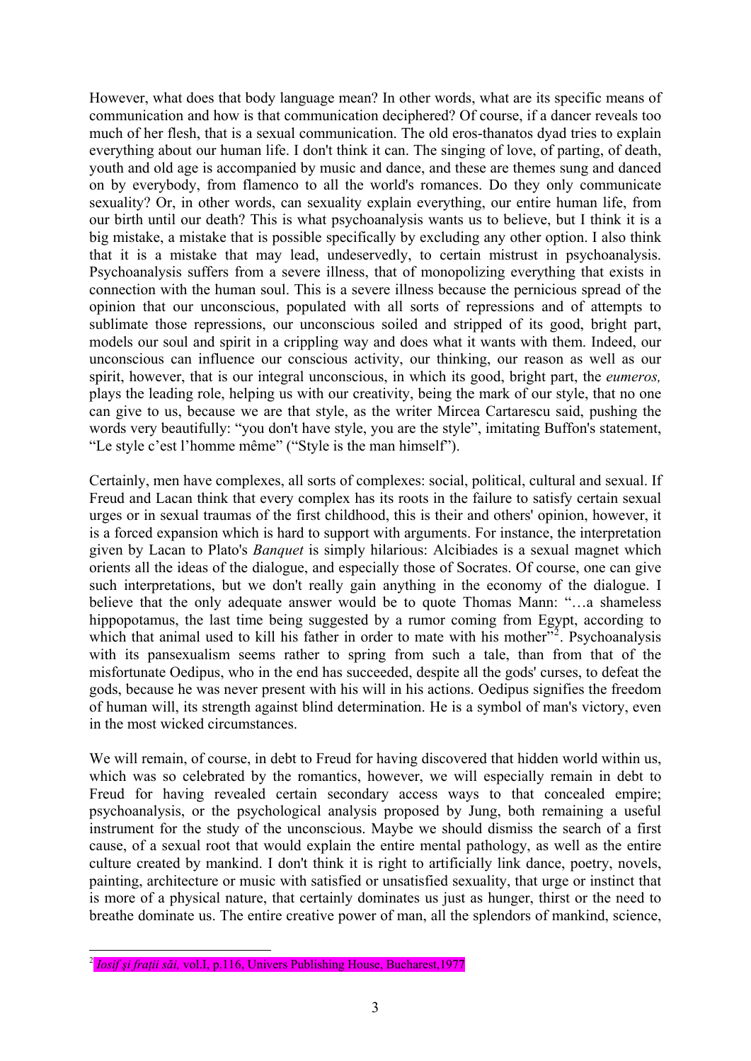However, what does that body language mean? In other words, what are its specific means of communication and how is that communication deciphered? Of course, if a dancer reveals too much of her flesh, that is a sexual communication. The old eros-thanatos dyad tries to explain everything about our human life. I don't think it can. The singing of love, of parting, of death, youth and old age is accompanied by music and dance, and these are themes sung and danced on by everybody, from flamenco to all the world's romances. Do they only communicate sexuality? Or, in other words, can sexuality explain everything, our entire human life, from our birth until our death? This is what psychoanalysis wants us to believe, but I think it is a big mistake, a mistake that is possible specifically by excluding any other option. I also think that it is a mistake that may lead, undeservedly, to certain mistrust in psychoanalysis. Psychoanalysis suffers from a severe illness, that of monopolizing everything that exists in connection with the human soul. This is a severe illness because the pernicious spread of the opinion that our unconscious, populated with all sorts of repressions and of attempts to sublimate those repressions, our unconscious soiled and stripped of its good, bright part, models our soul and spirit in a crippling way and does what it wants with them. Indeed, our unconscious can influence our conscious activity, our thinking, our reason as well as our spirit, however, that is our integral unconscious, in which its good, bright part, the *eumeros,* plays the leading role, helping us with our creativity, being the mark of our style, that no one can give to us, because we are that style, as the writer Mircea Cartarescu said, pushing the words very beautifully: "you don't have style, you are the style", imitating Buffon's statement, "Le style c'est l'homme même" ("Style is the man himself").

Certainly, men have complexes, all sorts of complexes: social, political, cultural and sexual. If Freud and Lacan think that every complex has its roots in the failure to satisfy certain sexual urges or in sexual traumas of the first childhood, this is their and others' opinion, however, it is a forced expansion which is hard to support with arguments. For instance, the interpretation given by Lacan to Plato's *Banquet* is simply hilarious: Alcibiades is a sexual magnet which orients all the ideas of the dialogue, and especially those of Socrates. Of course, one can give such interpretations, but we don't really gain anything in the economy of the dialogue. I believe that the only adequate answer would be to quote Thomas Mann: "…a shameless hippopotamus, the last time being suggested by a rumor coming from Egypt, according to which that animal used to kill his father in order to mate with his mother"[2]. Psychoanalysis with its pansexualism seems rather to spring from such a tale, than from that of the misfortunate Oedipus, who in the end has succeeded, despite all the gods' curses, to defeat the gods, because he was never present with his will in his actions. Oedipus signifies the freedom of human will, its strength against blind determination. He is a symbol of man's victory, even in the most wicked circumstances.

We will remain, of course, in debt to Freud for having discovered that hidden world within us, which was so celebrated by the romantics, however, we will especially remain in debt to Freud for having revealed certain secondary access ways to that concealed empire; psychoanalysis, or the psychological analysis proposed by Jung, both remaining a useful instrument for the study of the unconscious. Maybe we should dismiss the search of a first cause, of a sexual root that would explain the entire mental pathology, as well as the entire culture created by mankind. I don't think it is right to artificially link dance, poetry, novels, painting, architecture or music with satisfied or unsatisfied sexuality, that urge or instinct that is more of a physical nature, that certainly dominates us just as hunger, thirst or the need to breathe dominate us. The entire creative power of man, all the splendors of mankind, science,

[2] *Iosif şi fraţii săi,* vol.I, p.116, Univers Publishing House, Bucharest,1977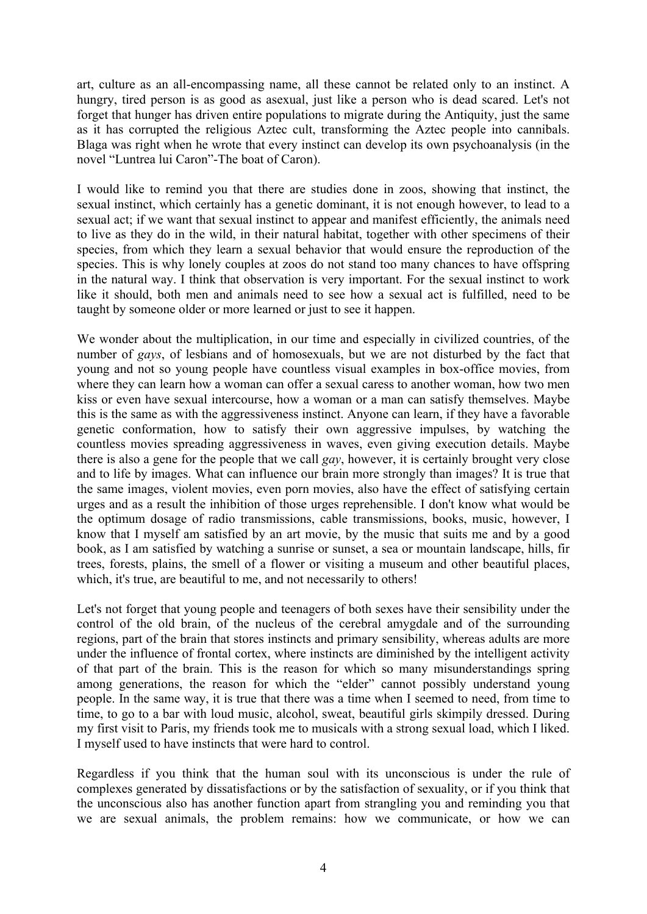art, culture as an all-encompassing name, all these cannot be related only to an instinct. A hungry, tired person is as good as asexual, just like a person who is dead scared. Let's not forget that hunger has driven entire populations to migrate during the Antiquity, just the same as it has corrupted the religious Aztec cult, transforming the Aztec people into cannibals. Blaga was right when he wrote that every instinct can develop its own psychoanalysis (in the novel "Luntrea lui Caron"-The boat of Caron).

I would like to remind you that there are studies done in zoos, showing that instinct, the sexual instinct, which certainly has a genetic dominant, it is not enough however, to lead to a sexual act; if we want that sexual instinct to appear and manifest efficiently, the animals need to live as they do in the wild, in their natural habitat, together with other specimens of their species, from which they learn a sexual behavior that would ensure the reproduction of the species. This is why lonely couples at zoos do not stand too many chances to have offspring in the natural way. I think that observation is very important. For the sexual instinct to work like it should, both men and animals need to see how a sexual act is fulfilled, need to be taught by someone older or more learned or just to see it happen.

We wonder about the multiplication, in our time and especially in civilized countries, of the number of *gays*, of lesbians and of homosexuals, but we are not disturbed by the fact that young and not so young people have countless visual examples in box-office movies, from where they can learn how a woman can offer a sexual caress to another woman, how two men kiss or even have sexual intercourse, how a woman or a man can satisfy themselves. Maybe this is the same as with the aggressiveness instinct. Anyone can learn, if they have a favorable genetic conformation, how to satisfy their own aggressive impulses, by watching the countless movies spreading aggressiveness in waves, even giving execution details. Maybe there is also a gene for the people that we call *gay*, however, it is certainly brought very close and to life by images. What can influence our brain more strongly than images? It is true that the same images, violent movies, even porn movies, also have the effect of satisfying certain urges and as a result the inhibition of those urges reprehensible. I don't know what would be the optimum dosage of radio transmissions, cable transmissions, books, music, however, I know that I myself am satisfied by an art movie, by the music that suits me and by a good book, as I am satisfied by watching a sunrise or sunset, a sea or mountain landscape, hills, fir trees, forests, plains, the smell of a flower or visiting a museum and other beautiful places, which, it's true, are beautiful to me, and not necessarily to others!

Let's not forget that young people and teenagers of both sexes have their sensibility under the control of the old brain, of the nucleus of the cerebral amygdale and of the surrounding regions, part of the brain that stores instincts and primary sensibility, whereas adults are more under the influence of frontal cortex, where instincts are diminished by the intelligent activity of that part of the brain. This is the reason for which so many misunderstandings spring among generations, the reason for which the "elder" cannot possibly understand young people. In the same way, it is true that there was a time when I seemed to need, from time to time, to go to a bar with loud music, alcohol, sweat, beautiful girls skimpily dressed. During my first visit to Paris, my friends took me to musicals with a strong sexual load, which I liked. I myself used to have instincts that were hard to control.

Regardless if you think that the human soul with its unconscious is under the rule of complexes generated by dissatisfactions or by the satisfaction of sexuality, or if you think that the unconscious also has another function apart from strangling you and reminding you that we are sexual animals, the problem remains: how we communicate, or how we can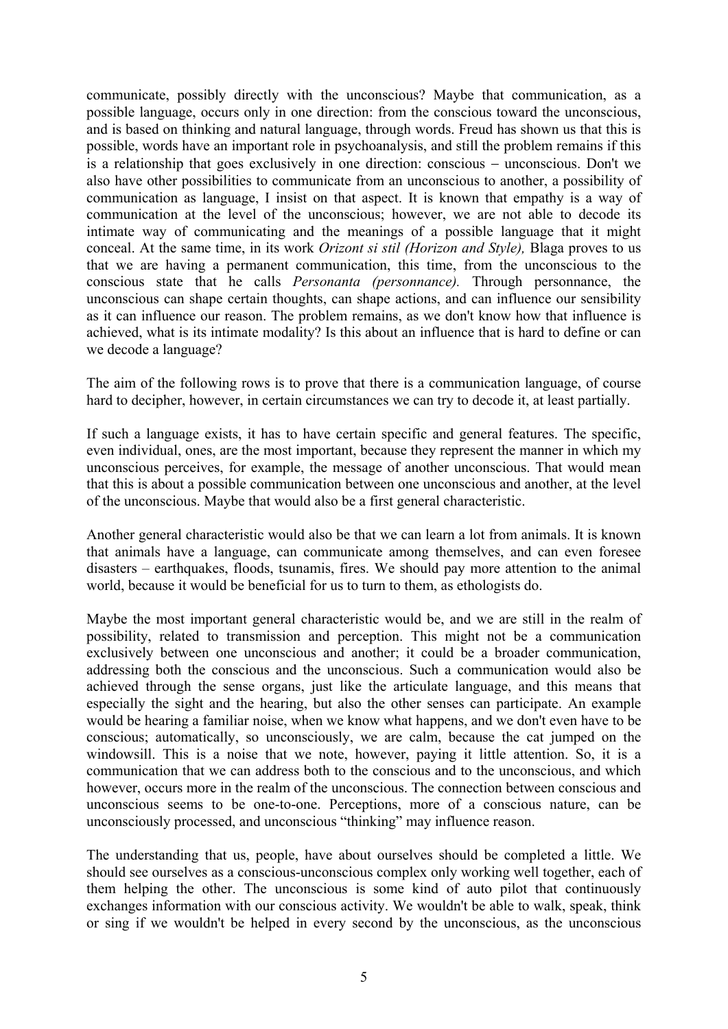communicate, possibly directly with the unconscious? Maybe that communication, as a possible language, occurs only in one direction: from the conscious toward the unconscious, and is based on thinking and natural language, through words. Freud has shown us that this is possible, words have an important role in psychoanalysis, and still the problem remains if this is a relationship that goes exclusively in one direction: conscious – unconscious. Don't we also have other possibilities to communicate from an unconscious to another, a possibility of communication as language, I insist on that aspect. It is known that empathy is a way of communication at the level of the unconscious; however, we are not able to decode its intimate way of communicating and the meanings of a possible language that it might conceal. At the same time, in its work *Orizont si stil (Horizon and Style),* Blaga proves to us that we are having a permanent communication, this time, from the unconscious to the conscious state that he calls *Personanta (personnance).* Through personnance, the unconscious can shape certain thoughts, can shape actions, and can influence our sensibility as it can influence our reason. The problem remains, as we don't know how that influence is achieved, what is its intimate modality? Is this about an influence that is hard to define or can we decode a language?

The aim of the following rows is to prove that there is a communication language, of course hard to decipher, however, in certain circumstances we can try to decode it, at least partially.

If such a language exists, it has to have certain specific and general features. The specific, even individual, ones, are the most important, because they represent the manner in which my unconscious perceives, for example, the message of another unconscious. That would mean that this is about a possible communication between one unconscious and another, at the level of the unconscious. Maybe that would also be a first general characteristic.

Another general characteristic would also be that we can learn a lot from animals. It is known that animals have a language, can communicate among themselves, and can even foresee disasters – earthquakes, floods, tsunamis, fires. We should pay more attention to the animal world, because it would be beneficial for us to turn to them, as ethologists do.

Maybe the most important general characteristic would be, and we are still in the realm of possibility, related to transmission and perception. This might not be a communication exclusively between one unconscious and another; it could be a broader communication, addressing both the conscious and the unconscious. Such a communication would also be achieved through the sense organs, just like the articulate language, and this means that especially the sight and the hearing, but also the other senses can participate. An example would be hearing a familiar noise, when we know what happens, and we don't even have to be conscious; automatically, so unconsciously, we are calm, because the cat jumped on the windowsill. This is a noise that we note, however, paying it little attention. So, it is a communication that we can address both to the conscious and to the unconscious, and which however, occurs more in the realm of the unconscious. The connection between conscious and unconscious seems to be one-to-one. Perceptions, more of a conscious nature, can be unconsciously processed, and unconscious "thinking" may influence reason.

The understanding that us, people, have about ourselves should be completed a little. We should see ourselves as a conscious-unconscious complex only working well together, each of them helping the other. The unconscious is some kind of auto pilot that continuously exchanges information with our conscious activity. We wouldn't be able to walk, speak, think or sing if we wouldn't be helped in every second by the unconscious, as the unconscious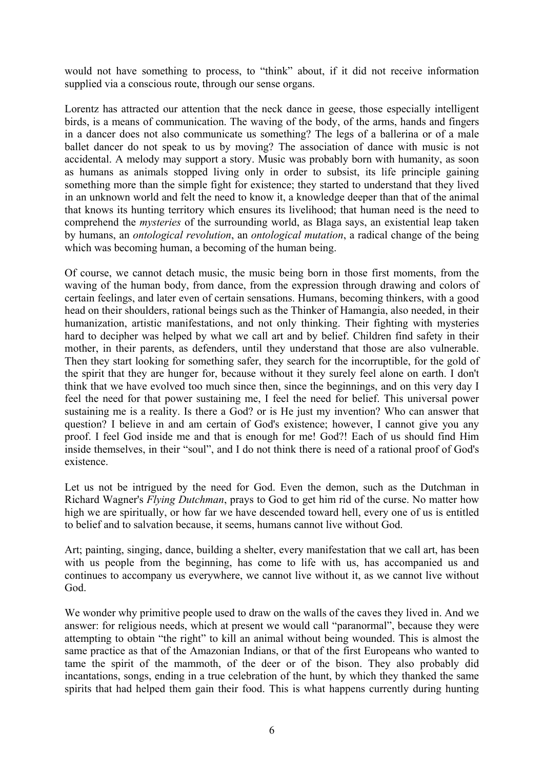would not have something to process, to "think" about, if it did not receive information supplied via a conscious route, through our sense organs.

Lorentz has attracted our attention that the neck dance in geese, those especially intelligent birds, is a means of communication. The waving of the body, of the arms, hands and fingers in a dancer does not also communicate us something? The legs of a ballerina or of a male ballet dancer do not speak to us by moving? The association of dance with music is not accidental. A melody may support a story. Music was probably born with humanity, as soon as humans as animals stopped living only in order to subsist, its life principle gaining something more than the simple fight for existence; they started to understand that they lived in an unknown world and felt the need to know it, a knowledge deeper than that of the animal that knows its hunting territory which ensures its livelihood; that human need is the need to comprehend the *mysteries* of the surrounding world, as Blaga says, an existential leap taken by humans, an *ontological revolution*, an *ontological mutation*, a radical change of the being which was becoming human, a becoming of the human being.

Of course, we cannot detach music, the music being born in those first moments, from the waving of the human body, from dance, from the expression through drawing and colors of certain feelings, and later even of certain sensations. Humans, becoming thinkers, with a good head on their shoulders, rational beings such as the Thinker of Hamangia, also needed, in their humanization, artistic manifestations, and not only thinking. Their fighting with mysteries hard to decipher was helped by what we call art and by belief. Children find safety in their mother, in their parents, as defenders, until they understand that those are also vulnerable. Then they start looking for something safer, they search for the incorruptible, for the gold of the spirit that they are hunger for, because without it they surely feel alone on earth. I don't think that we have evolved too much since then, since the beginnings, and on this very day I feel the need for that power sustaining me, I feel the need for belief. This universal power sustaining me is a reality. Is there a God? or is He just my invention? Who can answer that question? I believe in and am certain of God's existence; however, I cannot give you any proof. I feel God inside me and that is enough for me! God?! Each of us should find Him inside themselves, in their "soul", and I do not think there is need of a rational proof of God's existence.

Let us not be intrigued by the need for God. Even the demon, such as the Dutchman in Richard Wagner's *Flying Dutchman*, prays to God to get him rid of the curse. No matter how high we are spiritually, or how far we have descended toward hell, every one of us is entitled to belief and to salvation because, it seems, humans cannot live without God.

Art; painting, singing, dance, building a shelter, every manifestation that we call art, has been with us people from the beginning, has come to life with us, has accompanied us and continues to accompany us everywhere, we cannot live without it, as we cannot live without God.

We wonder why primitive people used to draw on the walls of the caves they lived in. And we answer: for religious needs, which at present we would call "paranormal", because they were attempting to obtain "the right" to kill an animal without being wounded. This is almost the same practice as that of the Amazonian Indians, or that of the first Europeans who wanted to tame the spirit of the mammoth, of the deer or of the bison. They also probably did incantations, songs, ending in a true celebration of the hunt, by which they thanked the same spirits that had helped them gain their food. This is what happens currently during hunting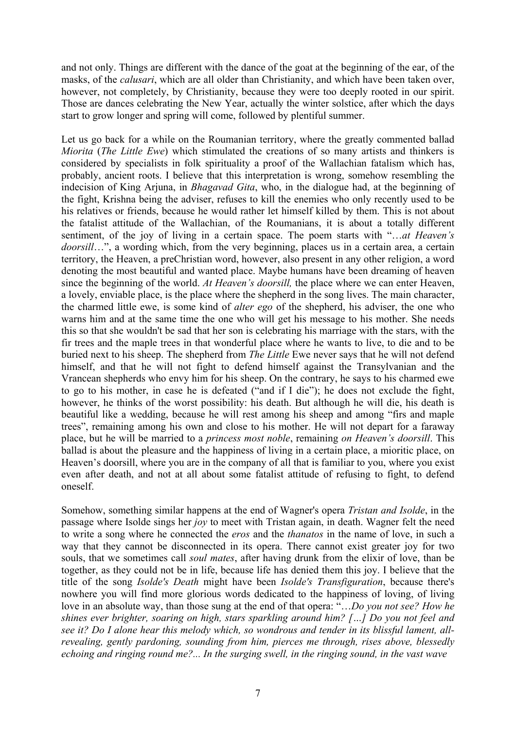and not only. Things are different with the dance of the goat at the beginning of the ear, of the masks, of the *calusari*, which are all older than Christianity, and which have been taken over, however, not completely, by Christianity, because they were too deeply rooted in our spirit. Those are dances celebrating the New Year, actually the winter solstice, after which the days start to grow longer and spring will come, followed by plentiful summer.

Let us go back for a while on the Roumanian territory, where the greatly commented ballad *Miorita* (*The Little Ewe*) which stimulated the creations of so many artists and thinkers is considered by specialists in folk spirituality a proof of the Wallachian fatalism which has, probably, ancient roots. I believe that this interpretation is wrong, somehow resembling the indecision of King Arjuna, in *Bhagavad Gita*, who, in the dialogue had, at the beginning of the fight, Krishna being the adviser, refuses to kill the enemies who only recently used to be his relatives or friends, because he would rather let himself killed by them. This is not about the fatalist attitude of the Wallachian, of the Roumanians, it is about a totally different sentiment, of the joy of living in a certain space. The poem starts with "…*at Heaven's doorsill*…", a wording which, from the very beginning, places us in a certain area, a certain territory, the Heaven, a preChristian word, however, also present in any other religion, a word denoting the most beautiful and wanted place. Maybe humans have been dreaming of heaven since the beginning of the world. *At Heaven's doorsill,* the place where we can enter Heaven, a lovely, enviable place, is the place where the shepherd in the song lives. The main character, the charmed little ewe, is some kind of *alter ego* of the shepherd, his adviser, the one who warns him and at the same time the one who will get his message to his mother. She needs this so that she wouldn't be sad that her son is celebrating his marriage with the stars, with the fir trees and the maple trees in that wonderful place where he wants to live, to die and to be buried next to his sheep. The shepherd from *The Little* Ewe never says that he will not defend himself, and that he will not fight to defend himself against the Transylvanian and the Vrancean shepherds who envy him for his sheep. On the contrary, he says to his charmed ewe to go to his mother, in case he is defeated ("and if I die"); he does not exclude the fight, however, he thinks of the worst possibility: his death. But although he will die, his death is beautiful like a wedding, because he will rest among his sheep and among "firs and maple trees", remaining among his own and close to his mother. He will not depart for a faraway place, but he will be married to a *princess most noble*, remaining *on Heaven's doorsill*. This ballad is about the pleasure and the happiness of living in a certain place, a mioritic place, on Heaven's doorsill, where you are in the company of all that is familiar to you, where you exist even after death, and not at all about some fatalist attitude of refusing to fight, to defend oneself.

Somehow, something similar happens at the end of Wagner's opera *Tristan and Isolde*, in the passage where Isolde sings her *joy* to meet with Tristan again, in death. Wagner felt the need to write a song where he connected the *eros* and the *thanatos* in the name of love, in such a way that they cannot be disconnected in its opera. There cannot exist greater joy for two souls, that we sometimes call *soul mates*, after having drunk from the elixir of love, than be together, as they could not be in life, because life has denied them this joy. I believe that the title of the song *Isolde's Death* might have been *Isolde's Transfiguration*, because there's nowhere you will find more glorious words dedicated to the happiness of loving, of living love in an absolute way, than those sung at the end of that opera: "…*Do you not see? How he shines ever brighter, soaring on high, stars sparkling around him? […] Do you not feel and see it? Do I alone hear this melody which, so wondrous and tender in its blissful lament, all-revealing, gently pardoning, sounding from him, pierces me through, rises above, blessedly echoing and ringing round me?... In the surging swell, in the ringing sound, in the vast wave*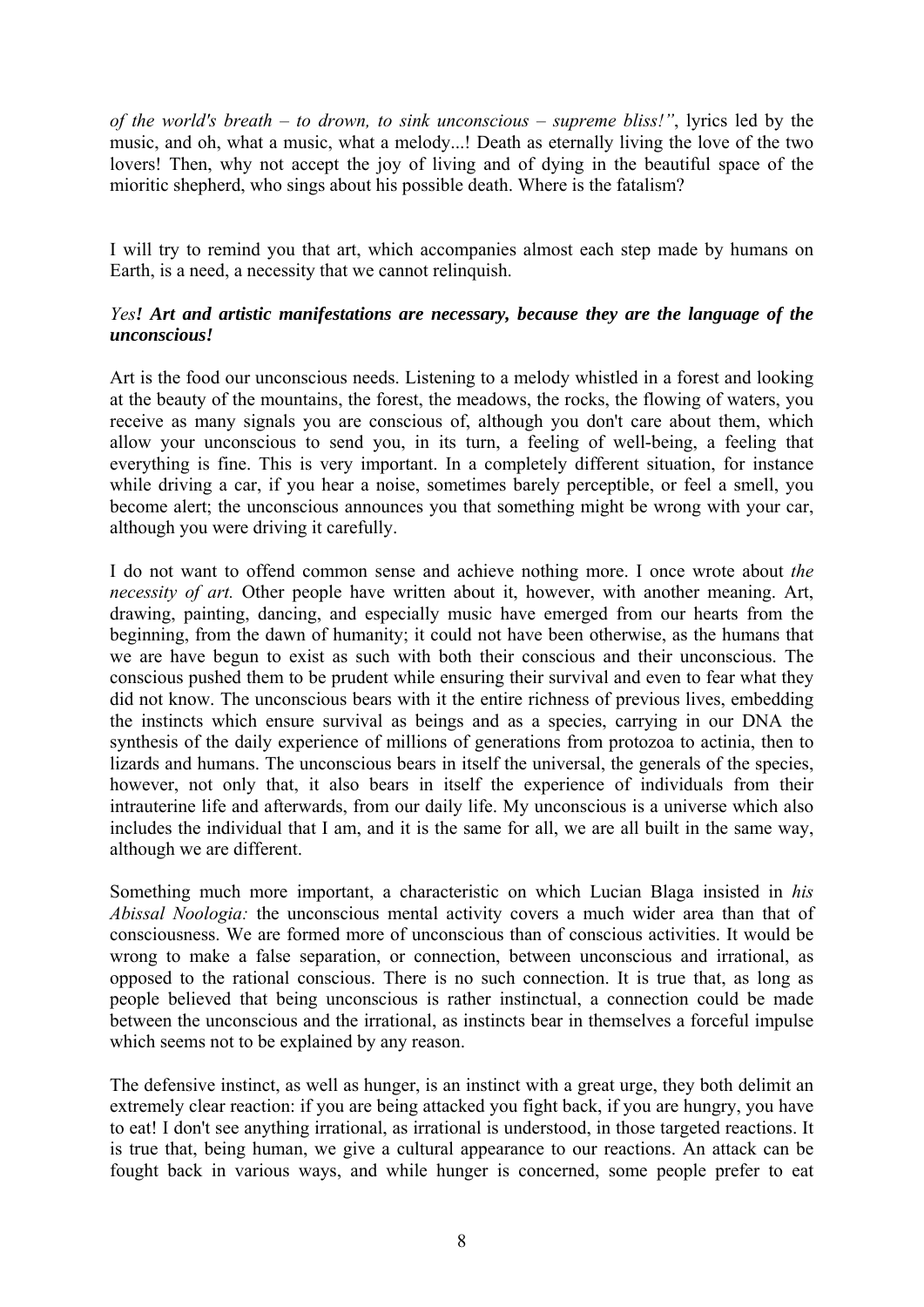*of the world's breath – to drown, to sink unconscious – supreme bliss!"*, lyrics led by the music, and oh, what a music, what a melody...! Death as eternally living the love of the two lovers! Then, why not accept the joy of living and of dying in the beautiful space of the mioritic shepherd, who sings about his possible death. Where is the fatalism?

I will try to remind you that art, which accompanies almost each step made by humans on Earth, is a need, a necessity that we cannot relinquish.

*Yes**! Art and artistic manifestations are necessary, because they are the language of the unconscious!***

Art is the food our unconscious needs. Listening to a melody whistled in a forest and looking at the beauty of the mountains, the forest, the meadows, the rocks, the flowing of waters, you receive as many signals you are conscious of, although you don't care about them, which allow your unconscious to send you, in its turn, a feeling of well-being, a feeling that everything is fine. This is very important. In a completely different situation, for instance while driving a car, if you hear a noise, sometimes barely perceptible, or feel a smell, you become alert; the unconscious announces you that something might be wrong with your car, although you were driving it carefully.

I do not want to offend common sense and achieve nothing more. I once wrote about *the necessity of art.* Other people have written about it, however, with another meaning. Art, drawing, painting, dancing, and especially music have emerged from our hearts from the beginning, from the dawn of humanity; it could not have been otherwise, as the humans that we are have begun to exist as such with both their conscious and their unconscious. The conscious pushed them to be prudent while ensuring their survival and even to fear what they did not know. The unconscious bears with it the entire richness of previous lives, embedding the instincts which ensure survival as beings and as a species, carrying in our DNA the synthesis of the daily experience of millions of generations from protozoa to actinia, then to lizards and humans. The unconscious bears in itself the universal, the generals of the species, however, not only that, it also bears in itself the experience of individuals from their intrauterine life and afterwards, from our daily life. My unconscious is a universe which also includes the individual that I am, and it is the same for all, we are all built in the same way, although we are different.

Something much more important, a characteristic on which Lucian Blaga insisted in *his Abissal Noologia:* the unconscious mental activity covers a much wider area than that of consciousness. We are formed more of unconscious than of conscious activities. It would be wrong to make a false separation, or connection, between unconscious and irrational, as opposed to the rational conscious. There is no such connection. It is true that, as long as people believed that being unconscious is rather instinctual, a connection could be made between the unconscious and the irrational, as instincts bear in themselves a forceful impulse which seems not to be explained by any reason.

The defensive instinct, as well as hunger, is an instinct with a great urge, they both delimit an extremely clear reaction: if you are being attacked you fight back, if you are hungry, you have to eat! I don't see anything irrational, as irrational is understood, in those targeted reactions. It is true that, being human, we give a cultural appearance to our reactions. An attack can be fought back in various ways, and while hunger is concerned, some people prefer to eat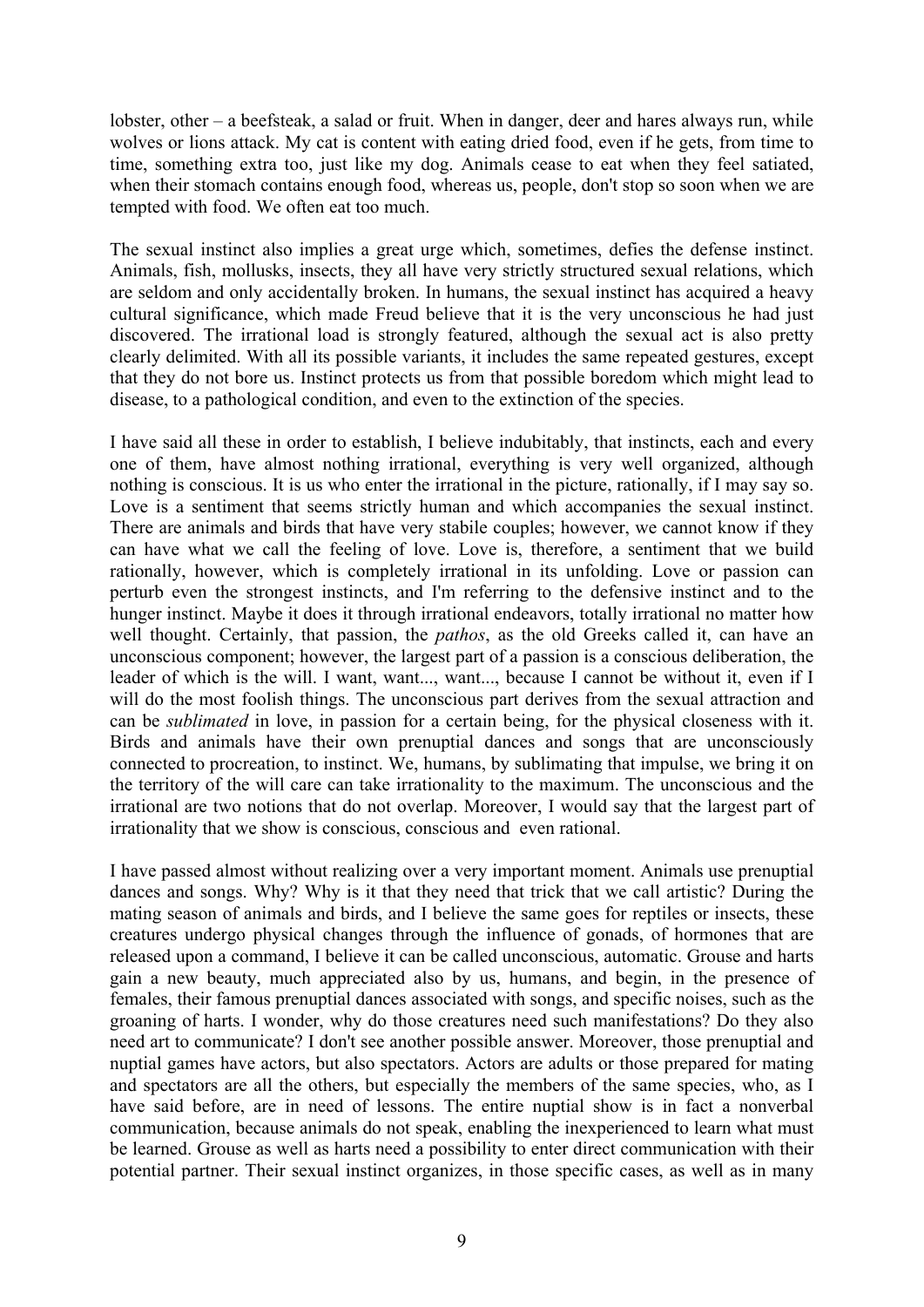lobster, other – a beefsteak, a salad or fruit. When in danger, deer and hares always run, while wolves or lions attack. My cat is content with eating dried food, even if he gets, from time to time, something extra too, just like my dog. Animals cease to eat when they feel satiated, when their stomach contains enough food, whereas us, people, don't stop so soon when we are tempted with food. We often eat too much.

The sexual instinct also implies a great urge which, sometimes, defies the defense instinct. Animals, fish, mollusks, insects, they all have very strictly structured sexual relations, which are seldom and only accidentally broken. In humans, the sexual instinct has acquired a heavy cultural significance, which made Freud believe that it is the very unconscious he had just discovered. The irrational load is strongly featured, although the sexual act is also pretty clearly delimited. With all its possible variants, it includes the same repeated gestures, except that they do not bore us. Instinct protects us from that possible boredom which might lead to disease, to a pathological condition, and even to the extinction of the species.

I have said all these in order to establish, I believe indubitably, that instincts, each and every one of them, have almost nothing irrational, everything is very well organized, although nothing is conscious. It is us who enter the irrational in the picture, rationally, if I may say so. Love is a sentiment that seems strictly human and which accompanies the sexual instinct. There are animals and birds that have very stabile couples; however, we cannot know if they can have what we call the feeling of love. Love is, therefore, a sentiment that we build rationally, however, which is completely irrational in its unfolding. Love or passion can perturb even the strongest instincts, and I'm referring to the defensive instinct and to the hunger instinct. Maybe it does it through irrational endeavors, totally irrational no matter how well thought. Certainly, that passion, the *pathos*, as the old Greeks called it, can have an unconscious component; however, the largest part of a passion is a conscious deliberation, the leader of which is the will. I want, want..., want..., because I cannot be without it, even if I will do the most foolish things. The unconscious part derives from the sexual attraction and can be *sublimated* in love, in passion for a certain being, for the physical closeness with it. Birds and animals have their own prenuptial dances and songs that are unconsciously connected to procreation, to instinct. We, humans, by sublimating that impulse, we bring it on the territory of the will care can take irrationality to the maximum. The unconscious and the irrational are two notions that do not overlap. Moreover, I would say that the largest part of irrationality that we show is conscious, conscious and even rational.

I have passed almost without realizing over a very important moment. Animals use prenuptial dances and songs. Why? Why is it that they need that trick that we call artistic? During the mating season of animals and birds, and I believe the same goes for reptiles or insects, these creatures undergo physical changes through the influence of gonads, of hormones that are released upon a command, I believe it can be called unconscious, automatic. Grouse and harts gain a new beauty, much appreciated also by us, humans, and begin, in the presence of females, their famous prenuptial dances associated with songs, and specific noises, such as the groaning of harts. I wonder, why do those creatures need such manifestations? Do they also need art to communicate? I don't see another possible answer. Moreover, those prenuptial and nuptial games have actors, but also spectators. Actors are adults or those prepared for mating and spectators are all the others, but especially the members of the same species, who, as I have said before, are in need of lessons. The entire nuptial show is in fact a nonverbal communication, because animals do not speak, enabling the inexperienced to learn what must be learned. Grouse as well as harts need a possibility to enter direct communication with their potential partner. Their sexual instinct organizes, in those specific cases, as well as in many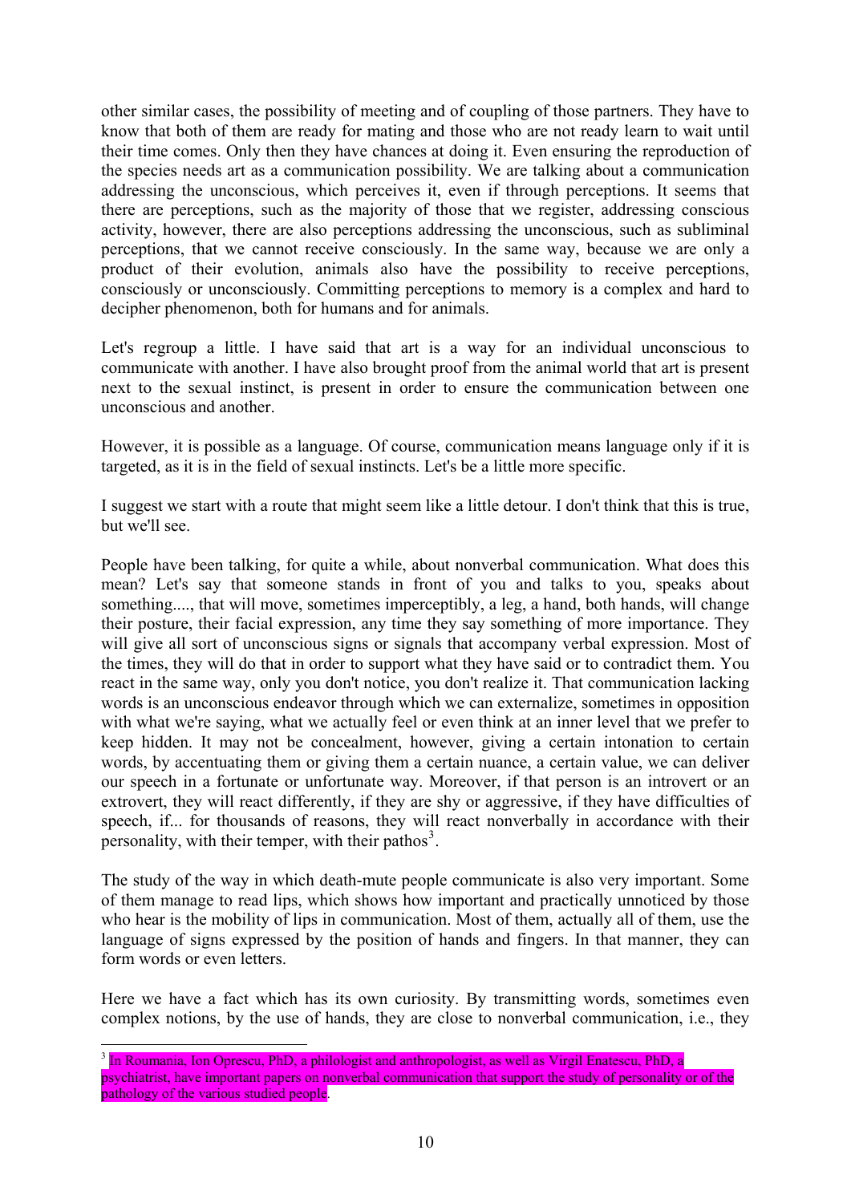other similar cases, the possibility of meeting and of coupling of those partners. They have to know that both of them are ready for mating and those who are not ready learn to wait until their time comes. Only then they have chances at doing it. Even ensuring the reproduction of the species needs art as a communication possibility. We are talking about a communication addressing the unconscious, which perceives it, even if through perceptions. It seems that there are perceptions, such as the majority of those that we register, addressing conscious activity, however, there are also perceptions addressing the unconscious, such as subliminal perceptions, that we cannot receive consciously. In the same way, because we are only a product of their evolution, animals also have the possibility to receive perceptions, consciously or unconsciously. Committing perceptions to memory is a complex and hard to decipher phenomenon, both for humans and for animals.

Let's regroup a little. I have said that art is a way for an individual unconscious to communicate with another. I have also brought proof from the animal world that art is present next to the sexual instinct, is present in order to ensure the communication between one unconscious and another.

However, it is possible as a language. Of course, communication means language only if it is targeted, as it is in the field of sexual instincts. Let's be a little more specific.

I suggest we start with a route that might seem like a little detour. I don't think that this is true, but we'll see.

People have been talking, for quite a while, about nonverbal communication. What does this mean? Let's say that someone stands in front of you and talks to you, speaks about something...., that will move, sometimes imperceptibly, a leg, a hand, both hands, will change their posture, their facial expression, any time they say something of more importance. They will give all sort of unconscious signs or signals that accompany verbal expression. Most of the times, they will do that in order to support what they have said or to contradict them. You react in the same way, only you don't notice, you don't realize it. That communication lacking words is an unconscious endeavor through which we can externalize, sometimes in opposition with what we're saying, what we actually feel or even think at an inner level that we prefer to keep hidden. It may not be concealment, however, giving a certain intonation to certain words, by accentuating them or giving them a certain nuance, a certain value, we can deliver our speech in a fortunate or unfortunate way. Moreover, if that person is an introvert or an extrovert, they will react differently, if they are shy or aggressive, if they have difficulties of speech, if... for thousands of reasons, they will react nonverbally in accordance with their personality, with their temper, with their pathos[3].

The study of the way in which death-mute people communicate is also very important. Some of them manage to read lips, which shows how important and practically unnoticed by those who hear is the mobility of lips in communication. Most of them, actually all of them, use the language of signs expressed by the position of hands and fingers. In that manner, they can form words or even letters.

Here we have a fact which has its own curiosity. By transmitting words, sometimes even complex notions, by the use of hands, they are close to nonverbal communication, i.e., they

---

[3] In Roumania, Ion Oprescu, PhD, a philologist and anthropologist, as well as Virgil Enatescu, PhD, a psychiatrist, have important papers on nonverbal communication that support the study of personality or of the pathology of the various studied people.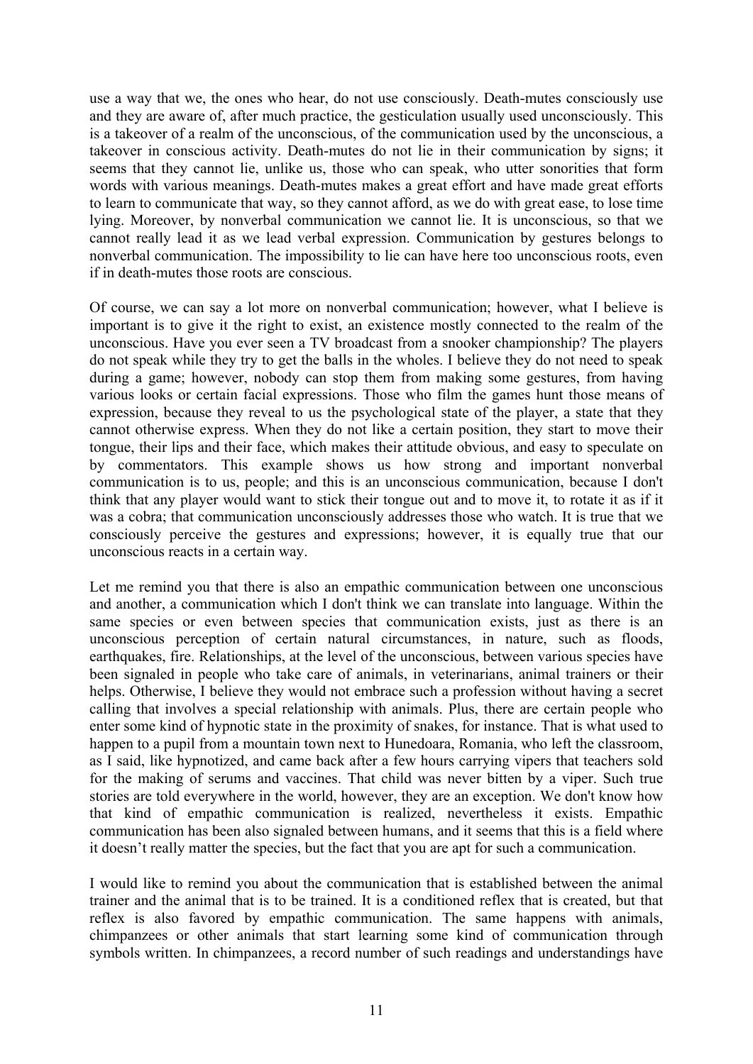use a way that we, the ones who hear, do not use consciously. Death-mutes consciously use and they are aware of, after much practice, the gesticulation usually used unconsciously. This is a takeover of a realm of the unconscious, of the communication used by the unconscious, a takeover in conscious activity. Death-mutes do not lie in their communication by signs; it seems that they cannot lie, unlike us, those who can speak, who utter sonorities that form words with various meanings. Death-mutes makes a great effort and have made great efforts to learn to communicate that way, so they cannot afford, as we do with great ease, to lose time lying. Moreover, by nonverbal communication we cannot lie. It is unconscious, so that we cannot really lead it as we lead verbal expression. Communication by gestures belongs to nonverbal communication. The impossibility to lie can have here too unconscious roots, even if in death-mutes those roots are conscious.

Of course, we can say a lot more on nonverbal communication; however, what I believe is important is to give it the right to exist, an existence mostly connected to the realm of the unconscious. Have you ever seen a TV broadcast from a snooker championship? The players do not speak while they try to get the balls in the wholes. I believe they do not need to speak during a game; however, nobody can stop them from making some gestures, from having various looks or certain facial expressions. Those who film the games hunt those means of expression, because they reveal to us the psychological state of the player, a state that they cannot otherwise express. When they do not like a certain position, they start to move their tongue, their lips and their face, which makes their attitude obvious, and easy to speculate on by commentators. This example shows us how strong and important nonverbal communication is to us, people; and this is an unconscious communication, because I don't think that any player would want to stick their tongue out and to move it, to rotate it as if it was a cobra; that communication unconsciously addresses those who watch. It is true that we consciously perceive the gestures and expressions; however, it is equally true that our unconscious reacts in a certain way.

Let me remind you that there is also an empathic communication between one unconscious and another, a communication which I don't think we can translate into language. Within the same species or even between species that communication exists, just as there is an unconscious perception of certain natural circumstances, in nature, such as floods, earthquakes, fire. Relationships, at the level of the unconscious, between various species have been signaled in people who take care of animals, in veterinarians, animal trainers or their helps. Otherwise, I believe they would not embrace such a profession without having a secret calling that involves a special relationship with animals. Plus, there are certain people who enter some kind of hypnotic state in the proximity of snakes, for instance. That is what used to happen to a pupil from a mountain town next to Hunedoara, Romania, who left the classroom, as I said, like hypnotized, and came back after a few hours carrying vipers that teachers sold for the making of serums and vaccines. That child was never bitten by a viper. Such true stories are told everywhere in the world, however, they are an exception. We don't know how that kind of empathic communication is realized, nevertheless it exists. Empathic communication has been also signaled between humans, and it seems that this is a field where it doesn’t really matter the species, but the fact that you are apt for such a communication.

I would like to remind you about the communication that is established between the animal trainer and the animal that is to be trained. It is a conditioned reflex that is created, but that reflex is also favored by empathic communication. The same happens with animals, chimpanzees or other animals that start learning some kind of communication through symbols written. In chimpanzees, a record number of such readings and understandings have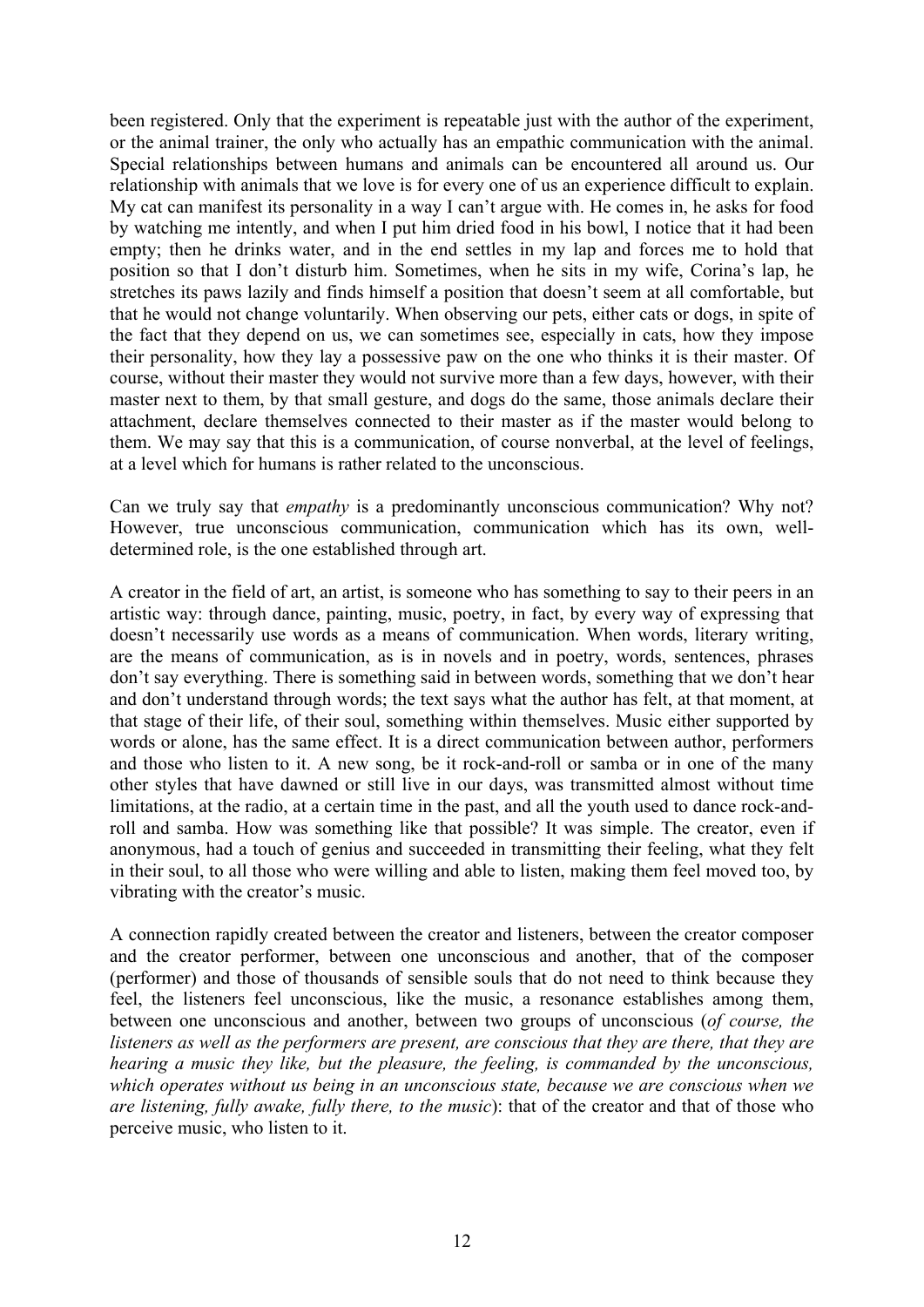been registered. Only that the experiment is repeatable just with the author of the experiment, or the animal trainer, the only who actually has an empathic communication with the animal. Special relationships between humans and animals can be encountered all around us. Our relationship with animals that we love is for every one of us an experience difficult to explain. My cat can manifest its personality in a way I can't argue with. He comes in, he asks for food by watching me intently, and when I put him dried food in his bowl, I notice that it had been empty; then he drinks water, and in the end settles in my lap and forces me to hold that position so that I don't disturb him. Sometimes, when he sits in my wife, Corina's lap, he stretches its paws lazily and finds himself a position that doesn't seem at all comfortable, but that he would not change voluntarily. When observing our pets, either cats or dogs, in spite of the fact that they depend on us, we can sometimes see, especially in cats, how they impose their personality, how they lay a possessive paw on the one who thinks it is their master. Of course, without their master they would not survive more than a few days, however, with their master next to them, by that small gesture, and dogs do the same, those animals declare their attachment, declare themselves connected to their master as if the master would belong to them. We may say that this is a communication, of course nonverbal, at the level of feelings, at a level which for humans is rather related to the unconscious.

Can we truly say that *empathy* is a predominantly unconscious communication? Why not? However, true unconscious communication, communication which has its own, well-determined role, is the one established through art.

A creator in the field of art, an artist, is someone who has something to say to their peers in an artistic way: through dance, painting, music, poetry, in fact, by every way of expressing that doesn't necessarily use words as a means of communication. When words, literary writing, are the means of communication, as is in novels and in poetry, words, sentences, phrases don't say everything. There is something said in between words, something that we don't hear and don't understand through words; the text says what the author has felt, at that moment, at that stage of their life, of their soul, something within themselves. Music either supported by words or alone, has the same effect. It is a direct communication between author, performers and those who listen to it. A new song, be it rock-and-roll or samba or in one of the many other styles that have dawned or still live in our days, was transmitted almost without time limitations, at the radio, at a certain time in the past, and all the youth used to dance rock-and-roll and samba. How was something like that possible? It was simple. The creator, even if anonymous, had a touch of genius and succeeded in transmitting their feeling, what they felt in their soul, to all those who were willing and able to listen, making them feel moved too, by vibrating with the creator's music.

A connection rapidly created between the creator and listeners, between the creator composer and the creator performer, between one unconscious and another, that of the composer (performer) and those of thousands of sensible souls that do not need to think because they feel, the listeners feel unconscious, like the music, a resonance establishes among them, between one unconscious and another, between two groups of unconscious (*of course, the listeners as well as the performers are present, are conscious that they are there, that they are hearing a music they like, but the pleasure, the feeling, is commanded by the unconscious, which operates without us being in an unconscious state, because we are conscious when we are listening, fully awake, fully there, to the music*): that of the creator and that of those who perceive music, who listen to it.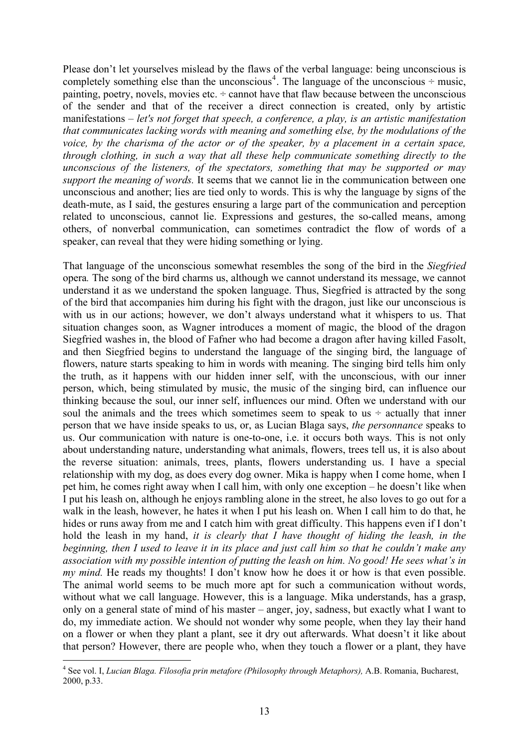Please don't let yourselves mislead by the flaws of the verbal language: being unconscious is completely something else than the unconscious[4]. The language of the unconscious ÷ music, painting, poetry, novels, movies etc. ÷ cannot have that flaw because between the unconscious of the sender and that of the receiver a direct connection is created, only by artistic manifestations – *let's not forget that speech, a conference, a play, is an artistic manifestation that communicates lacking words with meaning and something else, by the modulations of the voice, by the charisma of the actor or of the speaker, by a placement in a certain space, through clothing, in such a way that all these help communicate something directly to the unconscious of the listeners, of the spectators, something that may be supported or may support the meaning of words.* It seems that we cannot lie in the communication between one unconscious and another; lies are tied only to words. This is why the language by signs of the death-mute, as I said, the gestures ensuring a large part of the communication and perception related to unconscious, cannot lie. Expressions and gestures, the so-called means, among others, of nonverbal communication, can sometimes contradict the flow of words of a speaker, can reveal that they were hiding something or lying.

That language of the unconscious somewhat resembles the song of the bird in the *Siegfried* opera*.* The song of the bird charms us, although we cannot understand its message, we cannot understand it as we understand the spoken language. Thus, Siegfried is attracted by the song of the bird that accompanies him during his fight with the dragon, just like our unconscious is with us in our actions; however, we don't always understand what it whispers to us. That situation changes soon, as Wagner introduces a moment of magic, the blood of the dragon Siegfried washes in, the blood of Fafner who had become a dragon after having killed Fasolt, and then Siegfried begins to understand the language of the singing bird, the language of flowers, nature starts speaking to him in words with meaning. The singing bird tells him only the truth, as it happens with our hidden inner self, with the unconscious, with our inner person, which, being stimulated by music, the music of the singing bird, can influence our thinking because the soul, our inner self, influences our mind. Often we understand with our soul the animals and the trees which sometimes seem to speak to us ÷ actually that inner person that we have inside speaks to us, or, as Lucian Blaga says, *the personnance* speaks to us. Our communication with nature is one-to-one, i.e. it occurs both ways. This is not only about understanding nature, understanding what animals, flowers, trees tell us, it is also about the reverse situation: animals, trees, plants, flowers understanding us. I have a special relationship with my dog, as does every dog owner. Mika is happy when I come home, when I pet him, he comes right away when I call him, with only one exception – he doesn't like when I put his leash on, although he enjoys rambling alone in the street, he also loves to go out for a walk in the leash, however, he hates it when I put his leash on. When I call him to do that, he hides or runs away from me and I catch him with great difficulty. This happens even if I don't hold the leash in my hand, *it is clearly that I have thought of hiding the leash, in the beginning, then I used to leave it in its place and just call him so that he couldn't make any association with my possible intention of putting the leash on him. No good! He sees what's in my mind.* He reads my thoughts! I don't know how he does it or how is that even possible. The animal world seems to be much more apt for such a communication without words, without what we call language. However, this is a language. Mika understands, has a grasp, only on a general state of mind of his master – anger, joy, sadness, but exactly what I want to do, my immediate action. We should not wonder why some people, when they lay their hand on a flower or when they plant a plant, see it dry out afterwards. What doesn't it like about that person? However, there are people who, when they touch a flower or a plant, they have

---

[4] See vol. I, *Lucian Blaga. Filosofia prin metafore (Philosophy through Metaphors),* A.B. Romania, Bucharest, 2000, p.33.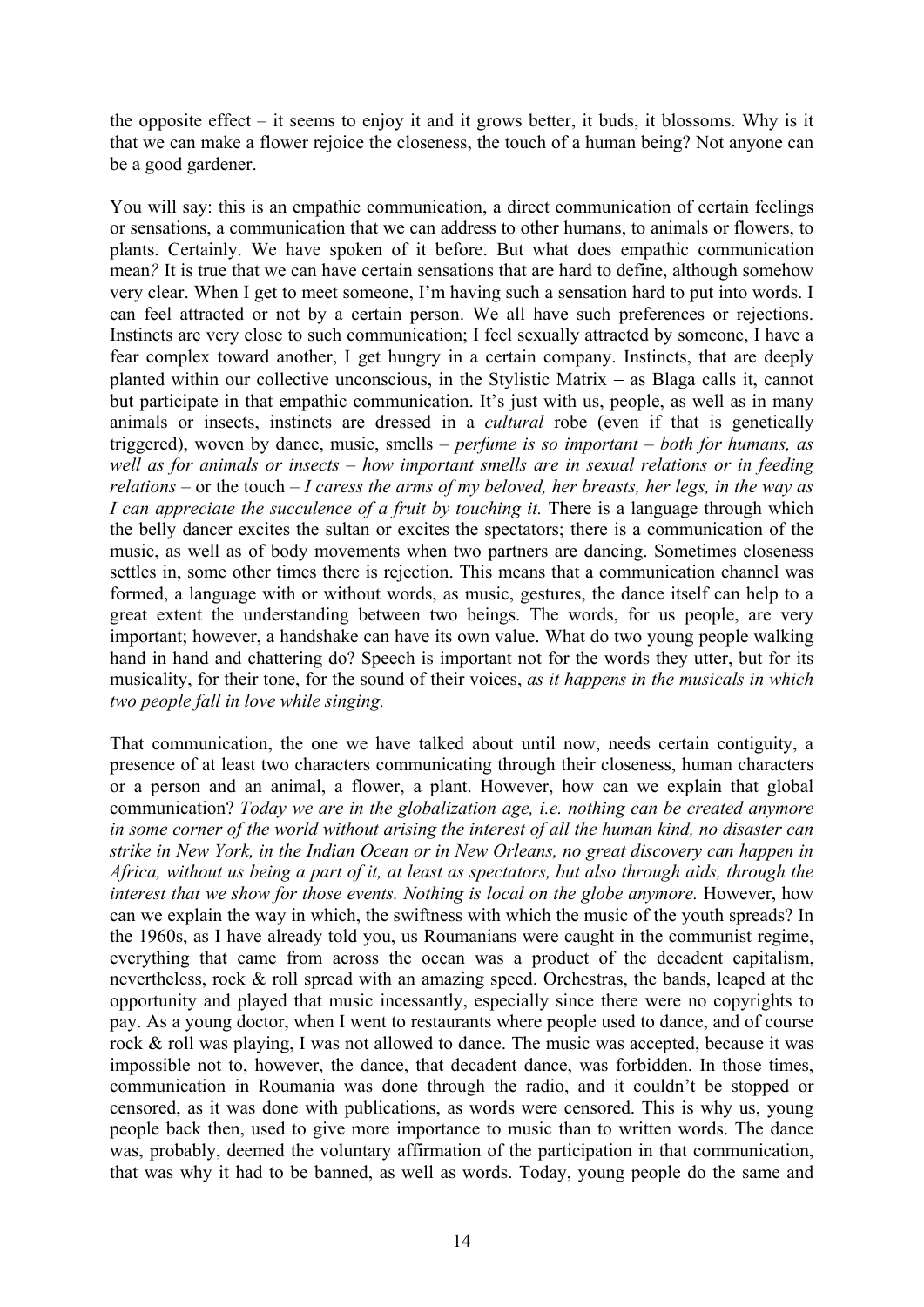the opposite effect – it seems to enjoy it and it grows better, it buds, it blossoms. Why is it that we can make a flower rejoice the closeness, the touch of a human being? Not anyone can be a good gardener.

You will say: this is an empathic communication, a direct communication of certain feelings or sensations, a communication that we can address to other humans, to animals or flowers, to plants. Certainly. We have spoken of it before. But what does empathic communication mean*?* It is true that we can have certain sensations that are hard to define, although somehow very clear. When I get to meet someone, I'm having such a sensation hard to put into words. I can feel attracted or not by a certain person. We all have such preferences or rejections. Instincts are very close to such communication; I feel sexually attracted by someone, I have a fear complex toward another, I get hungry in a certain company. Instincts, that are deeply planted within our collective unconscious, in the Stylistic Matrix – as Blaga calls it, cannot but participate in that empathic communication. It's just with us, people, as well as in many animals or insects, instincts are dressed in a *cultural* robe (even if that is genetically triggered), woven by dance, music, smells – *perfume is so important – both for humans, as well as for animals or insects – how important smells are in sexual relations or in feeding relations* – or the touch – *I caress the arms of my beloved, her breasts, her legs, in the way as I can appreciate the succulence of a fruit by touching it.* There is a language through which the belly dancer excites the sultan or excites the spectators; there is a communication of the music, as well as of body movements when two partners are dancing. Sometimes closeness settles in, some other times there is rejection. This means that a communication channel was formed, a language with or without words, as music, gestures, the dance itself can help to a great extent the understanding between two beings. The words, for us people, are very important; however, a handshake can have its own value. What do two young people walking hand in hand and chattering do? Speech is important not for the words they utter, but for its musicality, for their tone, for the sound of their voices, *as it happens in the musicals in which two people fall in love while singing.*

That communication, the one we have talked about until now, needs certain contiguity, a presence of at least two characters communicating through their closeness, human characters or a person and an animal, a flower, a plant. However, how can we explain that global communication? *Today we are in the globalization age, i.e. nothing can be created anymore in some corner of the world without arising the interest of all the human kind, no disaster can strike in New York, in the Indian Ocean or in New Orleans, no great discovery can happen in Africa, without us being a part of it, at least as spectators, but also through aids, through the interest that we show for those events. Nothing is local on the globe anymore.* However, how can we explain the way in which, the swiftness with which the music of the youth spreads? In the 1960s, as I have already told you, us Roumanians were caught in the communist regime, everything that came from across the ocean was a product of the decadent capitalism, nevertheless, rock & roll spread with an amazing speed. Orchestras, the bands, leaped at the opportunity and played that music incessantly, especially since there were no copyrights to pay. As a young doctor, when I went to restaurants where people used to dance, and of course rock & roll was playing, I was not allowed to dance. The music was accepted, because it was impossible not to, however, the dance, that decadent dance, was forbidden. In those times, communication in Roumania was done through the radio, and it couldn't be stopped or censored, as it was done with publications, as words were censored. This is why us, young people back then, used to give more importance to music than to written words. The dance was, probably, deemed the voluntary affirmation of the participation in that communication, that was why it had to be banned, as well as words. Today, young people do the same and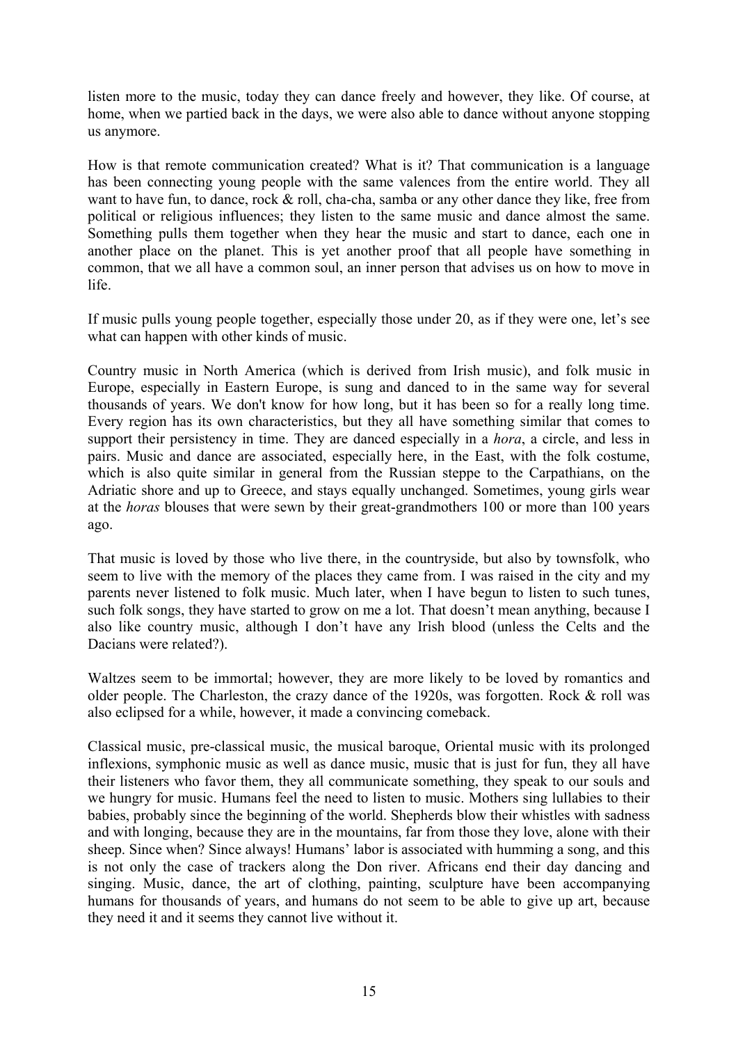listen more to the music, today they can dance freely and however, they like. Of course, at home, when we partied back in the days, we were also able to dance without anyone stopping us anymore.

How is that remote communication created? What is it? That communication is a language has been connecting young people with the same valences from the entire world. They all want to have fun, to dance, rock & roll, cha-cha, samba or any other dance they like, free from political or religious influences; they listen to the same music and dance almost the same. Something pulls them together when they hear the music and start to dance, each one in another place on the planet. This is yet another proof that all people have something in common, that we all have a common soul, an inner person that advises us on how to move in life.

If music pulls young people together, especially those under 20, as if they were one, let's see what can happen with other kinds of music.

Country music in North America (which is derived from Irish music), and folk music in Europe, especially in Eastern Europe, is sung and danced to in the same way for several thousands of years. We don't know for how long, but it has been so for a really long time. Every region has its own characteristics, but they all have something similar that comes to support their persistency in time. They are danced especially in a *hora*, a circle, and less in pairs. Music and dance are associated, especially here, in the East, with the folk costume, which is also quite similar in general from the Russian steppe to the Carpathians, on the Adriatic shore and up to Greece, and stays equally unchanged. Sometimes, young girls wear at the *horas* blouses that were sewn by their great-grandmothers 100 or more than 100 years ago.

That music is loved by those who live there, in the countryside, but also by townsfolk, who seem to live with the memory of the places they came from. I was raised in the city and my parents never listened to folk music. Much later, when I have begun to listen to such tunes, such folk songs, they have started to grow on me a lot. That doesn't mean anything, because I also like country music, although I don't have any Irish blood (unless the Celts and the Dacians were related?).

Waltzes seem to be immortal; however, they are more likely to be loved by romantics and older people. The Charleston, the crazy dance of the 1920s, was forgotten. Rock & roll was also eclipsed for a while, however, it made a convincing comeback.

Classical music, pre-classical music, the musical baroque, Oriental music with its prolonged inflexions, symphonic music as well as dance music, music that is just for fun, they all have their listeners who favor them, they all communicate something, they speak to our souls and we hungry for music. Humans feel the need to listen to music. Mothers sing lullabies to their babies, probably since the beginning of the world. Shepherds blow their whistles with sadness and with longing, because they are in the mountains, far from those they love, alone with their sheep. Since when? Since always! Humans' labor is associated with humming a song, and this is not only the case of trackers along the Don river. Africans end their day dancing and singing. Music, dance, the art of clothing, painting, sculpture have been accompanying humans for thousands of years, and humans do not seem to be able to give up art, because they need it and it seems they cannot live without it.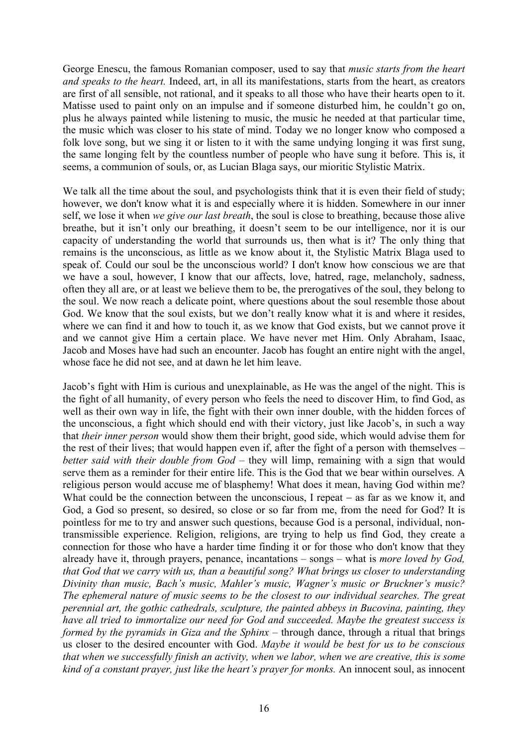George Enescu, the famous Romanian composer, used to say that *music starts from the heart and speaks to the heart.* Indeed, art, in all its manifestations, starts from the heart, as creators are first of all sensible, not rational, and it speaks to all those who have their hearts open to it. Matisse used to paint only on an impulse and if someone disturbed him, he couldn't go on, plus he always painted while listening to music, the music he needed at that particular time, the music which was closer to his state of mind. Today we no longer know who composed a folk love song, but we sing it or listen to it with the same undying longing it was first sung, the same longing felt by the countless number of people who have sung it before. This is, it seems, a communion of souls, or, as Lucian Blaga says, our mioritic Stylistic Matrix.

We talk all the time about the soul, and psychologists think that it is even their field of study; however, we don't know what it is and especially where it is hidden. Somewhere in our inner self, we lose it when *we give our last breath*, the soul is close to breathing, because those alive breathe, but it isn't only our breathing, it doesn't seem to be our intelligence, nor it is our capacity of understanding the world that surrounds us, then what is it? The only thing that remains is the unconscious, as little as we know about it, the Stylistic Matrix Blaga used to speak of. Could our soul be the unconscious world? I don't know how conscious we are that we have a soul, however, I know that our affects, love, hatred, rage, melancholy, sadness, often they all are, or at least we believe them to be, the prerogatives of the soul, they belong to the soul. We now reach a delicate point, where questions about the soul resemble those about God. We know that the soul exists, but we don't really know what it is and where it resides, where we can find it and how to touch it, as we know that God exists, but we cannot prove it and we cannot give Him a certain place. We have never met Him. Only Abraham, Isaac, Jacob and Moses have had such an encounter. Jacob has fought an entire night with the angel, whose face he did not see, and at dawn he let him leave.

Jacob's fight with Him is curious and unexplainable, as He was the angel of the night. This is the fight of all humanity, of every person who feels the need to discover Him, to find God, as well as their own way in life, the fight with their own inner double, with the hidden forces of the unconscious, a fight which should end with their victory, just like Jacob's, in such a way that *their inner person* would show them their bright, good side, which would advise them for the rest of their lives; that would happen even if, after the fight of a person with themselves – *better said with their double from God* – they will limp, remaining with a sign that would serve them as a reminder for their entire life. This is the God that we bear within ourselves. A religious person would accuse me of blasphemy! What does it mean, having God within me? What could be the connection between the unconscious, I repeat – as far as we know it, and God, a God so present, so desired, so close or so far from me, from the need for God? It is pointless for me to try and answer such questions, because God is a personal, individual, non-transmissible experience. Religion, religions, are trying to help us find God, they create a connection for those who have a harder time finding it or for those who don't know that they already have it, through prayers, penance, incantations – songs – what is *more loved by God, that God that we carry with us, than a beautiful song? What brings us closer to understanding Divinity than music, Bach's music, Mahler's music, Wagner's music or Bruckner's music? The ephemeral nature of music seems to be the closest to our individual searches. The great perennial art, the gothic cathedrals, sculpture, the painted abbeys in Bucovina, painting, they have all tried to immortalize our need for God and succeeded. Maybe the greatest success is formed by the pyramids in Giza and the Sphinx* – through dance, through a ritual that brings us closer to the desired encounter with God. *Maybe it would be best for us to be conscious that when we successfully finish an activity, when we labor, when we are creative, this is some kind of a constant prayer, just like the heart's prayer for monks.* An innocent soul, as innocent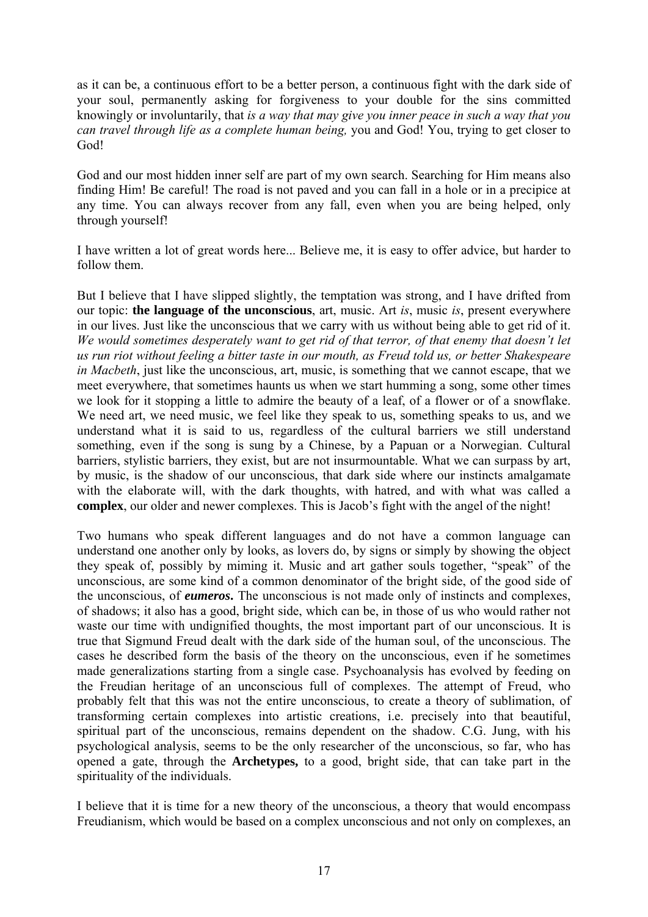as it can be, a continuous effort to be a better person, a continuous fight with the dark side of your soul, permanently asking for forgiveness to your double for the sins committed knowingly or involuntarily, that *is a way that may give you inner peace in such a way that you can travel through life as a complete human being,* you and God! You, trying to get closer to God!

God and our most hidden inner self are part of my own search. Searching for Him means also finding Him! Be careful! The road is not paved and you can fall in a hole or in a precipice at any time. You can always recover from any fall, even when you are being helped, only through yourself!

I have written a lot of great words here... Believe me, it is easy to offer advice, but harder to follow them.

But I believe that I have slipped slightly, the temptation was strong, and I have drifted from our topic: **the language of the unconscious**, art, music. Art *is*, music *is*, present everywhere in our lives. Just like the unconscious that we carry with us without being able to get rid of it. *We would sometimes desperately want to get rid of that terror, of that enemy that doesn't let us run riot without feeling a bitter taste in our mouth, as Freud told us, or better Shakespeare in Macbeth*, just like the unconscious, art, music, is something that we cannot escape, that we meet everywhere, that sometimes haunts us when we start humming a song, some other times we look for it stopping a little to admire the beauty of a leaf, of a flower or of a snowflake. We need art, we need music, we feel like they speak to us, something speaks to us, and we understand what it is said to us, regardless of the cultural barriers we still understand something, even if the song is sung by a Chinese, by a Papuan or a Norwegian. Cultural barriers, stylistic barriers, they exist, but are not insurmountable. What we can surpass by art, by music, is the shadow of our unconscious, that dark side where our instincts amalgamate with the elaborate will, with the dark thoughts, with hatred, and with what was called a **complex**, our older and newer complexes. This is Jacob's fight with the angel of the night!

Two humans who speak different languages and do not have a common language can understand one another only by looks, as lovers do, by signs or simply by showing the object they speak of, possibly by miming it. Music and art gather souls together, "speak" of the unconscious, are some kind of a common denominator of the bright side, of the good side of the unconscious, of ***eumeros*****.** The unconscious is not made only of instincts and complexes, of shadows; it also has a good, bright side, which can be, in those of us who would rather not waste our time with undignified thoughts, the most important part of our unconscious. It is true that Sigmund Freud dealt with the dark side of the human soul, of the unconscious. The cases he described form the basis of the theory on the unconscious, even if he sometimes made generalizations starting from a single case. Psychoanalysis has evolved by feeding on the Freudian heritage of an unconscious full of complexes. The attempt of Freud, who probably felt that this was not the entire unconscious, to create a theory of sublimation, of transforming certain complexes into artistic creations, i.e. precisely into that beautiful, spiritual part of the unconscious, remains dependent on the shadow. C.G. Jung, with his psychological analysis, seems to be the only researcher of the unconscious, so far, who has opened a gate, through the **Archetypes,** to a good, bright side, that can take part in the spirituality of the individuals.

I believe that it is time for a new theory of the unconscious, a theory that would encompass Freudianism, which would be based on a complex unconscious and not only on complexes, an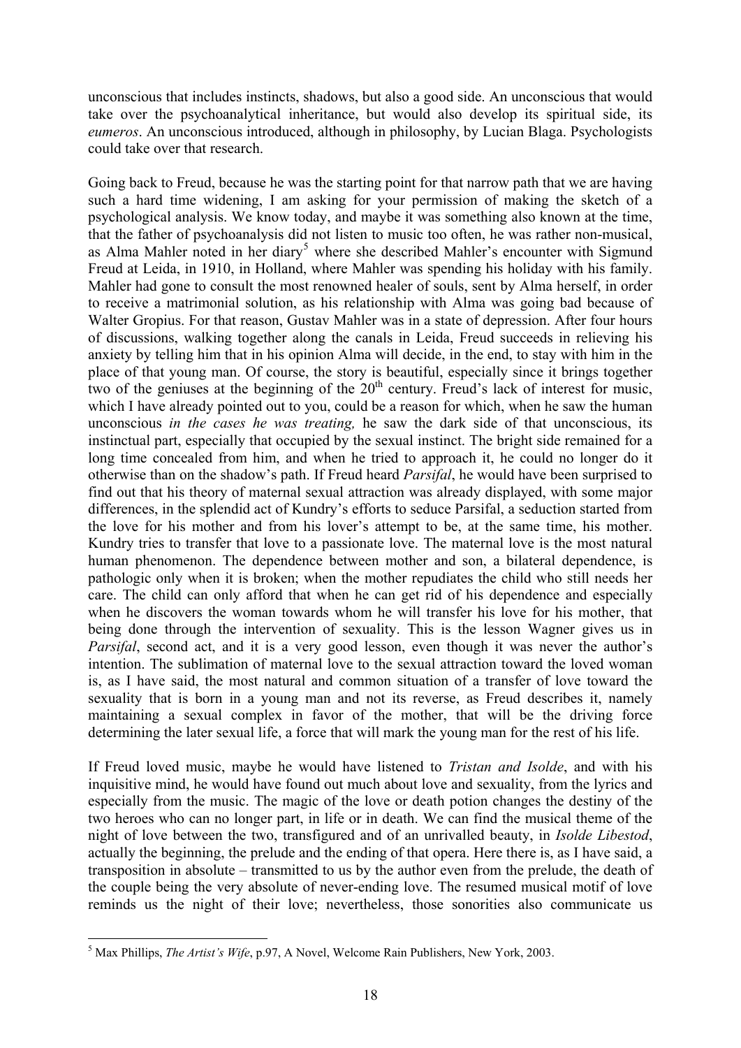unconscious that includes instincts, shadows, but also a good side. An unconscious that would take over the psychoanalytical inheritance, but would also develop its spiritual side, its *eumeros*. An unconscious introduced, although in philosophy, by Lucian Blaga. Psychologists could take over that research.

Going back to Freud, because he was the starting point for that narrow path that we are having such a hard time widening, I am asking for your permission of making the sketch of a psychological analysis. We know today, and maybe it was something also known at the time, that the father of psychoanalysis did not listen to music too often, he was rather non-musical, as Alma Mahler noted in her diary[5] where she described Mahler's encounter with Sigmund Freud at Leida, in 1910, in Holland, where Mahler was spending his holiday with his family. Mahler had gone to consult the most renowned healer of souls, sent by Alma herself, in order to receive a matrimonial solution, as his relationship with Alma was going bad because of Walter Gropius. For that reason, Gustav Mahler was in a state of depression. After four hours of discussions, walking together along the canals in Leida, Freud succeeds in relieving his anxiety by telling him that in his opinion Alma will decide, in the end, to stay with him in the place of that young man. Of course, the story is beautiful, especially since it brings together two of the geniuses at the beginning of the 20th century. Freud's lack of interest for music, which I have already pointed out to you, could be a reason for which, when he saw the human unconscious *in the cases he was treating,* he saw the dark side of that unconscious, its instinctual part, especially that occupied by the sexual instinct. The bright side remained for a long time concealed from him, and when he tried to approach it, he could no longer do it otherwise than on the shadow's path. If Freud heard *Parsifal*, he would have been surprised to find out that his theory of maternal sexual attraction was already displayed, with some major differences, in the splendid act of Kundry's efforts to seduce Parsifal, a seduction started from the love for his mother and from his lover's attempt to be, at the same time, his mother. Kundry tries to transfer that love to a passionate love. The maternal love is the most natural human phenomenon. The dependence between mother and son, a bilateral dependence, is pathologic only when it is broken; when the mother repudiates the child who still needs her care. The child can only afford that when he can get rid of his dependence and especially when he discovers the woman towards whom he will transfer his love for his mother, that being done through the intervention of sexuality. This is the lesson Wagner gives us in *Parsifal*, second act, and it is a very good lesson, even though it was never the author's intention. The sublimation of maternal love to the sexual attraction toward the loved woman is, as I have said, the most natural and common situation of a transfer of love toward the sexuality that is born in a young man and not its reverse, as Freud describes it, namely maintaining a sexual complex in favor of the mother, that will be the driving force determining the later sexual life, a force that will mark the young man for the rest of his life.

If Freud loved music, maybe he would have listened to *Tristan and Isolde*, and with his inquisitive mind, he would have found out much about love and sexuality, from the lyrics and especially from the music. The magic of the love or death potion changes the destiny of the two heroes who can no longer part, in life or in death. We can find the musical theme of the night of love between the two, transfigured and of an unrivalled beauty, in *Isolde Libestod*, actually the beginning, the prelude and the ending of that opera. Here there is, as I have said, a transposition in absolute – transmitted to us by the author even from the prelude, the death of the couple being the very absolute of never-ending love. The resumed musical motif of love reminds us the night of their love; nevertheless, those sonorities also communicate us

[5] Max Phillips, *The Artist's Wife*, p.97, A Novel, Welcome Rain Publishers, New York, 2003.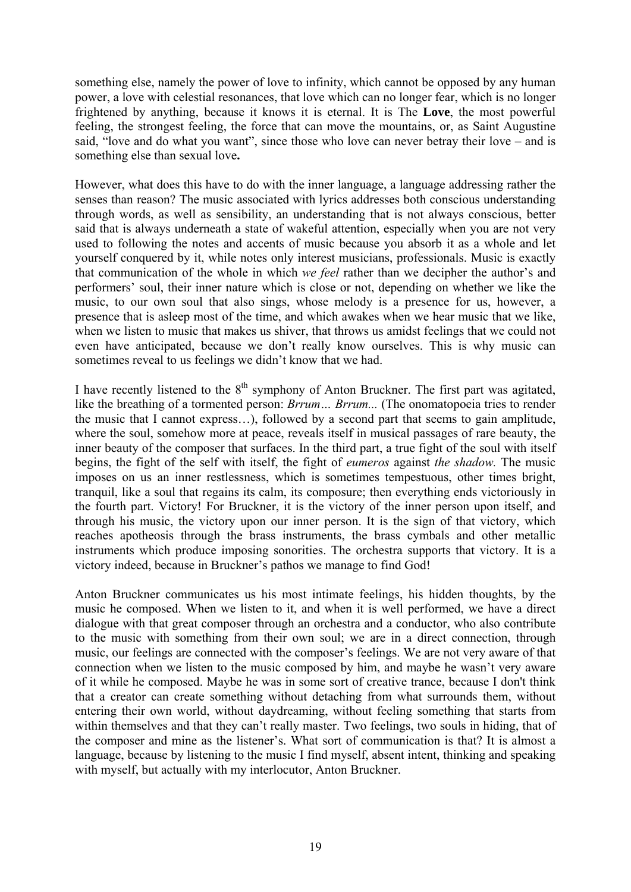something else, namely the power of love to infinity, which cannot be opposed by any human power, a love with celestial resonances, that love which can no longer fear, which is no longer frightened by anything, because it knows it is eternal. It is The **Love**, the most powerful feeling, the strongest feeling, the force that can move the mountains, or, as Saint Augustine said, "love and do what you want", since those who love can never betray their love – and is something else than sexual love**.**

However, what does this have to do with the inner language, a language addressing rather the senses than reason? The music associated with lyrics addresses both conscious understanding through words, as well as sensibility, an understanding that is not always conscious, better said that is always underneath a state of wakeful attention, especially when you are not very used to following the notes and accents of music because you absorb it as a whole and let yourself conquered by it, while notes only interest musicians, professionals. Music is exactly that communication of the whole in which *we feel* rather than we decipher the author's and performers' soul, their inner nature which is close or not, depending on whether we like the music, to our own soul that also sings, whose melody is a presence for us, however, a presence that is asleep most of the time, and which awakes when we hear music that we like, when we listen to music that makes us shiver, that throws us amidst feelings that we could not even have anticipated, because we don't really know ourselves. This is why music can sometimes reveal to us feelings we didn't know that we had.

I have recently listened to the 8th symphony of Anton Bruckner. The first part was agitated, like the breathing of a tormented person: *Brrum… Brrum...* (The onomatopoeia tries to render the music that I cannot express…), followed by a second part that seems to gain amplitude, where the soul, somehow more at peace, reveals itself in musical passages of rare beauty, the inner beauty of the composer that surfaces. In the third part, a true fight of the soul with itself begins, the fight of the self with itself, the fight of *eumeros* against *the shadow.* The music imposes on us an inner restlessness, which is sometimes tempestuous, other times bright, tranquil, like a soul that regains its calm, its composure; then everything ends victoriously in the fourth part. Victory! For Bruckner, it is the victory of the inner person upon itself, and through his music, the victory upon our inner person. It is the sign of that victory, which reaches apotheosis through the brass instruments, the brass cymbals and other metallic instruments which produce imposing sonorities. The orchestra supports that victory. It is a victory indeed, because in Bruckner's pathos we manage to find God!

Anton Bruckner communicates us his most intimate feelings, his hidden thoughts, by the music he composed. When we listen to it, and when it is well performed, we have a direct dialogue with that great composer through an orchestra and a conductor, who also contribute to the music with something from their own soul; we are in a direct connection, through music, our feelings are connected with the composer's feelings. We are not very aware of that connection when we listen to the music composed by him, and maybe he wasn't very aware of it while he composed. Maybe he was in some sort of creative trance, because I don't think that a creator can create something without detaching from what surrounds them, without entering their own world, without daydreaming, without feeling something that starts from within themselves and that they can't really master. Two feelings, two souls in hiding, that of the composer and mine as the listener's. What sort of communication is that? It is almost a language, because by listening to the music I find myself, absent intent, thinking and speaking with myself, but actually with my interlocutor, Anton Bruckner.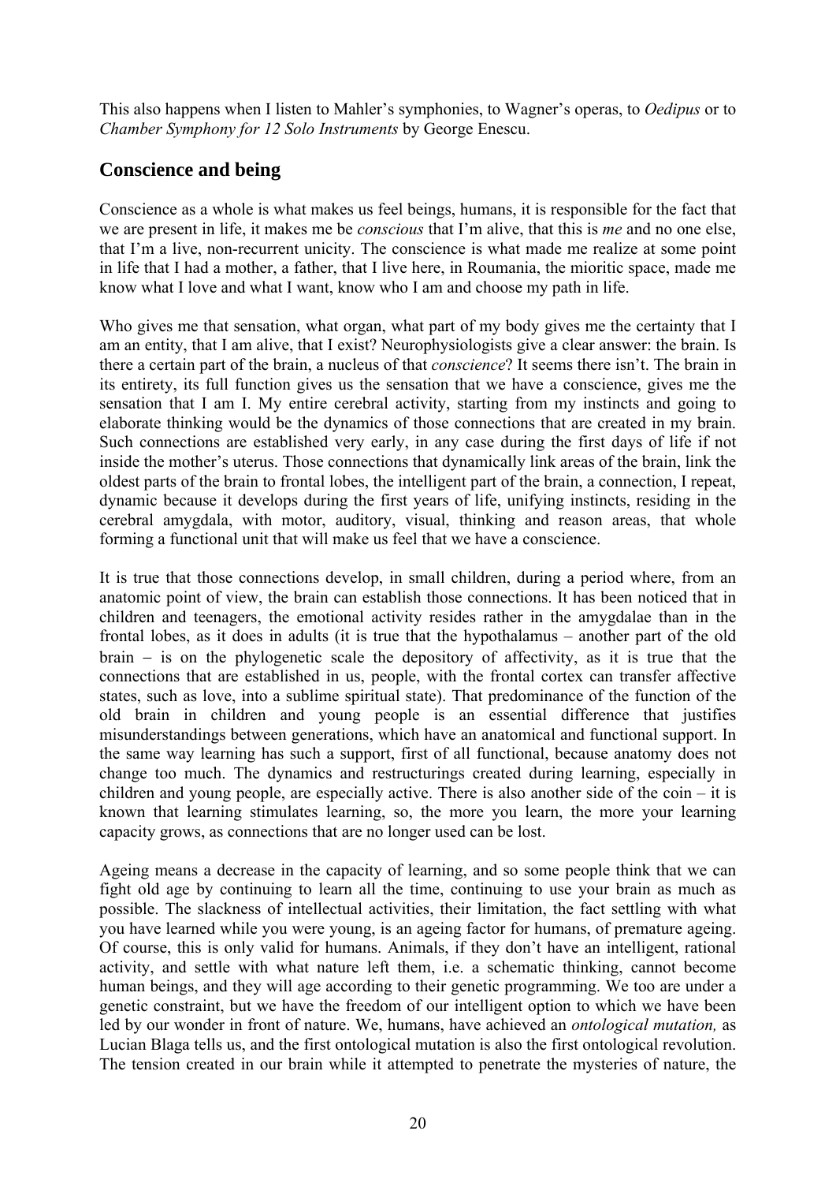This also happens when I listen to Mahler's symphonies, to Wagner's operas, to *Oedipus* or to *Chamber Symphony for 12 Solo Instruments* by George Enescu.

## Conscience and being

Conscience as a whole is what makes us feel beings, humans, it is responsible for the fact that we are present in life, it makes me be *conscious* that I'm alive, that this is *me* and no one else, that I'm a live, non-recurrent unicity. The conscience is what made me realize at some point in life that I had a mother, a father, that I live here, in Roumania, the mioritic space, made me know what I love and what I want, know who I am and choose my path in life.

Who gives me that sensation, what organ, what part of my body gives me the certainty that I am an entity, that I am alive, that I exist? Neurophysiologists give a clear answer: the brain. Is there a certain part of the brain, a nucleus of that *conscience*? It seems there isn't. The brain in its entirety, its full function gives us the sensation that we have a conscience, gives me the sensation that I am I. My entire cerebral activity, starting from my instincts and going to elaborate thinking would be the dynamics of those connections that are created in my brain. Such connections are established very early, in any case during the first days of life if not inside the mother's uterus. Those connections that dynamically link areas of the brain, link the oldest parts of the brain to frontal lobes, the intelligent part of the brain, a connection, I repeat, dynamic because it develops during the first years of life, unifying instincts, residing in the cerebral amygdala, with motor, auditory, visual, thinking and reason areas, that whole forming a functional unit that will make us feel that we have a conscience.

It is true that those connections develop, in small children, during a period where, from an anatomic point of view, the brain can establish those connections. It has been noticed that in children and teenagers, the emotional activity resides rather in the amygdalae than in the frontal lobes, as it does in adults (it is true that the hypothalamus – another part of the old brain – is on the phylogenetic scale the depository of affectivity, as it is true that the connections that are established in us, people, with the frontal cortex can transfer affective states, such as love, into a sublime spiritual state). That predominance of the function of the old brain in children and young people is an essential difference that justifies misunderstandings between generations, which have an anatomical and functional support. In the same way learning has such a support, first of all functional, because anatomy does not change too much. The dynamics and restructurings created during learning, especially in children and young people, are especially active. There is also another side of the coin – it is known that learning stimulates learning, so, the more you learn, the more your learning capacity grows, as connections that are no longer used can be lost.

Ageing means a decrease in the capacity of learning, and so some people think that we can fight old age by continuing to learn all the time, continuing to use your brain as much as possible. The slackness of intellectual activities, their limitation, the fact settling with what you have learned while you were young, is an ageing factor for humans, of premature ageing. Of course, this is only valid for humans. Animals, if they don't have an intelligent, rational activity, and settle with what nature left them, i.e. a schematic thinking, cannot become human beings, and they will age according to their genetic programming. We too are under a genetic constraint, but we have the freedom of our intelligent option to which we have been led by our wonder in front of nature. We, humans, have achieved an *ontological mutation,* as Lucian Blaga tells us, and the first ontological mutation is also the first ontological revolution. The tension created in our brain while it attempted to penetrate the mysteries of nature, the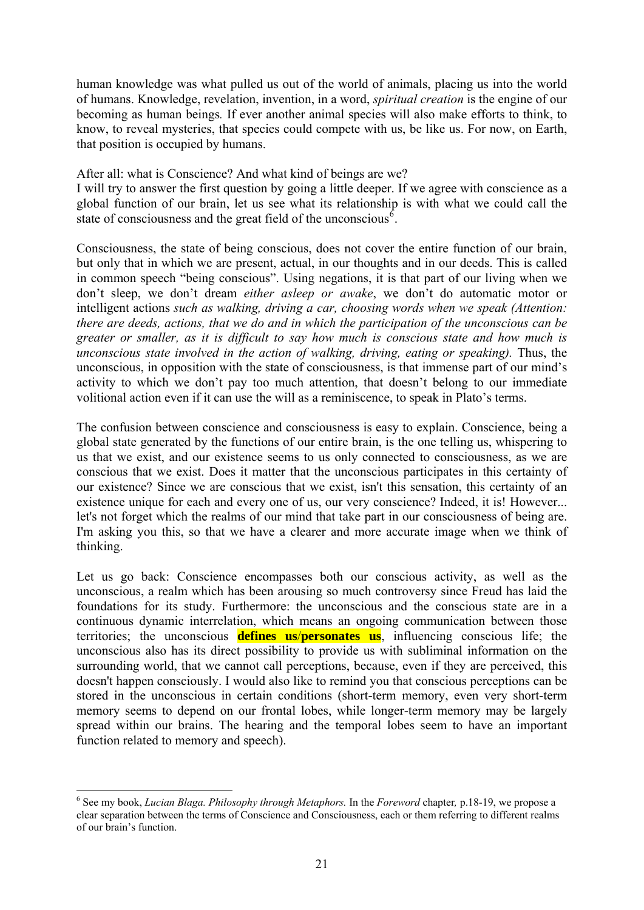human knowledge was what pulled us out of the world of animals, placing us into the world of humans. Knowledge, revelation, invention, in a word, *spiritual creation* is the engine of our becoming as human beings. If ever another animal species will also make efforts to think, to know, to reveal mysteries, that species could compete with us, be like us. For now, on Earth, that position is occupied by humans.

After all: what is Conscience? And what kind of beings are we?
I will try to answer the first question by going a little deeper. If we agree with conscience as a global function of our brain, let us see what its relationship is with what we could call the state of consciousness and the great field of the unconscious[6].

Consciousness, the state of being conscious, does not cover the entire function of our brain, but only that in which we are present, actual, in our thoughts and in our deeds. This is called in common speech "being conscious". Using negations, it is that part of our living when we don't sleep, we don't dream *either asleep or awake*, we don't do automatic motor or intelligent actions *such as walking, driving a car, choosing words when we speak (Attention: there are deeds, actions, that we do and in which the participation of the unconscious can be greater or smaller, as it is difficult to say how much is conscious state and how much is unconscious state involved in the action of walking, driving, eating or speaking).* Thus, the unconscious, in opposition with the state of consciousness, is that immense part of our mind's activity to which we don't pay too much attention, that doesn't belong to our immediate volitional action even if it can use the will as a reminiscence, to speak in Plato's terms.

The confusion between conscience and consciousness is easy to explain. Conscience, being a global state generated by the functions of our entire brain, is the one telling us, whispering to us that we exist, and our existence seems to us only connected to consciousness, as we are conscious that we exist. Does it matter that the unconscious participates in this certainty of our existence? Since we are conscious that we exist, isn't this sensation, this certainty of an existence unique for each and every one of us, our very conscience? Indeed, it is! However... let's not forget which the realms of our mind that take part in our consciousness of being are. I'm asking you this, so that we have a clearer and more accurate image when we think of thinking.

Let us go back: Conscience encompasses both our conscious activity, as well as the unconscious, a realm which has been arousing so much controversy since Freud has laid the foundations for its study. Furthermore: the unconscious and the conscious state are in a continuous dynamic interrelation, which means an ongoing communication between those territories; the unconscious **defines us/personates us**, influencing conscious life; the unconscious also has its direct possibility to provide us with subliminal information on the surrounding world, that we cannot call perceptions, because, even if they are perceived, this doesn't happen consciously. I would also like to remind you that conscious perceptions can be stored in the unconscious in certain conditions (short-term memory, even very short-term memory seems to depend on our frontal lobes, while longer-term memory may be largely spread within our brains. The hearing and the temporal lobes seem to have an important function related to memory and speech).

---

[6] See my book, *Lucian Blaga. Philosophy through Metaphors.* In the *Foreword* chapter*,* p.18-19, we propose a clear separation between the terms of Conscience and Consciousness, each or them referring to different realms of our brain's function.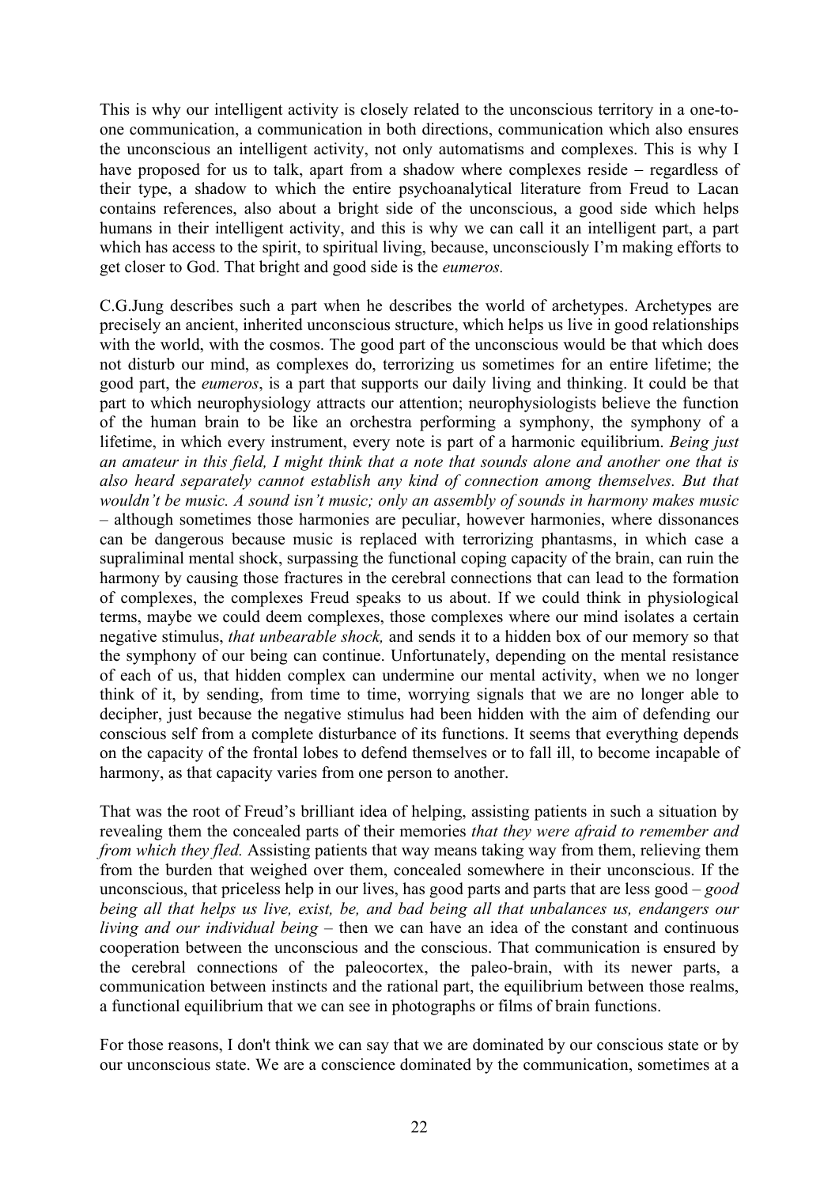This is why our intelligent activity is closely related to the unconscious territory in a one-to-one communication, a communication in both directions, communication which also ensures the unconscious an intelligent activity, not only automatisms and complexes. This is why I have proposed for us to talk, apart from a shadow where complexes reside – regardless of their type, a shadow to which the entire psychoanalytical literature from Freud to Lacan contains references, also about a bright side of the unconscious, a good side which helps humans in their intelligent activity, and this is why we can call it an intelligent part, a part which has access to the spirit, to spiritual living, because, unconsciously I'm making efforts to get closer to God. That bright and good side is the *eumeros.*

C.G.Jung describes such a part when he describes the world of archetypes. Archetypes are precisely an ancient, inherited unconscious structure, which helps us live in good relationships with the world, with the cosmos. The good part of the unconscious would be that which does not disturb our mind, as complexes do, terrorizing us sometimes for an entire lifetime; the good part, the *eumeros*, is a part that supports our daily living and thinking. It could be that part to which neurophysiology attracts our attention; neurophysiologists believe the function of the human brain to be like an orchestra performing a symphony, the symphony of a lifetime, in which every instrument, every note is part of a harmonic equilibrium. *Being just an amateur in this field, I might think that a note that sounds alone and another one that is also heard separately cannot establish any kind of connection among themselves. But that wouldn't be music. A sound isn't music; only an assembly of sounds in harmony makes music* – although sometimes those harmonies are peculiar, however harmonies, where dissonances can be dangerous because music is replaced with terrorizing phantasms, in which case a supraliminal mental shock, surpassing the functional coping capacity of the brain, can ruin the harmony by causing those fractures in the cerebral connections that can lead to the formation of complexes, the complexes Freud speaks to us about. If we could think in physiological terms, maybe we could deem complexes, those complexes where our mind isolates a certain negative stimulus, *that unbearable shock,* and sends it to a hidden box of our memory so that the symphony of our being can continue. Unfortunately, depending on the mental resistance of each of us, that hidden complex can undermine our mental activity, when we no longer think of it, by sending, from time to time, worrying signals that we are no longer able to decipher, just because the negative stimulus had been hidden with the aim of defending our conscious self from a complete disturbance of its functions. It seems that everything depends on the capacity of the frontal lobes to defend themselves or to fall ill, to become incapable of harmony, as that capacity varies from one person to another.

That was the root of Freud's brilliant idea of helping, assisting patients in such a situation by revealing them the concealed parts of their memories *that they were afraid to remember and from which they fled.* Assisting patients that way means taking way from them, relieving them from the burden that weighed over them, concealed somewhere in their unconscious. If the unconscious, that priceless help in our lives, has good parts and parts that are less good – *good being all that helps us live, exist, be, and bad being all that unbalances us, endangers our living and our individual being* – then we can have an idea of the constant and continuous cooperation between the unconscious and the conscious. That communication is ensured by the cerebral connections of the paleocortex, the paleo-brain, with its newer parts, a communication between instincts and the rational part, the equilibrium between those realms, a functional equilibrium that we can see in photographs or films of brain functions.

For those reasons, I don't think we can say that we are dominated by our conscious state or by our unconscious state. We are a conscience dominated by the communication, sometimes at a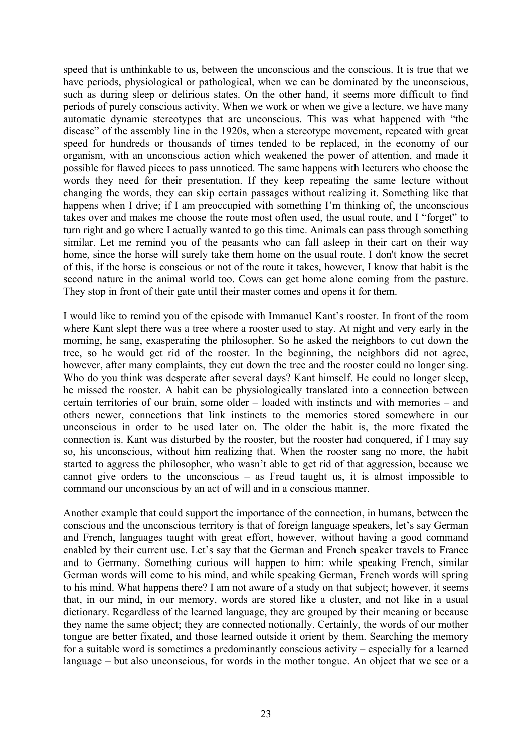speed that is unthinkable to us, between the unconscious and the conscious. It is true that we have periods, physiological or pathological, when we can be dominated by the unconscious, such as during sleep or delirious states. On the other hand, it seems more difficult to find periods of purely conscious activity. When we work or when we give a lecture, we have many automatic dynamic stereotypes that are unconscious. This was what happened with "the disease" of the assembly line in the 1920s, when a stereotype movement, repeated with great speed for hundreds or thousands of times tended to be replaced, in the economy of our organism, with an unconscious action which weakened the power of attention, and made it possible for flawed pieces to pass unnoticed. The same happens with lecturers who choose the words they need for their presentation. If they keep repeating the same lecture without changing the words, they can skip certain passages without realizing it. Something like that happens when I drive; if I am preoccupied with something I'm thinking of, the unconscious takes over and makes me choose the route most often used, the usual route, and I "forget" to turn right and go where I actually wanted to go this time. Animals can pass through something similar. Let me remind you of the peasants who can fall asleep in their cart on their way home, since the horse will surely take them home on the usual route. I don't know the secret of this, if the horse is conscious or not of the route it takes, however, I know that habit is the second nature in the animal world too. Cows can get home alone coming from the pasture. They stop in front of their gate until their master comes and opens it for them.

I would like to remind you of the episode with Immanuel Kant's rooster. In front of the room where Kant slept there was a tree where a rooster used to stay. At night and very early in the morning, he sang, exasperating the philosopher. So he asked the neighbors to cut down the tree, so he would get rid of the rooster. In the beginning, the neighbors did not agree, however, after many complaints, they cut down the tree and the rooster could no longer sing. Who do you think was desperate after several days? Kant himself. He could no longer sleep, he missed the rooster. A habit can be physiologically translated into a connection between certain territories of our brain, some older – loaded with instincts and with memories – and others newer, connections that link instincts to the memories stored somewhere in our unconscious in order to be used later on. The older the habit is, the more fixated the connection is. Kant was disturbed by the rooster, but the rooster had conquered, if I may say so, his unconscious, without him realizing that. When the rooster sang no more, the habit started to aggress the philosopher, who wasn't able to get rid of that aggression, because we cannot give orders to the unconscious – as Freud taught us, it is almost impossible to command our unconscious by an act of will and in a conscious manner.

Another example that could support the importance of the connection, in humans, between the conscious and the unconscious territory is that of foreign language speakers, let's say German and French, languages taught with great effort, however, without having a good command enabled by their current use. Let's say that the German and French speaker travels to France and to Germany. Something curious will happen to him: while speaking French, similar German words will come to his mind, and while speaking German, French words will spring to his mind. What happens there? I am not aware of a study on that subject; however, it seems that, in our mind, in our memory, words are stored like a cluster, and not like in a usual dictionary. Regardless of the learned language, they are grouped by their meaning or because they name the same object; they are connected notionally. Certainly, the words of our mother tongue are better fixated, and those learned outside it orient by them. Searching the memory for a suitable word is sometimes a predominantly conscious activity – especially for a learned language – but also unconscious, for words in the mother tongue. An object that we see or a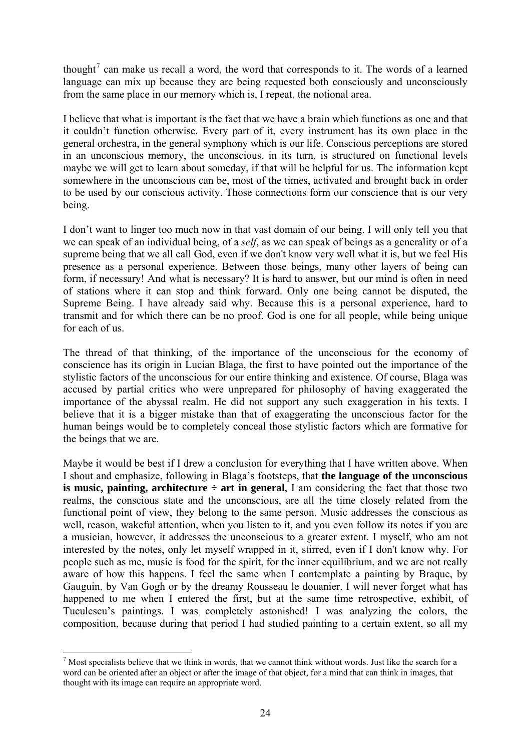thought[7] can make us recall a word, the word that corresponds to it. The words of a learned language can mix up because they are being requested both consciously and unconsciously from the same place in our memory which is, I repeat, the notional area.

I believe that what is important is the fact that we have a brain which functions as one and that it couldn't function otherwise. Every part of it, every instrument has its own place in the general orchestra, in the general symphony which is our life. Conscious perceptions are stored in an unconscious memory, the unconscious, in its turn, is structured on functional levels maybe we will get to learn about someday, if that will be helpful for us. The information kept somewhere in the unconscious can be, most of the times, activated and brought back in order to be used by our conscious activity. Those connections form our conscience that is our very being.

I don't want to linger too much now in that vast domain of our being. I will only tell you that we can speak of an individual being, of a *self*, as we can speak of beings as a generality or of a supreme being that we all call God, even if we don't know very well what it is, but we feel His presence as a personal experience. Between those beings, many other layers of being can form, if necessary! And what is necessary? It is hard to answer, but our mind is often in need of stations where it can stop and think forward. Only one being cannot be disputed, the Supreme Being. I have already said why. Because this is a personal experience, hard to transmit and for which there can be no proof. God is one for all people, while being unique for each of us.

The thread of that thinking, of the importance of the unconscious for the economy of conscience has its origin in Lucian Blaga, the first to have pointed out the importance of the stylistic factors of the unconscious for our entire thinking and existence. Of course, Blaga was accused by partial critics who were unprepared for philosophy of having exaggerated the importance of the abyssal realm. He did not support any such exaggeration in his texts. I believe that it is a bigger mistake than that of exaggerating the unconscious factor for the human beings would be to completely conceal those stylistic factors which are formative for the beings that we are.

Maybe it would be best if I drew a conclusion for everything that I have written above. When I shout and emphasize, following in Blaga's footsteps, that **the language of the unconscious is music, painting, architecture ÷ art in general**, I am considering the fact that those two realms, the conscious state and the unconscious, are all the time closely related from the functional point of view, they belong to the same person. Music addresses the conscious as well, reason, wakeful attention, when you listen to it, and you even follow its notes if you are a musician, however, it addresses the unconscious to a greater extent. I myself, who am not interested by the notes, only let myself wrapped in it, stirred, even if I don't know why. For people such as me, music is food for the spirit, for the inner equilibrium, and we are not really aware of how this happens. I feel the same when I contemplate a painting by Braque, by Gauguin, by Van Gogh or by the dreamy Rousseau le douanier. I will never forget what has happened to me when I entered the first, but at the same time retrospective, exhibit, of Tuculescu's paintings. I was completely astonished! I was analyzing the colors, the composition, because during that period I had studied painting to a certain extent, so all my

[7] Most specialists believe that we think in words, that we cannot think without words. Just like the search for a word can be oriented after an object or after the image of that object, for a mind that can think in images, that thought with its image can require an appropriate word.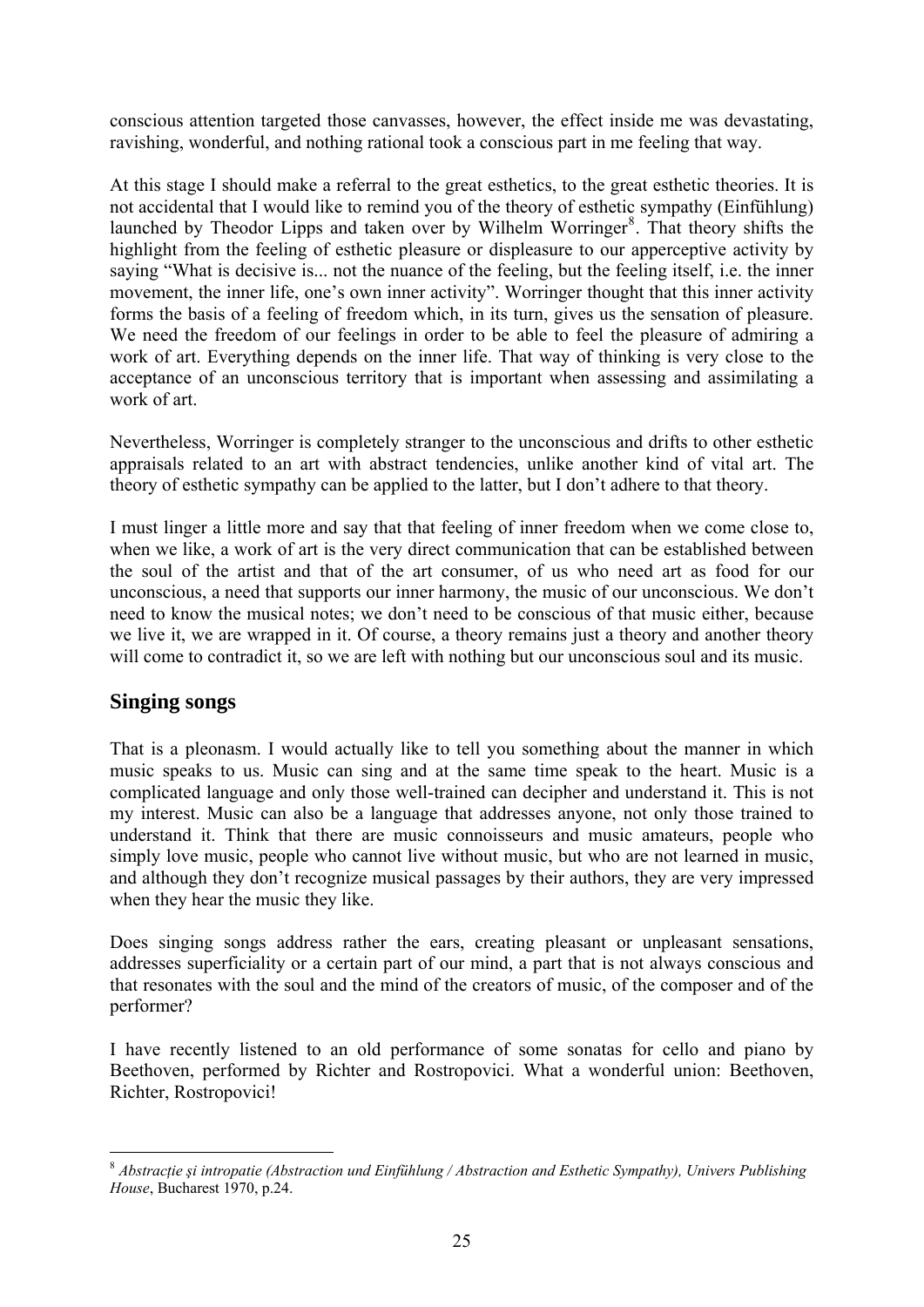conscious attention targeted those canvasses, however, the effect inside me was devastating, ravishing, wonderful, and nothing rational took a conscious part in me feeling that way.

At this stage I should make a referral to the great esthetics, to the great esthetic theories. It is not accidental that I would like to remind you of the theory of esthetic sympathy (Einfühlung) launched by Theodor Lipps and taken over by Wilhelm Worringer[8]. That theory shifts the highlight from the feeling of esthetic pleasure or displeasure to our apperceptive activity by saying "What is decisive is... not the nuance of the feeling, but the feeling itself, i.e. the inner movement, the inner life, one's own inner activity". Worringer thought that this inner activity forms the basis of a feeling of freedom which, in its turn, gives us the sensation of pleasure. We need the freedom of our feelings in order to be able to feel the pleasure of admiring a work of art. Everything depends on the inner life. That way of thinking is very close to the acceptance of an unconscious territory that is important when assessing and assimilating a work of art.

Nevertheless, Worringer is completely stranger to the unconscious and drifts to other esthetic appraisals related to an art with abstract tendencies, unlike another kind of vital art. The theory of esthetic sympathy can be applied to the latter, but I don't adhere to that theory.

I must linger a little more and say that that feeling of inner freedom when we come close to, when we like, a work of art is the very direct communication that can be established between the soul of the artist and that of the art consumer, of us who need art as food for our unconscious, a need that supports our inner harmony, the music of our unconscious. We don't need to know the musical notes; we don't need to be conscious of that music either, because we live it, we are wrapped in it. Of course, a theory remains just a theory and another theory will come to contradict it, so we are left with nothing but our unconscious soul and its music.

## Singing songs

That is a pleonasm. I would actually like to tell you something about the manner in which music speaks to us. Music can sing and at the same time speak to the heart. Music is a complicated language and only those well-trained can decipher and understand it. This is not my interest. Music can also be a language that addresses anyone, not only those trained to understand it. Think that there are music connoisseurs and music amateurs, people who simply love music, people who cannot live without music, but who are not learned in music, and although they don't recognize musical passages by their authors, they are very impressed when they hear the music they like.

Does singing songs address rather the ears, creating pleasant or unpleasant sensations, addresses superficiality or a certain part of our mind, a part that is not always conscious and that resonates with the soul and the mind of the creators of music, of the composer and of the performer?

I have recently listened to an old performance of some sonatas for cello and piano by Beethoven, performed by Richter and Rostropovici. What a wonderful union: Beethoven, Richter, Rostropovici!

[8] *Abstracţie şi intropatie (Abstraction und Einfühlung / Abstraction and Esthetic Sympathy), Univers Publishing House*, Bucharest 1970, p.24.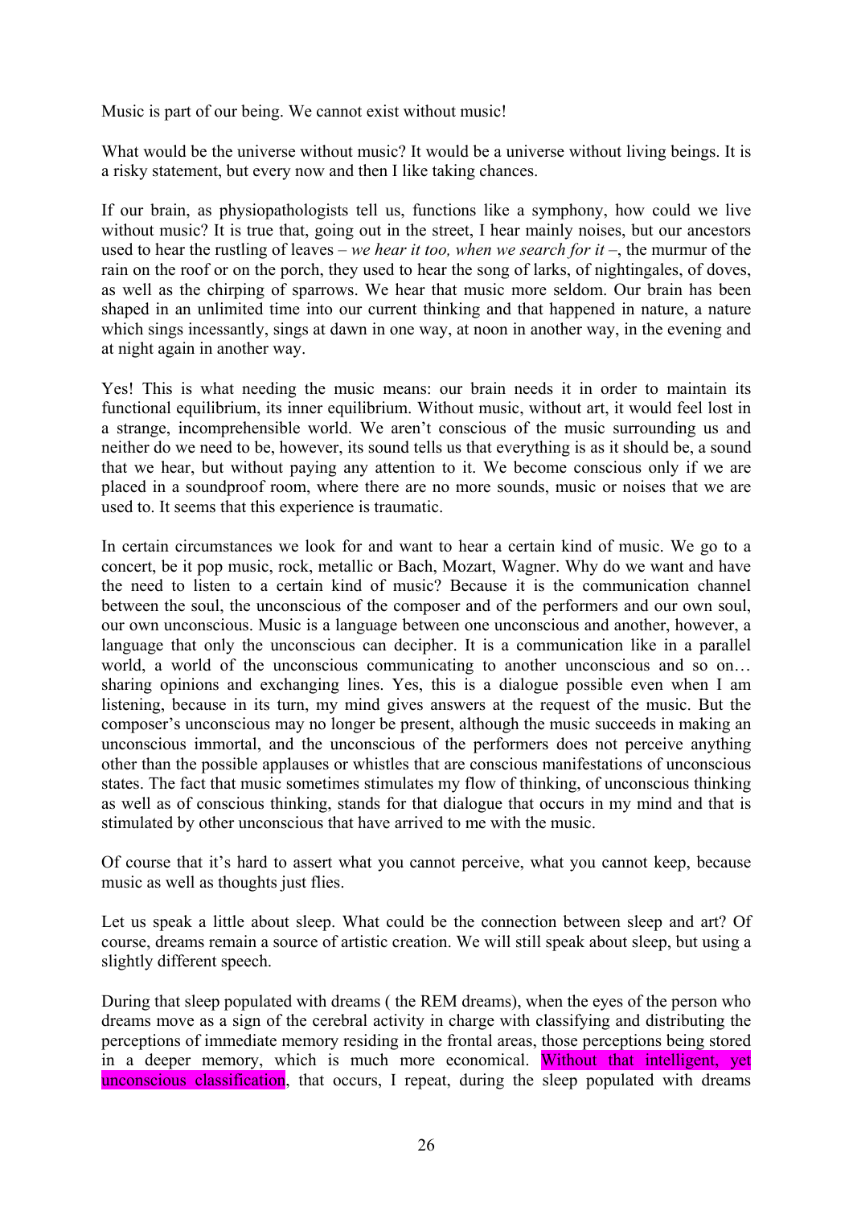Music is part of our being. We cannot exist without music!

What would be the universe without music? It would be a universe without living beings. It is a risky statement, but every now and then I like taking chances.

If our brain, as physiopathologists tell us, functions like a symphony, how could we live without music? It is true that, going out in the street, I hear mainly noises, but our ancestors used to hear the rustling of leaves – *we hear it too, when we search for it* –, the murmur of the rain on the roof or on the porch, they used to hear the song of larks, of nightingales, of doves, as well as the chirping of sparrows. We hear that music more seldom. Our brain has been shaped in an unlimited time into our current thinking and that happened in nature, a nature which sings incessantly, sings at dawn in one way, at noon in another way, in the evening and at night again in another way.

Yes! This is what needing the music means: our brain needs it in order to maintain its functional equilibrium, its inner equilibrium. Without music, without art, it would feel lost in a strange, incomprehensible world. We aren't conscious of the music surrounding us and neither do we need to be, however, its sound tells us that everything is as it should be, a sound that we hear, but without paying any attention to it. We become conscious only if we are placed in a soundproof room, where there are no more sounds, music or noises that we are used to. It seems that this experience is traumatic.

In certain circumstances we look for and want to hear a certain kind of music. We go to a concert, be it pop music, rock, metallic or Bach, Mozart, Wagner. Why do we want and have the need to listen to a certain kind of music? Because it is the communication channel between the soul, the unconscious of the composer and of the performers and our own soul, our own unconscious. Music is a language between one unconscious and another, however, a language that only the unconscious can decipher. It is a communication like in a parallel world, a world of the unconscious communicating to another unconscious and so on… sharing opinions and exchanging lines. Yes, this is a dialogue possible even when I am listening, because in its turn, my mind gives answers at the request of the music. But the composer's unconscious may no longer be present, although the music succeeds in making an unconscious immortal, and the unconscious of the performers does not perceive anything other than the possible applauses or whistles that are conscious manifestations of unconscious states. The fact that music sometimes stimulates my flow of thinking, of unconscious thinking as well as of conscious thinking, stands for that dialogue that occurs in my mind and that is stimulated by other unconscious that have arrived to me with the music.

Of course that it's hard to assert what you cannot perceive, what you cannot keep, because music as well as thoughts just flies.

Let us speak a little about sleep. What could be the connection between sleep and art? Of course, dreams remain a source of artistic creation. We will still speak about sleep, but using a slightly different speech.

During that sleep populated with dreams ( the REM dreams), when the eyes of the person who dreams move as a sign of the cerebral activity in charge with classifying and distributing the perceptions of immediate memory residing in the frontal areas, those perceptions being stored in a deeper memory, which is much more economical. Without that intelligent, yet unconscious classification, that occurs, I repeat, during the sleep populated with dreams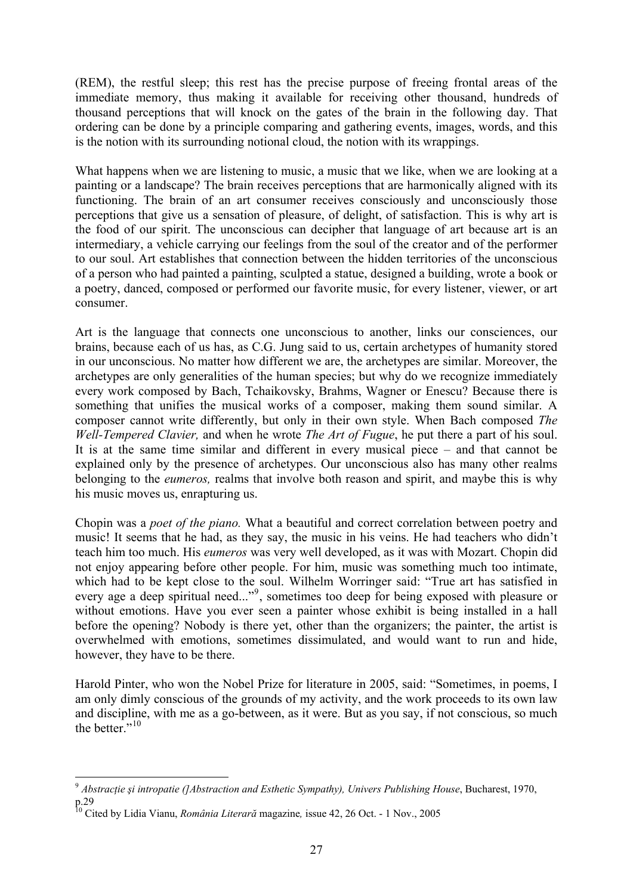(REM), the restful sleep; this rest has the precise purpose of freeing frontal areas of the immediate memory, thus making it available for receiving other thousand, hundreds of thousand perceptions that will knock on the gates of the brain in the following day. That ordering can be done by a principle comparing and gathering events, images, words, and this is the notion with its surrounding notional cloud, the notion with its wrappings.

What happens when we are listening to music, a music that we like, when we are looking at a painting or a landscape? The brain receives perceptions that are harmonically aligned with its functioning. The brain of an art consumer receives consciously and unconsciously those perceptions that give us a sensation of pleasure, of delight, of satisfaction. This is why art is the food of our spirit. The unconscious can decipher that language of art because art is an intermediary, a vehicle carrying our feelings from the soul of the creator and of the performer to our soul. Art establishes that connection between the hidden territories of the unconscious of a person who had painted a painting, sculpted a statue, designed a building, wrote a book or a poetry, danced, composed or performed our favorite music, for every listener, viewer, or art consumer.

Art is the language that connects one unconscious to another, links our consciences, our brains, because each of us has, as C.G. Jung said to us, certain archetypes of humanity stored in our unconscious. No matter how different we are, the archetypes are similar. Moreover, the archetypes are only generalities of the human species; but why do we recognize immediately every work composed by Bach, Tchaikovsky, Brahms, Wagner or Enescu? Because there is something that unifies the musical works of a composer, making them sound similar. A composer cannot write differently, but only in their own style. When Bach composed *The Well-Tempered Clavier,* and when he wrote *The Art of Fugue*, he put there a part of his soul. It is at the same time similar and different in every musical piece – and that cannot be explained only by the presence of archetypes. Our unconscious also has many other realms belonging to the *eumeros,* realms that involve both reason and spirit, and maybe this is why his music moves us, enrapturing us.

Chopin was a *poet of the piano.* What a beautiful and correct correlation between poetry and music! It seems that he had, as they say, the music in his veins. He had teachers who didn't teach him too much. His *eumeros* was very well developed, as it was with Mozart. Chopin did not enjoy appearing before other people. For him, music was something much too intimate, which had to be kept close to the soul. Wilhelm Worringer said: "True art has satisfied in every age a deep spiritual need..."[9], sometimes too deep for being exposed with pleasure or without emotions. Have you ever seen a painter whose exhibit is being installed in a hall before the opening? Nobody is there yet, other than the organizers; the painter, the artist is overwhelmed with emotions, sometimes dissimulated, and would want to run and hide, however, they have to be there.

Harold Pinter, who won the Nobel Prize for literature in 2005, said: "Sometimes, in poems, I am only dimly conscious of the grounds of my activity, and the work proceeds to its own law and discipline, with me as a go-between, as it were. But as you say, if not conscious, so much the better."[10]

---

[9] *Abstracţie şi intropatie ([Abstraction and Esthetic Sympathy), Univers Publishing House*, Bucharest, 1970, p.29

[10] Cited by Lidia Vianu, *România Literară* magazine*,* issue 42, 26 Oct. - 1 Nov., 2005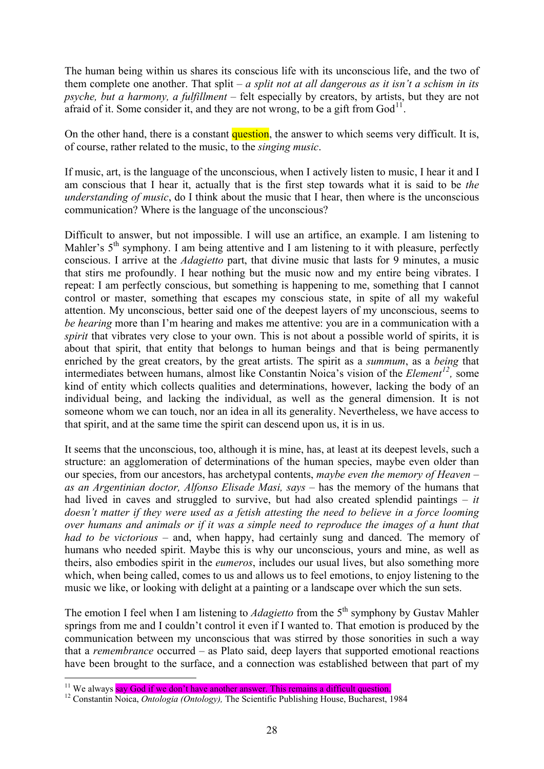The human being within us shares its conscious life with its unconscious life, and the two of them complete one another. That split – *a split not at all dangerous as it isn't a schism in its psyche, but a harmony, a fulfillment* – felt especially by creators, by artists, but they are not afraid of it. Some consider it, and they are not wrong, to be a gift from God[11].

On the other hand, there is a constant question, the answer to which seems very difficult. It is, of course, rather related to the music, to the *singing music*.

If music, art, is the language of the unconscious, when I actively listen to music, I hear it and I am conscious that I hear it, actually that is the first step towards what it is said to be *the understanding of music*, do I think about the music that I hear, then where is the unconscious communication? Where is the language of the unconscious?

Difficult to answer, but not impossible. I will use an artifice, an example. I am listening to Mahler's 5th symphony. I am being attentive and I am listening to it with pleasure, perfectly conscious. I arrive at the *Adagietto* part, that divine music that lasts for 9 minutes, a music that stirs me profoundly. I hear nothing but the music now and my entire being vibrates. I repeat: I am perfectly conscious, but something is happening to me, something that I cannot control or master, something that escapes my conscious state, in spite of all my wakeful attention. My unconscious, better said one of the deepest layers of my unconscious, seems to *be hearing* more than I'm hearing and makes me attentive: you are in a communication with a *spirit* that vibrates very close to your own. This is not about a possible world of spirits, it is about that spirit, that entity that belongs to human beings and that is being permanently enriched by the great creators, by the great artists. The spirit as a *summum*, as a *being* that intermediates between humans, almost like Constantin Noica's vision of the *Element*[12], some kind of entity which collects qualities and determinations, however, lacking the body of an individual being, and lacking the individual, as well as the general dimension. It is not someone whom we can touch, nor an idea in all its generality. Nevertheless, we have access to that spirit, and at the same time the spirit can descend upon us, it is in us.

It seems that the unconscious, too, although it is mine, has, at least at its deepest levels, such a structure: an agglomeration of determinations of the human species, maybe even older than our species, from our ancestors, has archetypal contents, *maybe even the memory of Heaven – as an Argentinian doctor, Alfonso Elisade Masi, says* – has the memory of the humans that had lived in caves and struggled to survive, but had also created splendid paintings – *it doesn't matter if they were used as a fetish attesting the need to believe in a force looming over humans and animals or if it was a simple need to reproduce the images of a hunt that had to be victorious* – and, when happy, had certainly sung and danced. The memory of humans who needed spirit. Maybe this is why our unconscious, yours and mine, as well as theirs, also embodies spirit in the *eumeros*, includes our usual lives, but also something more which, when being called, comes to us and allows us to feel emotions, to enjoy listening to the music we like, or looking with delight at a painting or a landscape over which the sun sets.

The emotion I feel when I am listening to *Adagietto* from the 5th symphony by Gustav Mahler springs from me and I couldn't control it even if I wanted to. That emotion is produced by the communication between my unconscious that was stirred by those sonorities in such a way that a *remembrance* occurred – as Plato said, deep layers that supported emotional reactions have been brought to the surface, and a connection was established between that part of my

---

[11] We always say God if we don't have another answer. This remains a difficult question.

[12] Constantin Noica, *Ontologia (Ontology),* The Scientific Publishing House, Bucharest, 1984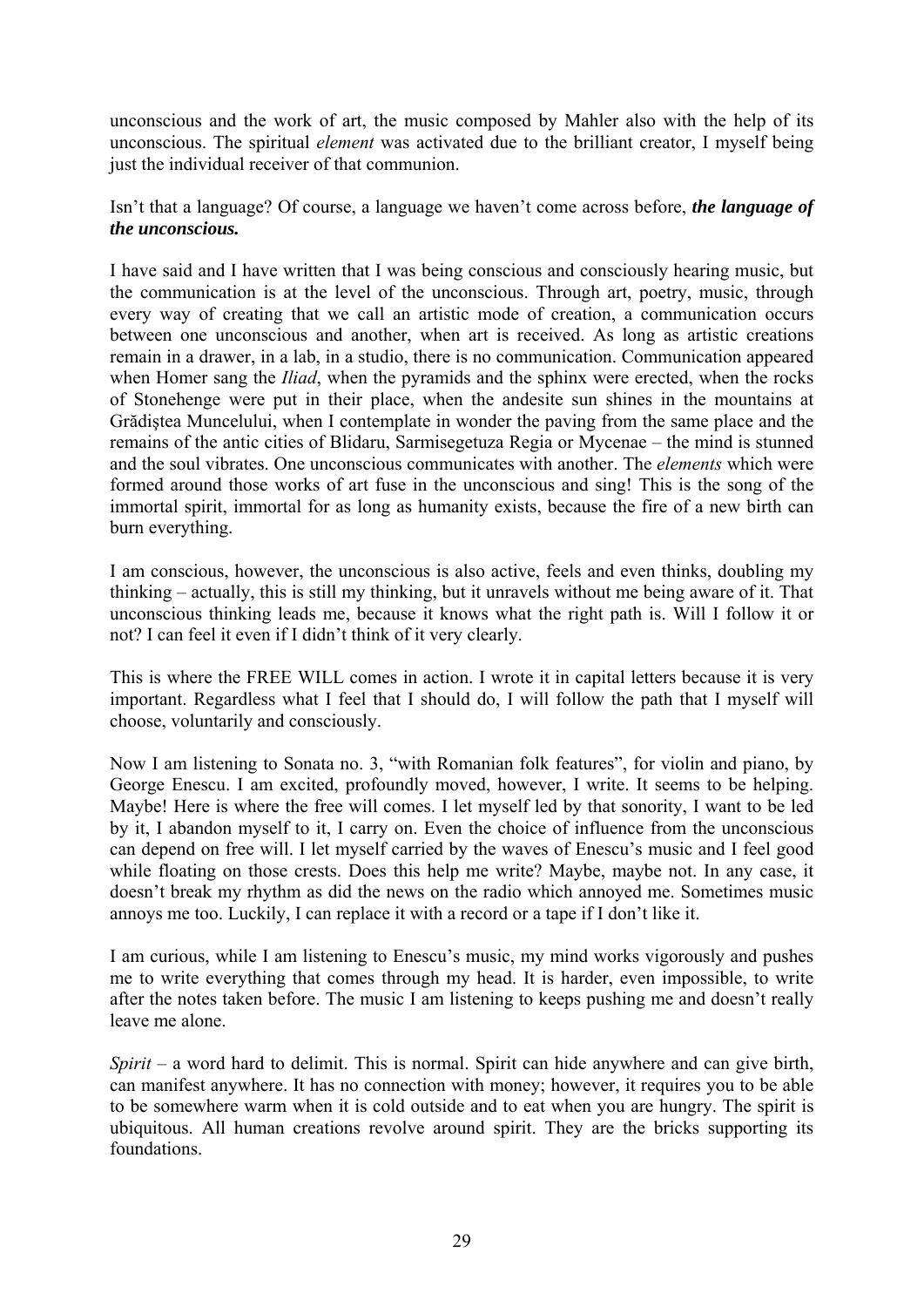unconscious and the work of art, the music composed by Mahler also with the help of its unconscious. The spiritual *element* was activated due to the brilliant creator, I myself being just the individual receiver of that communion.

Isn't that a language? Of course, a language we haven't come across before, ***the language of the unconscious.***

I have said and I have written that I was being conscious and consciously hearing music, but the communication is at the level of the unconscious. Through art, poetry, music, through every way of creating that we call an artistic mode of creation, a communication occurs between one unconscious and another, when art is received. As long as artistic creations remain in a drawer, in a lab, in a studio, there is no communication. Communication appeared when Homer sang the *Iliad*, when the pyramids and the sphinx were erected, when the rocks of Stonehenge were put in their place, when the andesite sun shines in the mountains at Grădiştea Muncelului, when I contemplate in wonder the paving from the same place and the remains of the antic cities of Blidaru, Sarmisegetuza Regia or Mycenae – the mind is stunned and the soul vibrates. One unconscious communicates with another. The *elements* which were formed around those works of art fuse in the unconscious and sing! This is the song of the immortal spirit, immortal for as long as humanity exists, because the fire of a new birth can burn everything.

I am conscious, however, the unconscious is also active, feels and even thinks, doubling my thinking – actually, this is still my thinking, but it unravels without me being aware of it. That unconscious thinking leads me, because it knows what the right path is. Will I follow it or not? I can feel it even if I didn't think of it very clearly.

This is where the FREE WILL comes in action. I wrote it in capital letters because it is very important. Regardless what I feel that I should do, I will follow the path that I myself will choose, voluntarily and consciously.

Now I am listening to Sonata no. 3, "with Romanian folk features", for violin and piano, by George Enescu. I am excited, profoundly moved, however, I write. It seems to be helping. Maybe! Here is where the free will comes. I let myself led by that sonority, I want to be led by it, I abandon myself to it, I carry on. Even the choice of influence from the unconscious can depend on free will. I let myself carried by the waves of Enescu's music and I feel good while floating on those crests. Does this help me write? Maybe, maybe not. In any case, it doesn't break my rhythm as did the news on the radio which annoyed me. Sometimes music annoys me too. Luckily, I can replace it with a record or a tape if I don't like it.

I am curious, while I am listening to Enescu's music, my mind works vigorously and pushes me to write everything that comes through my head. It is harder, even impossible, to write after the notes taken before. The music I am listening to keeps pushing me and doesn't really leave me alone.

*Spirit* – a word hard to delimit. This is normal. Spirit can hide anywhere and can give birth, can manifest anywhere. It has no connection with money; however, it requires you to be able to be somewhere warm when it is cold outside and to eat when you are hungry. The spirit is ubiquitous. All human creations revolve around spirit. They are the bricks supporting its foundations.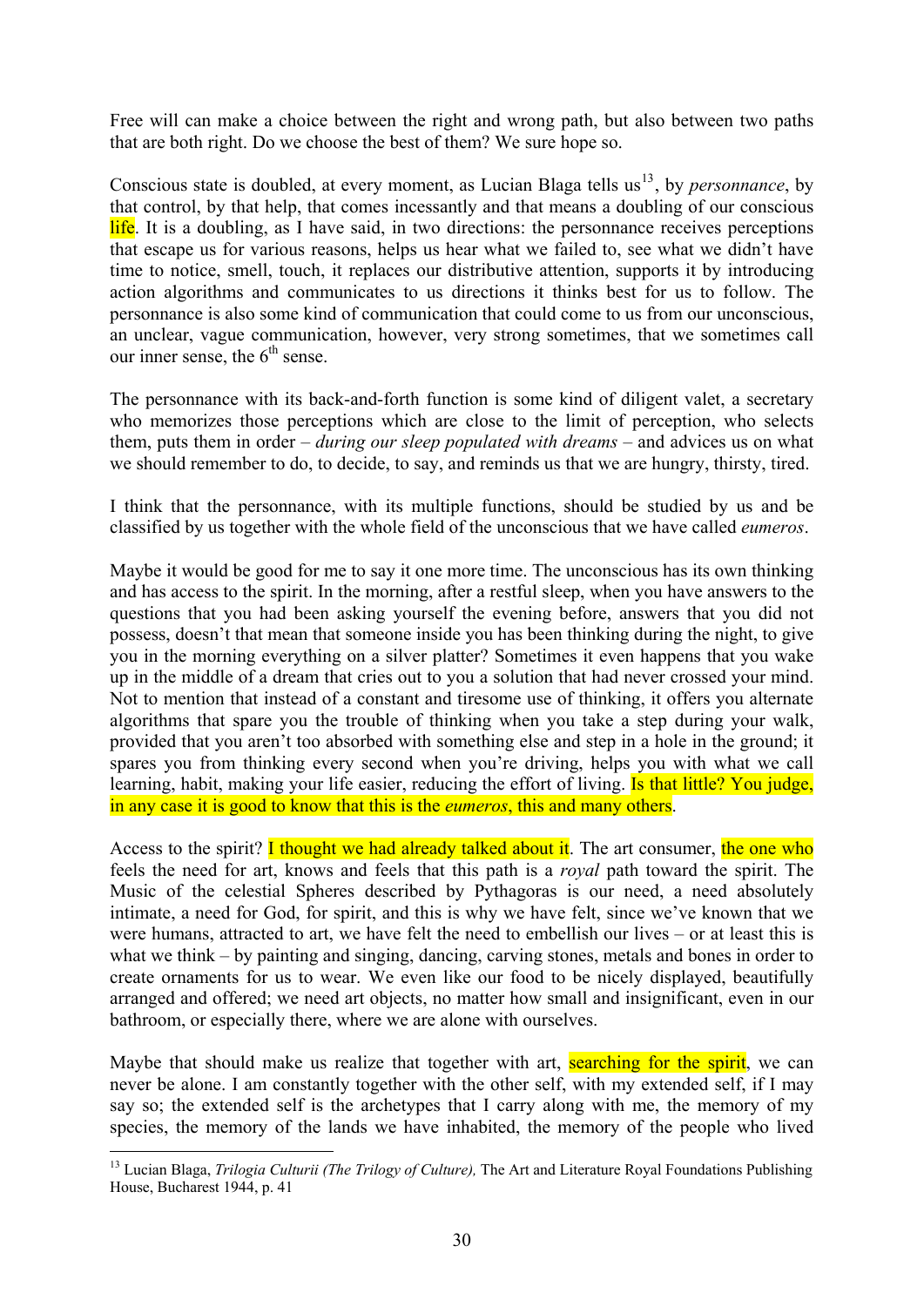Free will can make a choice between the right and wrong path, but also between two paths that are both right. Do we choose the best of them? We sure hope so.

Conscious state is doubled, at every moment, as Lucian Blaga tells us[13], by *personnance*, by that control, by that help, that comes incessantly and that means a doubling of our conscious life. It is a doubling, as I have said, in two directions: the personnance receives perceptions that escape us for various reasons, helps us hear what we failed to, see what we didn't have time to notice, smell, touch, it replaces our distributive attention, supports it by introducing action algorithms and communicates to us directions it thinks best for us to follow. The personnance is also some kind of communication that could come to us from our unconscious, an unclear, vague communication, however, very strong sometimes, that we sometimes call our inner sense, the 6[th] sense.

The personnance with its back-and-forth function is some kind of diligent valet, a secretary who memorizes those perceptions which are close to the limit of perception, who selects them, puts them in order – *during our sleep populated with dreams* – and advices us on what we should remember to do, to decide, to say, and reminds us that we are hungry, thirsty, tired.

I think that the personnance, with its multiple functions, should be studied by us and be classified by us together with the whole field of the unconscious that we have called *eumeros*.

Maybe it would be good for me to say it one more time. The unconscious has its own thinking and has access to the spirit. In the morning, after a restful sleep, when you have answers to the questions that you had been asking yourself the evening before, answers that you did not possess, doesn't that mean that someone inside you has been thinking during the night, to give you in the morning everything on a silver platter? Sometimes it even happens that you wake up in the middle of a dream that cries out to you a solution that had never crossed your mind. Not to mention that instead of a constant and tiresome use of thinking, it offers you alternate algorithms that spare you the trouble of thinking when you take a step during your walk, provided that you aren't too absorbed with something else and step in a hole in the ground; it spares you from thinking every second when you're driving, helps you with what we call learning, habit, making your life easier, reducing the effort of living. Is that little? You judge, in any case it is good to know that this is the *eumeros*, this and many others.

Access to the spirit? I thought we had already talked about it. The art consumer, the one who feels the need for art, knows and feels that this path is a *royal* path toward the spirit. The Music of the celestial Spheres described by Pythagoras is our need, a need absolutely intimate, a need for God, for spirit, and this is why we have felt, since we've known that we were humans, attracted to art, we have felt the need to embellish our lives – or at least this is what we think – by painting and singing, dancing, carving stones, metals and bones in order to create ornaments for us to wear. We even like our food to be nicely displayed, beautifully arranged and offered; we need art objects, no matter how small and insignificant, even in our bathroom, or especially there, where we are alone with ourselves.

Maybe that should make us realize that together with art, searching for the spirit, we can never be alone. I am constantly together with the other self, with my extended self, if I may say so; the extended self is the archetypes that I carry along with me, the memory of my species, the memory of the lands we have inhabited, the memory of the people who lived

[13] Lucian Blaga, *Trilogia Culturii (The Trilogy of Culture),* The Art and Literature Royal Foundations Publishing House, Bucharest 1944, p. 41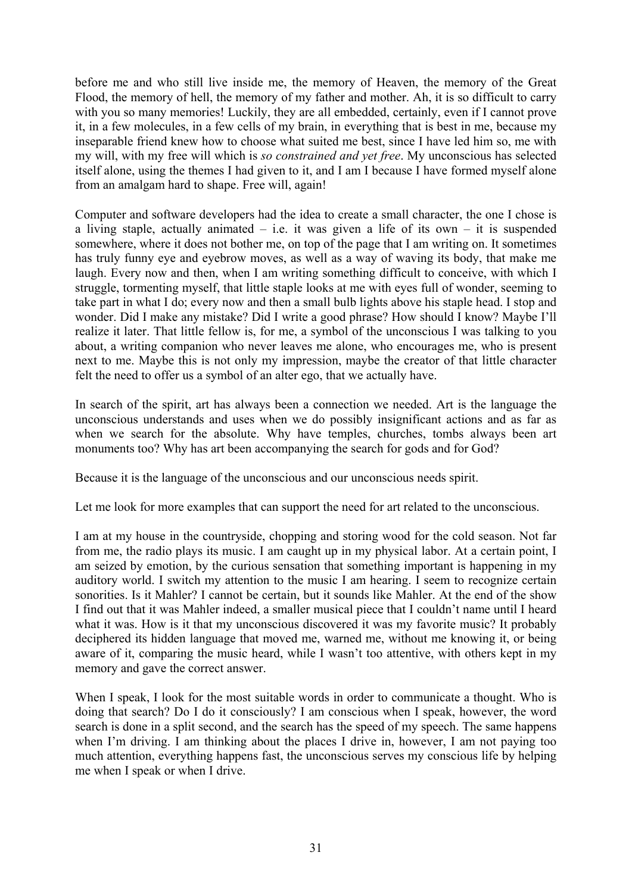before me and who still live inside me, the memory of Heaven, the memory of the Great Flood, the memory of hell, the memory of my father and mother. Ah, it is so difficult to carry with you so many memories! Luckily, they are all embedded, certainly, even if I cannot prove it, in a few molecules, in a few cells of my brain, in everything that is best in me, because my inseparable friend knew how to choose what suited me best, since I have led him so, me with my will, with my free will which is *so constrained and yet free*. My unconscious has selected itself alone, using the themes I had given to it, and I am I because I have formed myself alone from an amalgam hard to shape. Free will, again!

Computer and software developers had the idea to create a small character, the one I chose is a living staple, actually animated – i.e. it was given a life of its own – it is suspended somewhere, where it does not bother me, on top of the page that I am writing on. It sometimes has truly funny eye and eyebrow moves, as well as a way of waving its body, that make me laugh. Every now and then, when I am writing something difficult to conceive, with which I struggle, tormenting myself, that little staple looks at me with eyes full of wonder, seeming to take part in what I do; every now and then a small bulb lights above his staple head. I stop and wonder. Did I make any mistake? Did I write a good phrase? How should I know? Maybe I'll realize it later. That little fellow is, for me, a symbol of the unconscious I was talking to you about, a writing companion who never leaves me alone, who encourages me, who is present next to me. Maybe this is not only my impression, maybe the creator of that little character felt the need to offer us a symbol of an alter ego, that we actually have.

In search of the spirit, art has always been a connection we needed. Art is the language the unconscious understands and uses when we do possibly insignificant actions and as far as when we search for the absolute. Why have temples, churches, tombs always been art monuments too? Why has art been accompanying the search for gods and for God?

Because it is the language of the unconscious and our unconscious needs spirit.

Let me look for more examples that can support the need for art related to the unconscious.

I am at my house in the countryside, chopping and storing wood for the cold season. Not far from me, the radio plays its music. I am caught up in my physical labor. At a certain point, I am seized by emotion, by the curious sensation that something important is happening in my auditory world. I switch my attention to the music I am hearing. I seem to recognize certain sonorities. Is it Mahler? I cannot be certain, but it sounds like Mahler. At the end of the show I find out that it was Mahler indeed, a smaller musical piece that I couldn't name until I heard what it was. How is it that my unconscious discovered it was my favorite music? It probably deciphered its hidden language that moved me, warned me, without me knowing it, or being aware of it, comparing the music heard, while I wasn't too attentive, with others kept in my memory and gave the correct answer.

When I speak, I look for the most suitable words in order to communicate a thought. Who is doing that search? Do I do it consciously? I am conscious when I speak, however, the word search is done in a split second, and the search has the speed of my speech. The same happens when I'm driving. I am thinking about the places I drive in, however, I am not paying too much attention, everything happens fast, the unconscious serves my conscious life by helping me when I speak or when I drive.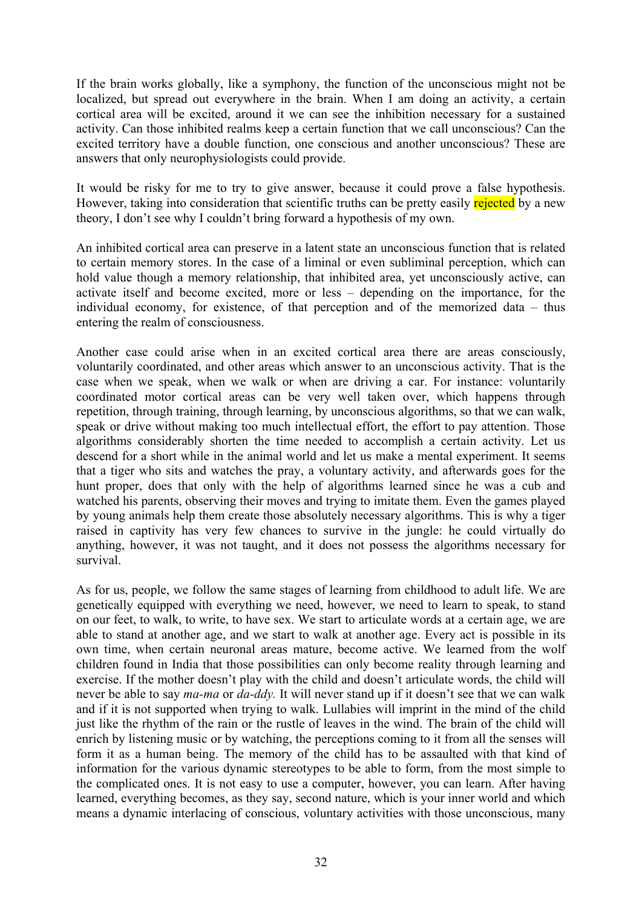If the brain works globally, like a symphony, the function of the unconscious might not be localized, but spread out everywhere in the brain. When I am doing an activity, a certain cortical area will be excited, around it we can see the inhibition necessary for a sustained activity. Can those inhibited realms keep a certain function that we call unconscious? Can the excited territory have a double function, one conscious and another unconscious? These are answers that only neurophysiologists could provide.

It would be risky for me to try to give answer, because it could prove a false hypothesis. However, taking into consideration that scientific truths can be pretty easily rejected by a new theory, I don't see why I couldn't bring forward a hypothesis of my own.

An inhibited cortical area can preserve in a latent state an unconscious function that is related to certain memory stores. In the case of a liminal or even subliminal perception, which can hold value though a memory relationship, that inhibited area, yet unconsciously active, can activate itself and become excited, more or less – depending on the importance, for the individual economy, for existence, of that perception and of the memorized data – thus entering the realm of consciousness.

Another case could arise when in an excited cortical area there are areas consciously, voluntarily coordinated, and other areas which answer to an unconscious activity. That is the case when we speak, when we walk or when are driving a car. For instance: voluntarily coordinated motor cortical areas can be very well taken over, which happens through repetition, through training, through learning, by unconscious algorithms, so that we can walk, speak or drive without making too much intellectual effort, the effort to pay attention. Those algorithms considerably shorten the time needed to accomplish a certain activity. Let us descend for a short while in the animal world and let us make a mental experiment. It seems that a tiger who sits and watches the pray, a voluntary activity, and afterwards goes for the hunt proper, does that only with the help of algorithms learned since he was a cub and watched his parents, observing their moves and trying to imitate them. Even the games played by young animals help them create those absolutely necessary algorithms. This is why a tiger raised in captivity has very few chances to survive in the jungle: he could virtually do anything, however, it was not taught, and it does not possess the algorithms necessary for survival.

As for us, people, we follow the same stages of learning from childhood to adult life. We are genetically equipped with everything we need, however, we need to learn to speak, to stand on our feet, to walk, to write, to have sex. We start to articulate words at a certain age, we are able to stand at another age, and we start to walk at another age. Every act is possible in its own time, when certain neuronal areas mature, become active. We learned from the wolf children found in India that those possibilities can only become reality through learning and exercise. If the mother doesn't play with the child and doesn't articulate words, the child will never be able to say *ma-ma* or *da-ddy.* It will never stand up if it doesn't see that we can walk and if it is not supported when trying to walk. Lullabies will imprint in the mind of the child just like the rhythm of the rain or the rustle of leaves in the wind. The brain of the child will enrich by listening music or by watching, the perceptions coming to it from all the senses will form it as a human being. The memory of the child has to be assaulted with that kind of information for the various dynamic stereotypes to be able to form, from the most simple to the complicated ones. It is not easy to use a computer, however, you can learn. After having learned, everything becomes, as they say, second nature, which is your inner world and which means a dynamic interlacing of conscious, voluntary activities with those unconscious, many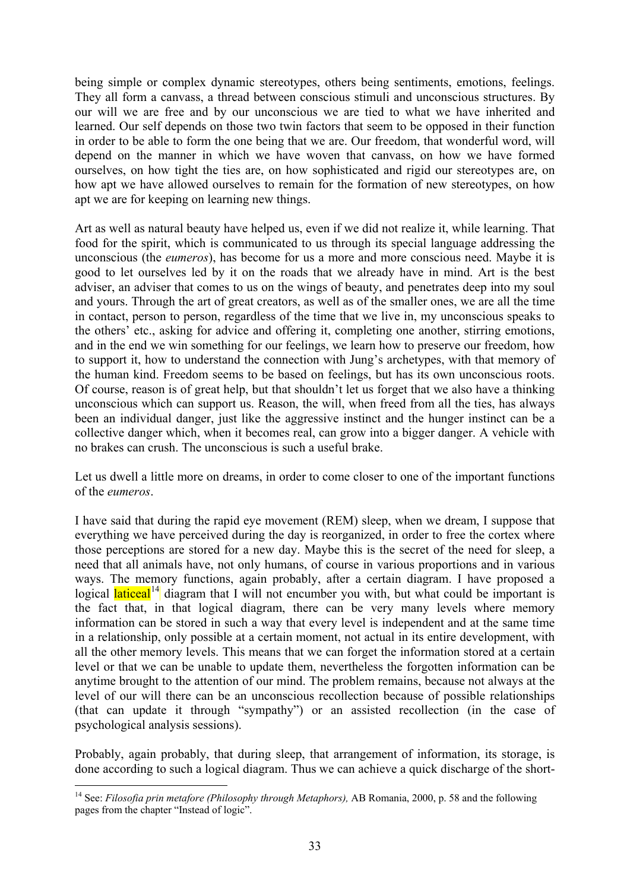being simple or complex dynamic stereotypes, others being sentiments, emotions, feelings. They all form a canvass, a thread between conscious stimuli and unconscious structures. By our will we are free and by our unconscious we are tied to what we have inherited and learned. Our self depends on those two twin factors that seem to be opposed in their function in order to be able to form the one being that we are. Our freedom, that wonderful word, will depend on the manner in which we have woven that canvass, on how we have formed ourselves, on how tight the ties are, on how sophisticated and rigid our stereotypes are, on how apt we have allowed ourselves to remain for the formation of new stereotypes, on how apt we are for keeping on learning new things.

Art as well as natural beauty have helped us, even if we did not realize it, while learning. That food for the spirit, which is communicated to us through its special language addressing the unconscious (the *eumeros*), has become for us a more and more conscious need. Maybe it is good to let ourselves led by it on the roads that we already have in mind. Art is the best adviser, an adviser that comes to us on the wings of beauty, and penetrates deep into my soul and yours. Through the art of great creators, as well as of the smaller ones, we are all the time in contact, person to person, regardless of the time that we live in, my unconscious speaks to the others' etc., asking for advice and offering it, completing one another, stirring emotions, and in the end we win something for our feelings, we learn how to preserve our freedom, how to support it, how to understand the connection with Jung's archetypes, with that memory of the human kind. Freedom seems to be based on feelings, but has its own unconscious roots. Of course, reason is of great help, but that shouldn't let us forget that we also have a thinking unconscious which can support us. Reason, the will, when freed from all the ties, has always been an individual danger, just like the aggressive instinct and the hunger instinct can be a collective danger which, when it becomes real, can grow into a bigger danger. A vehicle with no brakes can crush. The unconscious is such a useful brake.

Let us dwell a little more on dreams, in order to come closer to one of the important functions of the *eumeros*.

I have said that during the rapid eye movement (REM) sleep, when we dream, I suppose that everything we have perceived during the day is reorganized, in order to free the cortex where those perceptions are stored for a new day. Maybe this is the secret of the need for sleep, a need that all animals have, not only humans, of course in various proportions and in various ways. The memory functions, again probably, after a certain diagram. I have proposed a logical laticeal[14] diagram that I will not encumber you with, but what could be important is the fact that, in that logical diagram, there can be very many levels where memory information can be stored in such a way that every level is independent and at the same time in a relationship, only possible at a certain moment, not actual in its entire development, with all the other memory levels. This means that we can forget the information stored at a certain level or that we can be unable to update them, nevertheless the forgotten information can be anytime brought to the attention of our mind. The problem remains, because not always at the level of our will there can be an unconscious recollection because of possible relationships (that can update it through "sympathy") or an assisted recollection (in the case of psychological analysis sessions).

Probably, again probably, that during sleep, that arrangement of information, its storage, is done according to such a logical diagram. Thus we can achieve a quick discharge of the short-

[14] See: *Filosofia prin metafore (Philosophy through Metaphors),* AB Romania, 2000, p. 58 and the following pages from the chapter "Instead of logic".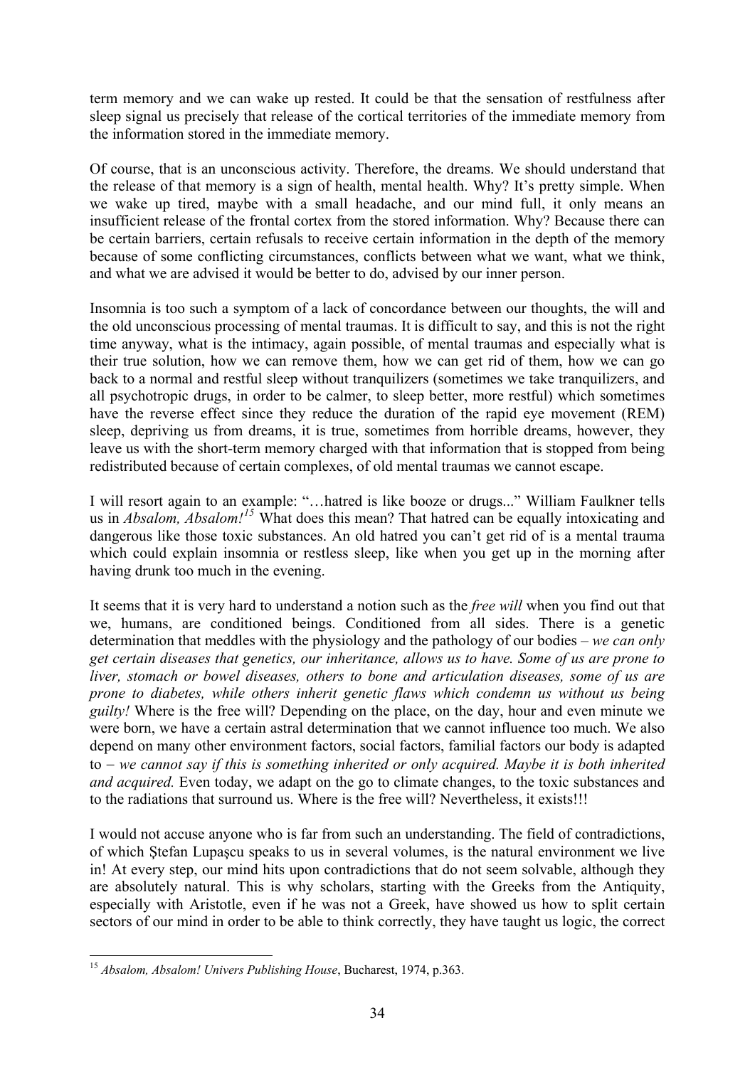term memory and we can wake up rested. It could be that the sensation of restfulness after sleep signal us precisely that release of the cortical territories of the immediate memory from the information stored in the immediate memory.

Of course, that is an unconscious activity. Therefore, the dreams. We should understand that the release of that memory is a sign of health, mental health. Why? It's pretty simple. When we wake up tired, maybe with a small headache, and our mind full, it only means an insufficient release of the frontal cortex from the stored information. Why? Because there can be certain barriers, certain refusals to receive certain information in the depth of the memory because of some conflicting circumstances, conflicts between what we want, what we think, and what we are advised it would be better to do, advised by our inner person.

Insomnia is too such a symptom of a lack of concordance between our thoughts, the will and the old unconscious processing of mental traumas. It is difficult to say, and this is not the right time anyway, what is the intimacy, again possible, of mental traumas and especially what is their true solution, how we can remove them, how we can get rid of them, how we can go back to a normal and restful sleep without tranquilizers (sometimes we take tranquilizers, and all psychotropic drugs, in order to be calmer, to sleep better, more restful) which sometimes have the reverse effect since they reduce the duration of the rapid eye movement (REM) sleep, depriving us from dreams, it is true, sometimes from horrible dreams, however, they leave us with the short-term memory charged with that information that is stopped from being redistributed because of certain complexes, of old mental traumas we cannot escape.

I will resort again to an example: "…hatred is like booze or drugs..." William Faulkner tells us in *Absalom, Absalom!*[15] What does this mean? That hatred can be equally intoxicating and dangerous like those toxic substances. An old hatred you can't get rid of is a mental trauma which could explain insomnia or restless sleep, like when you get up in the morning after having drunk too much in the evening.

It seems that it is very hard to understand a notion such as the *free will* when you find out that we, humans, are conditioned beings. Conditioned from all sides. There is a genetic determination that meddles with the physiology and the pathology of our bodies – *we can only get certain diseases that genetics, our inheritance, allows us to have. Some of us are prone to liver, stomach or bowel diseases, others to bone and articulation diseases, some of us are prone to diabetes, while others inherit genetic flaws which condemn us without us being guilty!* Where is the free will? Depending on the place, on the day, hour and even minute we were born, we have a certain astral determination that we cannot influence too much. We also depend on many other environment factors, social factors, familial factors our body is adapted to – *we cannot say if this is something inherited or only acquired. Maybe it is both inherited and acquired.* Even today, we adapt on the go to climate changes, to the toxic substances and to the radiations that surround us. Where is the free will? Nevertheless, it exists!!!

I would not accuse anyone who is far from such an understanding. The field of contradictions, of which Ştefan Lupaşcu speaks to us in several volumes, is the natural environment we live in! At every step, our mind hits upon contradictions that do not seem solvable, although they are absolutely natural. This is why scholars, starting with the Greeks from the Antiquity, especially with Aristotle, even if he was not a Greek, have showed us how to split certain sectors of our mind in order to be able to think correctly, they have taught us logic, the correct

---

[15] *Absalom, Absalom! Univers Publishing House*, Bucharest, 1974, p.363.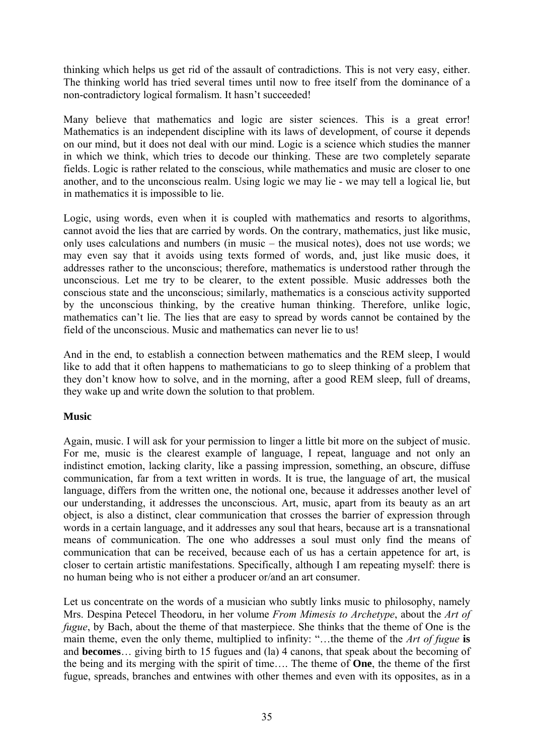thinking which helps us get rid of the assault of contradictions. This is not very easy, either. The thinking world has tried several times until now to free itself from the dominance of a non-contradictory logical formalism. It hasn't succeeded!

Many believe that mathematics and logic are sister sciences. This is a great error! Mathematics is an independent discipline with its laws of development, of course it depends on our mind, but it does not deal with our mind. Logic is a science which studies the manner in which we think, which tries to decode our thinking. These are two completely separate fields. Logic is rather related to the conscious, while mathematics and music are closer to one another, and to the unconscious realm. Using logic we may lie - we may tell a logical lie, but in mathematics it is impossible to lie.

Logic, using words, even when it is coupled with mathematics and resorts to algorithms, cannot avoid the lies that are carried by words. On the contrary, mathematics, just like music, only uses calculations and numbers (in music – the musical notes), does not use words; we may even say that it avoids using texts formed of words, and, just like music does, it addresses rather to the unconscious; therefore, mathematics is understood rather through the unconscious. Let me try to be clearer, to the extent possible. Music addresses both the conscious state and the unconscious; similarly, mathematics is a conscious activity supported by the unconscious thinking, by the creative human thinking. Therefore, unlike logic, mathematics can't lie. The lies that are easy to spread by words cannot be contained by the field of the unconscious. Music and mathematics can never lie to us!

And in the end, to establish a connection between mathematics and the REM sleep, I would like to add that it often happens to mathematicians to go to sleep thinking of a problem that they don't know how to solve, and in the morning, after a good REM sleep, full of dreams, they wake up and write down the solution to that problem.

## Music

Again, music. I will ask for your permission to linger a little bit more on the subject of music. For me, music is the clearest example of language, I repeat, language and not only an indistinct emotion, lacking clarity, like a passing impression, something, an obscure, diffuse communication, far from a text written in words. It is true, the language of art, the musical language, differs from the written one, the notional one, because it addresses another level of our understanding, it addresses the unconscious. Art, music, apart from its beauty as an art object, is also a distinct, clear communication that crosses the barrier of expression through words in a certain language, and it addresses any soul that hears, because art is a transnational means of communication. The one who addresses a soul must only find the means of communication that can be received, because each of us has a certain appetence for art, is closer to certain artistic manifestations. Specifically, although I am repeating myself: there is no human being who is not either a producer or/and an art consumer.

Let us concentrate on the words of a musician who subtly links music to philosophy, namely Mrs. Despina Petecel Theodoru, in her volume *From Mimesis to Archetype*, about the *Art of fugue*, by Bach, about the theme of that masterpiece. She thinks that the theme of One is the main theme, even the only theme, multiplied to infinity: "…the theme of the *Art of fugue* **is** and **becomes**… giving birth to 15 fugues and (la) 4 canons, that speak about the becoming of the being and its merging with the spirit of time…. The theme of **One**, the theme of the first fugue, spreads, branches and entwines with other themes and even with its opposites, as in a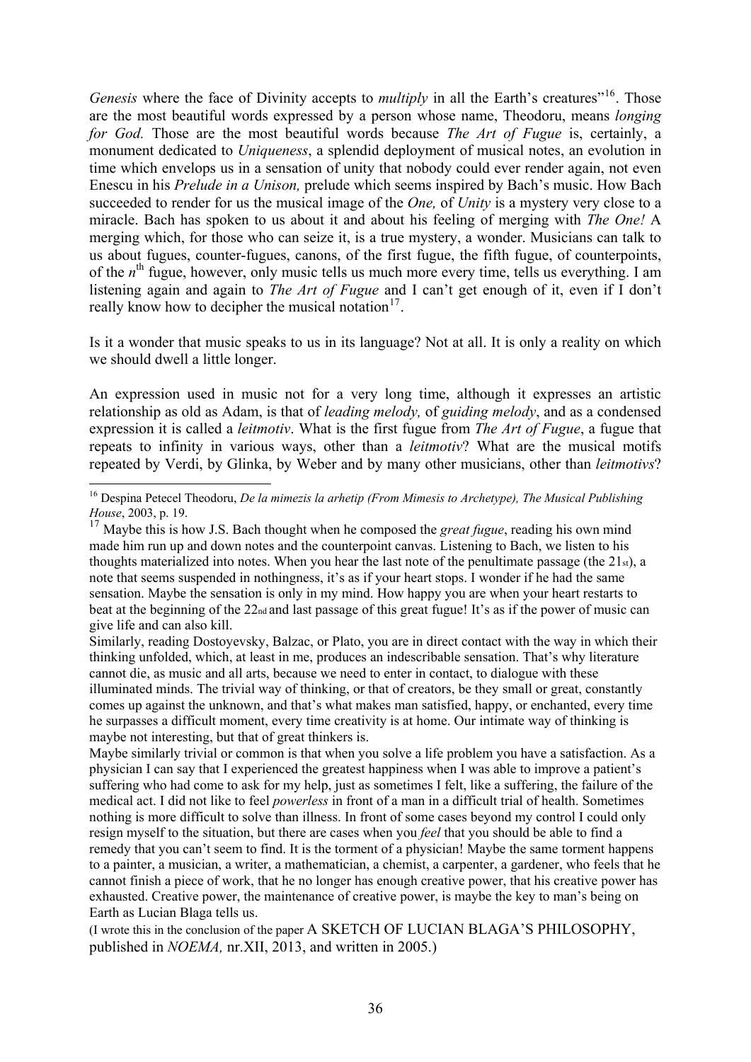*Genesis* where the face of Divinity accepts to *multiply* in all the Earth's creatures"[16]. Those are the most beautiful words expressed by a person whose name, Theodoru, means *longing for God.* Those are the most beautiful words because *The Art of Fugue* is, certainly, a monument dedicated to *Uniqueness*, a splendid deployment of musical notes, an evolution in time which envelops us in a sensation of unity that nobody could ever render again, not even Enescu in his *Prelude in a Unison,* prelude which seems inspired by Bach's music. How Bach succeeded to render for us the musical image of the *One,* of *Unity* is a mystery very close to a miracle. Bach has spoken to us about it and about his feeling of merging with *The One!* A merging which, for those who can seize it, is a true mystery, a wonder. Musicians can talk to us about fugues, counter-fugues, canons, of the first fugue, the fifth fugue, of counterpoints, of the $n^{\text{th}}$ fugue, however, only music tells us much more every time, tells us everything. I am listening again and again to *The Art of Fugue* and I can't get enough of it, even if I don't really know how to decipher the musical notation[17].

Is it a wonder that music speaks to us in its language? Not at all. It is only a reality on which we should dwell a little longer.

An expression used in music not for a very long time, although it expresses an artistic relationship as old as Adam, is that of *leading melody,* of *guiding melody*, and as a condensed expression it is called a *leitmotiv*. What is the first fugue from *The Art of Fugue*, a fugue that repeats to infinity in various ways, other than a *leitmotiv*? What are the musical motifs repeated by Verdi, by Glinka, by Weber and by many other musicians, other than *leitmotivs*?

---

[16] Despina Petecel Theodoru, *De la mimezis la arhetip (From Mimesis to Archetype), The Musical Publishing House*, 2003, p. 19.

[17] Maybe this is how J.S. Bach thought when he composed the *great fugue*, reading his own mind made him run up and down notes and the counterpoint canvas. Listening to Bach, we listen to his thoughts materialized into notes. When you hear the last note of the penultimate passage (the 21st), a note that seems suspended in nothingness, it's as if your heart stops. I wonder if he had the same sensation. Maybe the sensation is only in my mind. How happy you are when your heart restarts to beat at the beginning of the 22nd and last passage of this great fugue! It's as if the power of music can give life and can also kill.

Similarly, reading Dostoyevsky, Balzac, or Plato, you are in direct contact with the way in which their thinking unfolded, which, at least in me, produces an indescribable sensation. That's why literature cannot die, as music and all arts, because we need to enter in contact, to dialogue with these illuminated minds. The trivial way of thinking, or that of creators, be they small or great, constantly comes up against the unknown, and that's what makes man satisfied, happy, or enchanted, every time he surpasses a difficult moment, every time creativity is at home. Our intimate way of thinking is maybe not interesting, but that of great thinkers is.

Maybe similarly trivial or common is that when you solve a life problem you have a satisfaction. As a physician I can say that I experienced the greatest happiness when I was able to improve a patient's suffering who had come to ask for my help, just as sometimes I felt, like a suffering, the failure of the medical act. I did not like to feel *powerless* in front of a man in a difficult trial of health. Sometimes nothing is more difficult to solve than illness. In front of some cases beyond my control I could only resign myself to the situation, but there are cases when you *feel* that you should be able to find a remedy that you can't seem to find. It is the torment of a physician! Maybe the same torment happens to a painter, a musician, a writer, a mathematician, a chemist, a carpenter, a gardener, who feels that he cannot finish a piece of work, that he no longer has enough creative power, that his creative power has exhausted. Creative power, the maintenance of creative power, is maybe the key to man's being on Earth as Lucian Blaga tells us.

(I wrote this in the conclusion of the paper A SKETCH OF LUCIAN BLAGA'S PHILOSOPHY, published in *NOEMA,* nr.XII, 2013, and written in 2005.)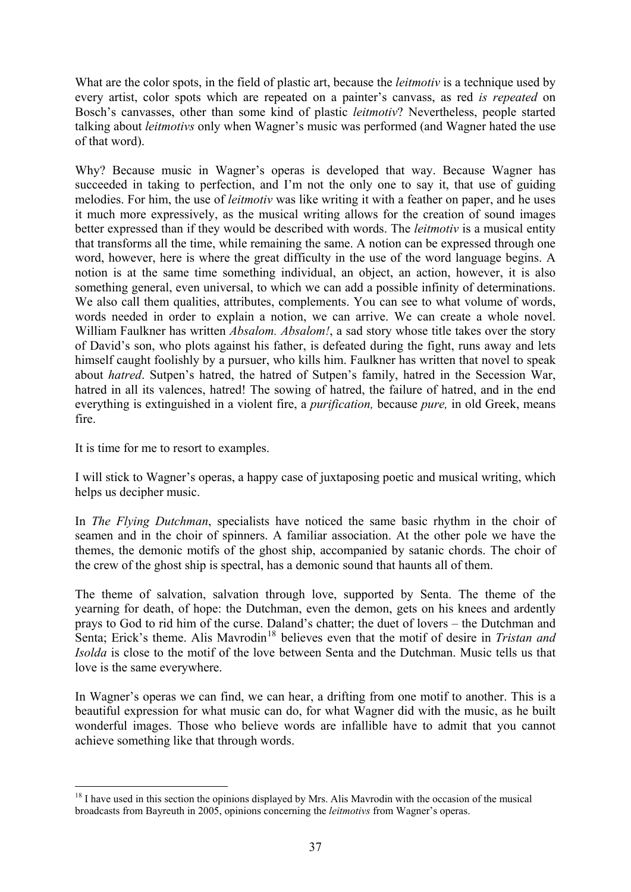What are the color spots, in the field of plastic art, because the *leitmotiv* is a technique used by every artist, color spots which are repeated on a painter's canvass, as red *is repeated* on Bosch's canvasses, other than some kind of plastic *leitmotiv*? Nevertheless, people started talking about *leitmotivs* only when Wagner's music was performed (and Wagner hated the use of that word).

Why? Because music in Wagner's operas is developed that way. Because Wagner has succeeded in taking to perfection, and I'm not the only one to say it, that use of guiding melodies. For him, the use of *leitmotiv* was like writing it with a feather on paper, and he uses it much more expressively, as the musical writing allows for the creation of sound images better expressed than if they would be described with words. The *leitmotiv* is a musical entity that transforms all the time, while remaining the same. A notion can be expressed through one word, however, here is where the great difficulty in the use of the word language begins. A notion is at the same time something individual, an object, an action, however, it is also something general, even universal, to which we can add a possible infinity of determinations. We also call them qualities, attributes, complements. You can see to what volume of words, words needed in order to explain a notion, we can arrive. We can create a whole novel. William Faulkner has written *Absalom. Absalom!*, a sad story whose title takes over the story of David's son, who plots against his father, is defeated during the fight, runs away and lets himself caught foolishly by a pursuer, who kills him. Faulkner has written that novel to speak about *hatred*. Sutpen's hatred, the hatred of Sutpen's family, hatred in the Secession War, hatred in all its valences, hatred! The sowing of hatred, the failure of hatred, and in the end everything is extinguished in a violent fire, a *purification,* because *pure,* in old Greek, means fire.

It is time for me to resort to examples.

I will stick to Wagner's operas, a happy case of juxtaposing poetic and musical writing, which helps us decipher music.

In *The Flying Dutchman*, specialists have noticed the same basic rhythm in the choir of seamen and in the choir of spinners. A familiar association. At the other pole we have the themes, the demonic motifs of the ghost ship, accompanied by satanic chords. The choir of the crew of the ghost ship is spectral, has a demonic sound that haunts all of them.

The theme of salvation, salvation through love, supported by Senta. The theme of the yearning for death, of hope: the Dutchman, even the demon, gets on his knees and ardently prays to God to rid him of the curse. Daland's chatter; the duet of lovers – the Dutchman and Senta; Erick's theme. Alis Mavrodin[18] believes even that the motif of desire in *Tristan and Isolda* is close to the motif of the love between Senta and the Dutchman. Music tells us that love is the same everywhere.

In Wagner's operas we can find, we can hear, a drifting from one motif to another. This is a beautiful expression for what music can do, for what Wagner did with the music, as he built wonderful images. Those who believe words are infallible have to admit that you cannot achieve something like that through words.

---

[18] I have used in this section the opinions displayed by Mrs. Alis Mavrodin with the occasion of the musical broadcasts from Bayreuth in 2005, opinions concerning the *leitmotivs* from Wagner's operas.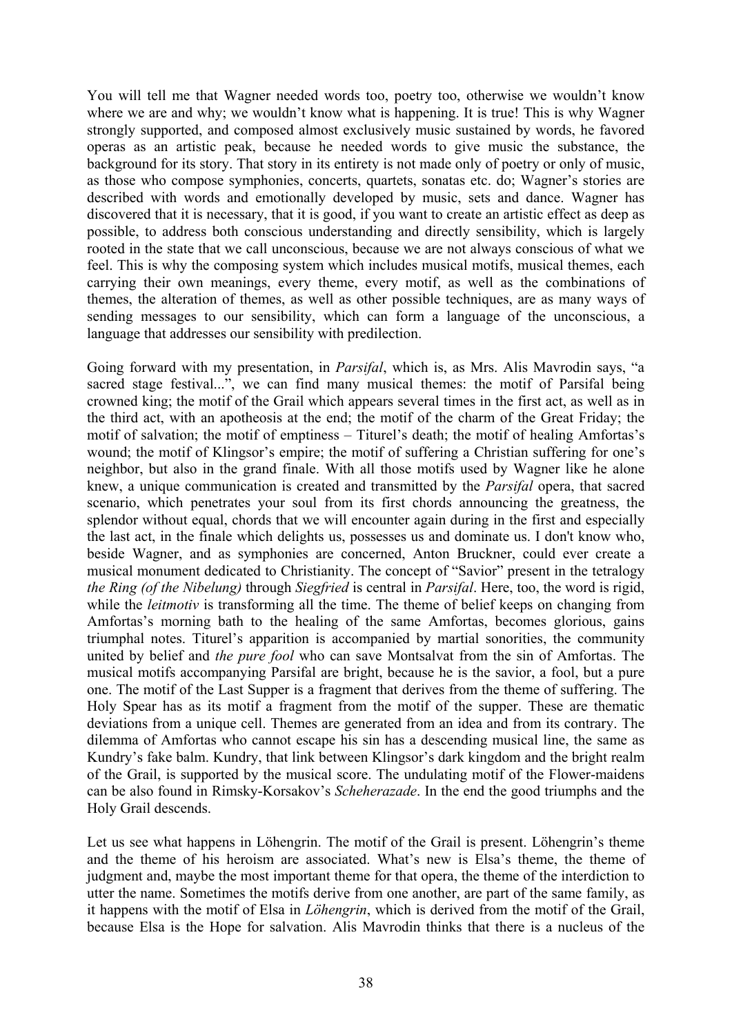You will tell me that Wagner needed words too, poetry too, otherwise we wouldn't know where we are and why; we wouldn't know what is happening. It is true! This is why Wagner strongly supported, and composed almost exclusively music sustained by words, he favored operas as an artistic peak, because he needed words to give music the substance, the background for its story. That story in its entirety is not made only of poetry or only of music, as those who compose symphonies, concerts, quartets, sonatas etc. do; Wagner's stories are described with words and emotionally developed by music, sets and dance. Wagner has discovered that it is necessary, that it is good, if you want to create an artistic effect as deep as possible, to address both conscious understanding and directly sensibility, which is largely rooted in the state that we call unconscious, because we are not always conscious of what we feel. This is why the composing system which includes musical motifs, musical themes, each carrying their own meanings, every theme, every motif, as well as the combinations of themes, the alteration of themes, as well as other possible techniques, are as many ways of sending messages to our sensibility, which can form a language of the unconscious, a language that addresses our sensibility with predilection.

Going forward with my presentation, in *Parsifal*, which is, as Mrs. Alis Mavrodin says, "a sacred stage festival...", we can find many musical themes: the motif of Parsifal being crowned king; the motif of the Grail which appears several times in the first act, as well as in the third act, with an apotheosis at the end; the motif of the charm of the Great Friday; the motif of salvation; the motif of emptiness – Titurel's death; the motif of healing Amfortas's wound; the motif of Klingsor's empire; the motif of suffering a Christian suffering for one's neighbor, but also in the grand finale. With all those motifs used by Wagner like he alone knew, a unique communication is created and transmitted by the *Parsifal* opera, that sacred scenario, which penetrates your soul from its first chords announcing the greatness, the splendor without equal, chords that we will encounter again during in the first and especially the last act, in the finale which delights us, possesses us and dominate us. I don't know who, beside Wagner, and as symphonies are concerned, Anton Bruckner, could ever create a musical monument dedicated to Christianity. The concept of "Savior" present in the tetralogy *the Ring (of the Nibelung)* through *Siegfried* is central in *Parsifal*. Here, too, the word is rigid, while the *leitmotiv* is transforming all the time. The theme of belief keeps on changing from Amfortas's morning bath to the healing of the same Amfortas, becomes glorious, gains triumphal notes. Titurel's apparition is accompanied by martial sonorities, the community united by belief and *the pure fool* who can save Montsalvat from the sin of Amfortas. The musical motifs accompanying Parsifal are bright, because he is the savior, a fool, but a pure one. The motif of the Last Supper is a fragment that derives from the theme of suffering. The Holy Spear has as its motif a fragment from the motif of the supper. These are thematic deviations from a unique cell. Themes are generated from an idea and from its contrary. The dilemma of Amfortas who cannot escape his sin has a descending musical line, the same as Kundry's fake balm. Kundry, that link between Klingsor's dark kingdom and the bright realm of the Grail, is supported by the musical score. The undulating motif of the Flower-maidens can be also found in Rimsky-Korsakov's *Scheherazade*. In the end the good triumphs and the Holy Grail descends.

Let us see what happens in Löhengrin. The motif of the Grail is present. Löhengrin's theme and the theme of his heroism are associated. What's new is Elsa's theme, the theme of judgment and, maybe the most important theme for that opera, the theme of the interdiction to utter the name. Sometimes the motifs derive from one another, are part of the same family, as it happens with the motif of Elsa in *Löhengrin*, which is derived from the motif of the Grail, because Elsa is the Hope for salvation. Alis Mavrodin thinks that there is a nucleus of the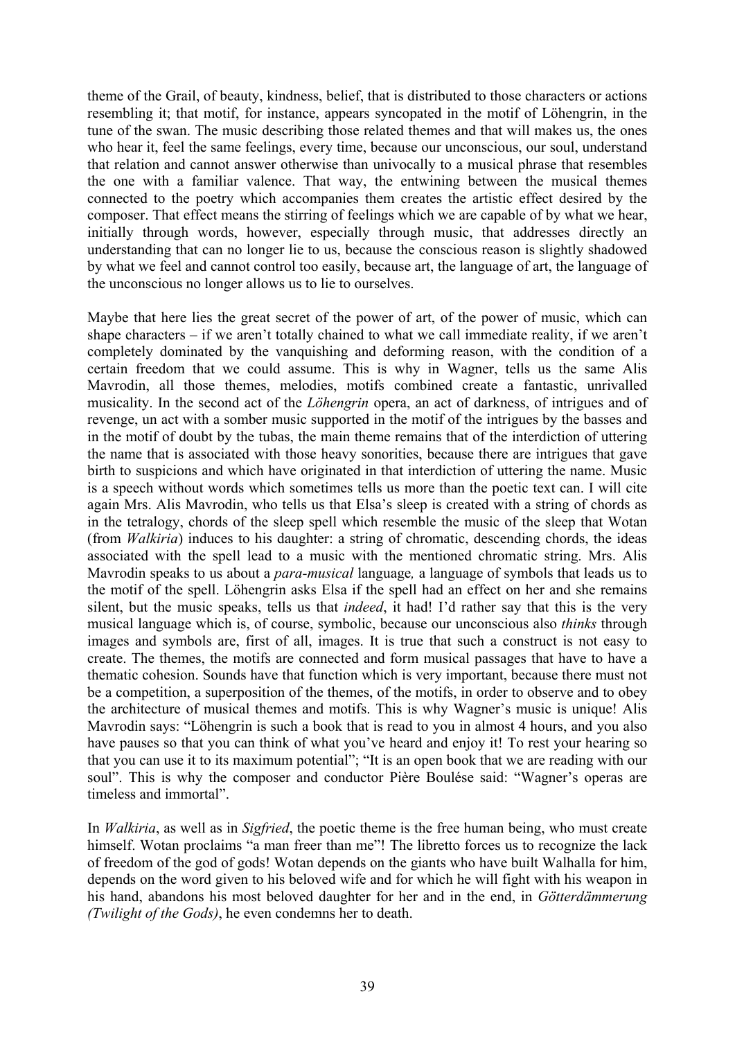theme of the Grail, of beauty, kindness, belief, that is distributed to those characters or actions resembling it; that motif, for instance, appears syncopated in the motif of Löhengrin, in the tune of the swan. The music describing those related themes and that will makes us, the ones who hear it, feel the same feelings, every time, because our unconscious, our soul, understand that relation and cannot answer otherwise than univocally to a musical phrase that resembles the one with a familiar valence. That way, the entwining between the musical themes connected to the poetry which accompanies them creates the artistic effect desired by the composer. That effect means the stirring of feelings which we are capable of by what we hear, initially through words, however, especially through music, that addresses directly an understanding that can no longer lie to us, because the conscious reason is slightly shadowed by what we feel and cannot control too easily, because art, the language of art, the language of the unconscious no longer allows us to lie to ourselves.

Maybe that here lies the great secret of the power of art, of the power of music, which can shape characters – if we aren't totally chained to what we call immediate reality, if we aren't completely dominated by the vanquishing and deforming reason, with the condition of a certain freedom that we could assume. This is why in Wagner, tells us the same Alis Mavrodin, all those themes, melodies, motifs combined create a fantastic, unrivalled musicality. In the second act of the *Löhengrin* opera, an act of darkness, of intrigues and of revenge, un act with a somber music supported in the motif of the intrigues by the basses and in the motif of doubt by the tubas, the main theme remains that of the interdiction of uttering the name that is associated with those heavy sonorities, because there are intrigues that gave birth to suspicions and which have originated in that interdiction of uttering the name. Music is a speech without words which sometimes tells us more than the poetic text can. I will cite again Mrs. Alis Mavrodin, who tells us that Elsa's sleep is created with a string of chords as in the tetralogy, chords of the sleep spell which resemble the music of the sleep that Wotan (from *Walkiria*) induces to his daughter: a string of chromatic, descending chords, the ideas associated with the spell lead to a music with the mentioned chromatic string. Mrs. Alis Mavrodin speaks to us about a *para-musical* language*,* a language of symbols that leads us to the motif of the spell. Löhengrin asks Elsa if the spell had an effect on her and she remains silent, but the music speaks, tells us that *indeed*, it had! I'd rather say that this is the very musical language which is, of course, symbolic, because our unconscious also *thinks* through images and symbols are, first of all, images. It is true that such a construct is not easy to create. The themes, the motifs are connected and form musical passages that have to have a thematic cohesion. Sounds have that function which is very important, because there must not be a competition, a superposition of the themes, of the motifs, in order to observe and to obey the architecture of musical themes and motifs. This is why Wagner's music is unique! Alis Mavrodin says: "Löhengrin is such a book that is read to you in almost 4 hours, and you also have pauses so that you can think of what you've heard and enjoy it! To rest your hearing so that you can use it to its maximum potential"; "It is an open book that we are reading with our soul". This is why the composer and conductor Pière Boulése said: "Wagner's operas are timeless and immortal".

In *Walkiria*, as well as in *Sigfried*, the poetic theme is the free human being, who must create himself. Wotan proclaims "a man freer than me"! The libretto forces us to recognize the lack of freedom of the god of gods! Wotan depends on the giants who have built Walhalla for him, depends on the word given to his beloved wife and for which he will fight with his weapon in his hand, abandons his most beloved daughter for her and in the end, in *Götterdämmerung (Twilight of the Gods)*, he even condemns her to death.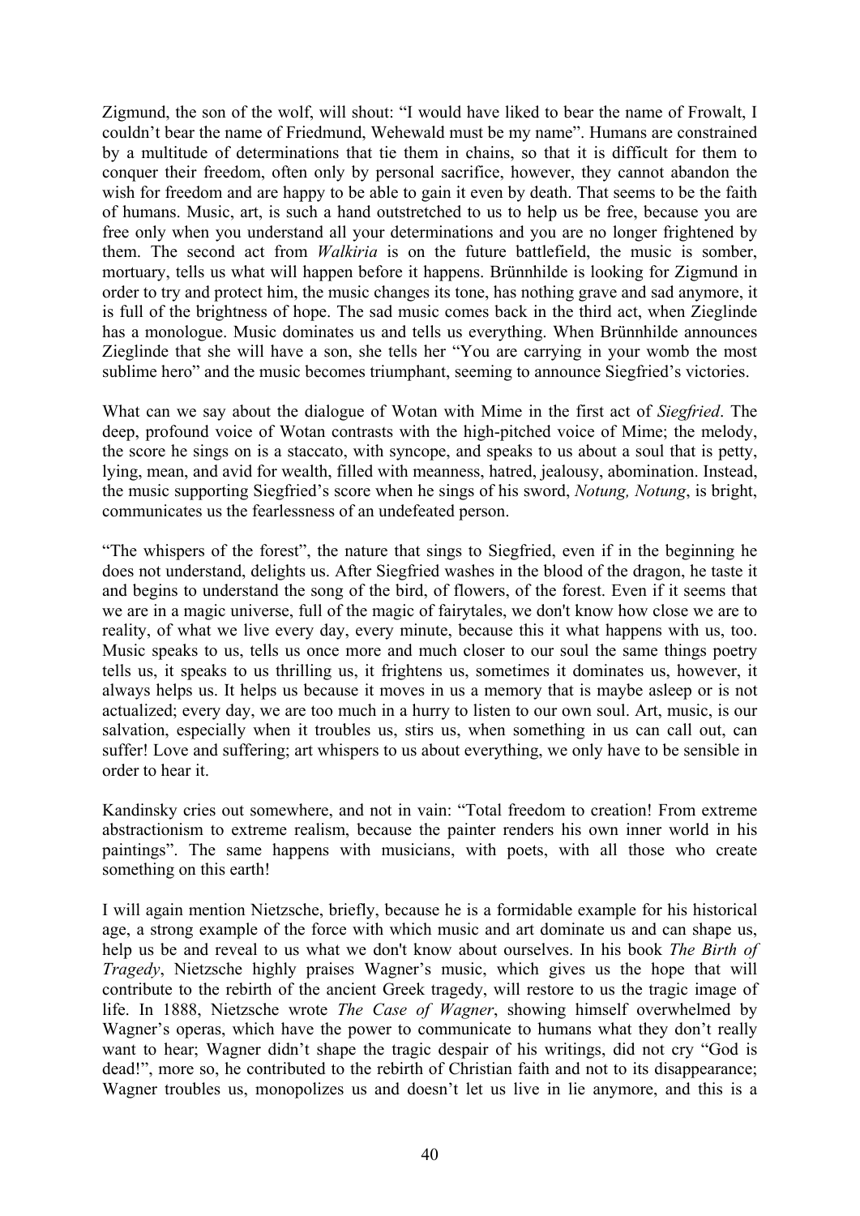Zigmund, the son of the wolf, will shout: "I would have liked to bear the name of Frowalt, I couldn't bear the name of Friedmund, Wehewald must be my name". Humans are constrained by a multitude of determinations that tie them in chains, so that it is difficult for them to conquer their freedom, often only by personal sacrifice, however, they cannot abandon the wish for freedom and are happy to be able to gain it even by death. That seems to be the faith of humans. Music, art, is such a hand outstretched to us to help us be free, because you are free only when you understand all your determinations and you are no longer frightened by them. The second act from *Walkiria* is on the future battlefield, the music is somber, mortuary, tells us what will happen before it happens. Brünnhilde is looking for Zigmund in order to try and protect him, the music changes its tone, has nothing grave and sad anymore, it is full of the brightness of hope. The sad music comes back in the third act, when Zieglinde has a monologue. Music dominates us and tells us everything. When Brünnhilde announces Zieglinde that she will have a son, she tells her "You are carrying in your womb the most sublime hero" and the music becomes triumphant, seeming to announce Siegfried's victories.

What can we say about the dialogue of Wotan with Mime in the first act of *Siegfried*. The deep, profound voice of Wotan contrasts with the high-pitched voice of Mime; the melody, the score he sings on is a staccato, with syncope, and speaks to us about a soul that is petty, lying, mean, and avid for wealth, filled with meanness, hatred, jealousy, abomination. Instead, the music supporting Siegfried's score when he sings of his sword, *Notung, Notung*, is bright, communicates us the fearlessness of an undefeated person.

"The whispers of the forest", the nature that sings to Siegfried, even if in the beginning he does not understand, delights us. After Siegfried washes in the blood of the dragon, he taste it and begins to understand the song of the bird, of flowers, of the forest. Even if it seems that we are in a magic universe, full of the magic of fairytales, we don't know how close we are to reality, of what we live every day, every minute, because this it what happens with us, too. Music speaks to us, tells us once more and much closer to our soul the same things poetry tells us, it speaks to us thrilling us, it frightens us, sometimes it dominates us, however, it always helps us. It helps us because it moves in us a memory that is maybe asleep or is not actualized; every day, we are too much in a hurry to listen to our own soul. Art, music, is our salvation, especially when it troubles us, stirs us, when something in us can call out, can suffer! Love and suffering; art whispers to us about everything, we only have to be sensible in order to hear it.

Kandinsky cries out somewhere, and not in vain: "Total freedom to creation! From extreme abstractionism to extreme realism, because the painter renders his own inner world in his paintings". The same happens with musicians, with poets, with all those who create something on this earth!

I will again mention Nietzsche, briefly, because he is a formidable example for his historical age, a strong example of the force with which music and art dominate us and can shape us, help us be and reveal to us what we don't know about ourselves. In his book *The Birth of Tragedy*, Nietzsche highly praises Wagner's music, which gives us the hope that will contribute to the rebirth of the ancient Greek tragedy, will restore to us the tragic image of life. In 1888, Nietzsche wrote *The Case of Wagner*, showing himself overwhelmed by Wagner's operas, which have the power to communicate to humans what they don't really want to hear; Wagner didn't shape the tragic despair of his writings, did not cry "God is dead!", more so, he contributed to the rebirth of Christian faith and not to its disappearance; Wagner troubles us, monopolizes us and doesn't let us live in lie anymore, and this is a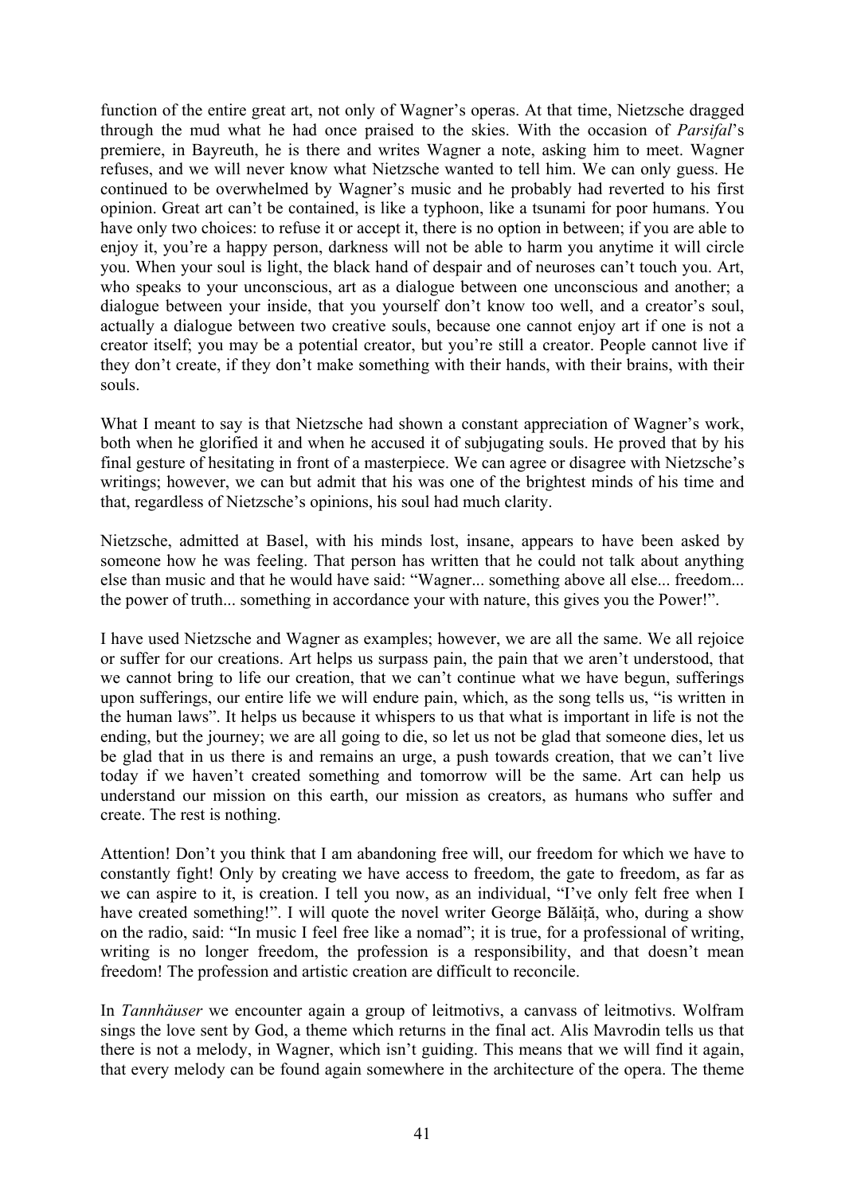function of the entire great art, not only of Wagner's operas. At that time, Nietzsche dragged through the mud what he had once praised to the skies. With the occasion of *Parsifal*'s premiere, in Bayreuth, he is there and writes Wagner a note, asking him to meet. Wagner refuses, and we will never know what Nietzsche wanted to tell him. We can only guess. He continued to be overwhelmed by Wagner's music and he probably had reverted to his first opinion. Great art can't be contained, is like a typhoon, like a tsunami for poor humans. You have only two choices: to refuse it or accept it, there is no option in between; if you are able to enjoy it, you're a happy person, darkness will not be able to harm you anytime it will circle you. When your soul is light, the black hand of despair and of neuroses can't touch you. Art, who speaks to your unconscious, art as a dialogue between one unconscious and another; a dialogue between your inside, that you yourself don't know too well, and a creator's soul, actually a dialogue between two creative souls, because one cannot enjoy art if one is not a creator itself; you may be a potential creator, but you're still a creator. People cannot live if they don't create, if they don't make something with their hands, with their brains, with their souls.

What I meant to say is that Nietzsche had shown a constant appreciation of Wagner's work, both when he glorified it and when he accused it of subjugating souls. He proved that by his final gesture of hesitating in front of a masterpiece. We can agree or disagree with Nietzsche's writings; however, we can but admit that his was one of the brightest minds of his time and that, regardless of Nietzsche's opinions, his soul had much clarity.

Nietzsche, admitted at Basel, with his minds lost, insane, appears to have been asked by someone how he was feeling. That person has written that he could not talk about anything else than music and that he would have said: "Wagner... something above all else... freedom... the power of truth... something in accordance your with nature, this gives you the Power!".

I have used Nietzsche and Wagner as examples; however, we are all the same. We all rejoice or suffer for our creations. Art helps us surpass pain, the pain that we aren't understood, that we cannot bring to life our creation, that we can't continue what we have begun, sufferings upon sufferings, our entire life we will endure pain, which, as the song tells us, "is written in the human laws". It helps us because it whispers to us that what is important in life is not the ending, but the journey; we are all going to die, so let us not be glad that someone dies, let us be glad that in us there is and remains an urge, a push towards creation, that we can't live today if we haven't created something and tomorrow will be the same. Art can help us understand our mission on this earth, our mission as creators, as humans who suffer and create. The rest is nothing.

Attention! Don't you think that I am abandoning free will, our freedom for which we have to constantly fight! Only by creating we have access to freedom, the gate to freedom, as far as we can aspire to it, is creation. I tell you now, as an individual, "I've only felt free when I have created something!". I will quote the novel writer George Bălăiță, who, during a show on the radio, said: "In music I feel free like a nomad"; it is true, for a professional of writing, writing is no longer freedom, the profession is a responsibility, and that doesn't mean freedom! The profession and artistic creation are difficult to reconcile.

In *Tannhäuser* we encounter again a group of leitmotivs, a canvass of leitmotivs. Wolfram sings the love sent by God, a theme which returns in the final act. Alis Mavrodin tells us that there is not a melody, in Wagner, which isn't guiding. This means that we will find it again, that every melody can be found again somewhere in the architecture of the opera. The theme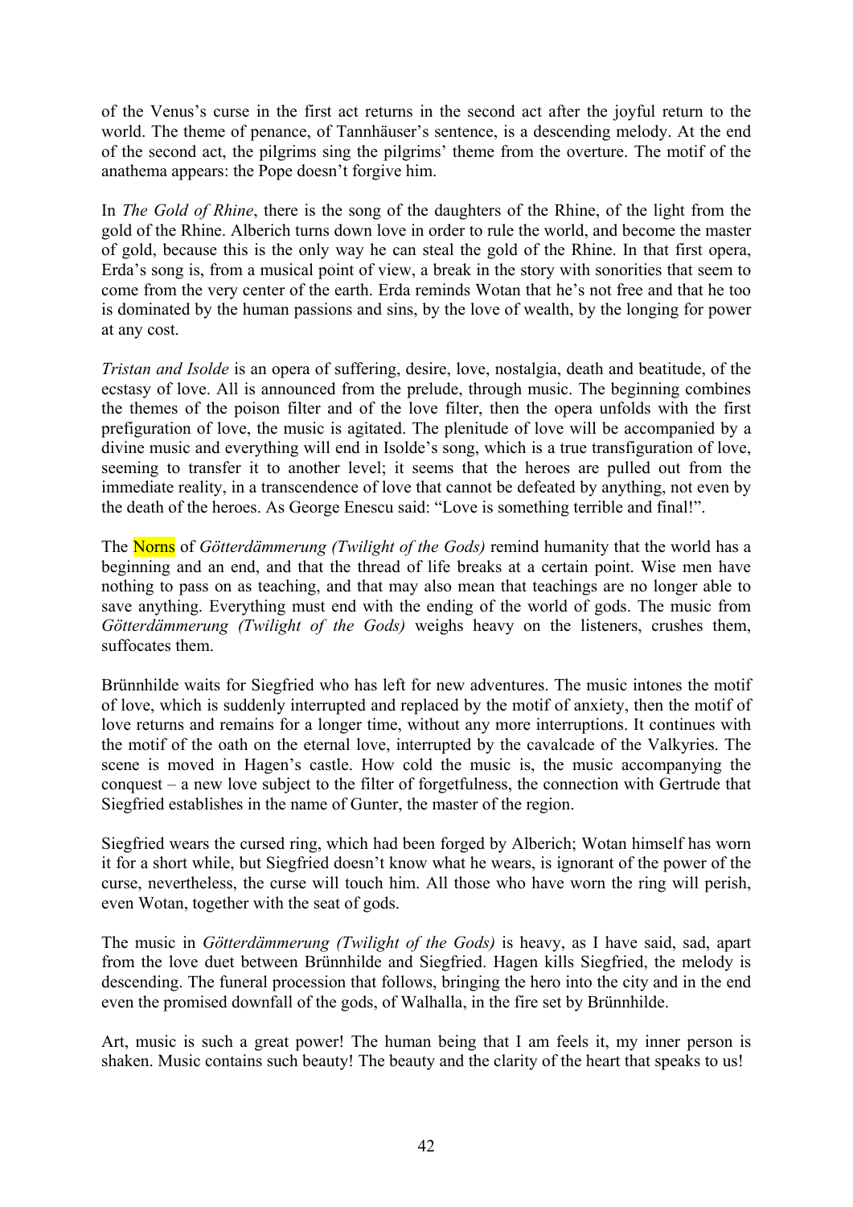of the Venus's curse in the first act returns in the second act after the joyful return to the world. The theme of penance, of Tannhäuser's sentence, is a descending melody. At the end of the second act, the pilgrims sing the pilgrims' theme from the overture. The motif of the anathema appears: the Pope doesn't forgive him.

In *The Gold of Rhine*, there is the song of the daughters of the Rhine, of the light from the gold of the Rhine. Alberich turns down love in order to rule the world, and become the master of gold, because this is the only way he can steal the gold of the Rhine. In that first opera, Erda's song is, from a musical point of view, a break in the story with sonorities that seem to come from the very center of the earth. Erda reminds Wotan that he's not free and that he too is dominated by the human passions and sins, by the love of wealth, by the longing for power at any cost.

*Tristan and Isolde* is an opera of suffering, desire, love, nostalgia, death and beatitude, of the ecstasy of love. All is announced from the prelude, through music. The beginning combines the themes of the poison filter and of the love filter, then the opera unfolds with the first prefiguration of love, the music is agitated. The plenitude of love will be accompanied by a divine music and everything will end in Isolde's song, which is a true transfiguration of love, seeming to transfer it to another level; it seems that the heroes are pulled out from the immediate reality, in a transcendence of love that cannot be defeated by anything, not even by the death of the heroes. As George Enescu said: "Love is something terrible and final!".

The Norns of *Götterdämmerung (Twilight of the Gods)* remind humanity that the world has a beginning and an end, and that the thread of life breaks at a certain point. Wise men have nothing to pass on as teaching, and that may also mean that teachings are no longer able to save anything. Everything must end with the ending of the world of gods. The music from *Götterdämmerung (Twilight of the Gods)* weighs heavy on the listeners, crushes them, suffocates them.

Brünnhilde waits for Siegfried who has left for new adventures. The music intones the motif of love, which is suddenly interrupted and replaced by the motif of anxiety, then the motif of love returns and remains for a longer time, without any more interruptions. It continues with the motif of the oath on the eternal love, interrupted by the cavalcade of the Valkyries. The scene is moved in Hagen's castle. How cold the music is, the music accompanying the conquest – a new love subject to the filter of forgetfulness, the connection with Gertrude that Siegfried establishes in the name of Gunter, the master of the region.

Siegfried wears the cursed ring, which had been forged by Alberich; Wotan himself has worn it for a short while, but Siegfried doesn't know what he wears, is ignorant of the power of the curse, nevertheless, the curse will touch him. All those who have worn the ring will perish, even Wotan, together with the seat of gods.

The music in *Götterdämmerung (Twilight of the Gods)* is heavy, as I have said, sad, apart from the love duet between Brünnhilde and Siegfried. Hagen kills Siegfried, the melody is descending. The funeral procession that follows, bringing the hero into the city and in the end even the promised downfall of the gods, of Walhalla, in the fire set by Brünnhilde.

Art, music is such a great power! The human being that I am feels it, my inner person is shaken. Music contains such beauty! The beauty and the clarity of the heart that speaks to us!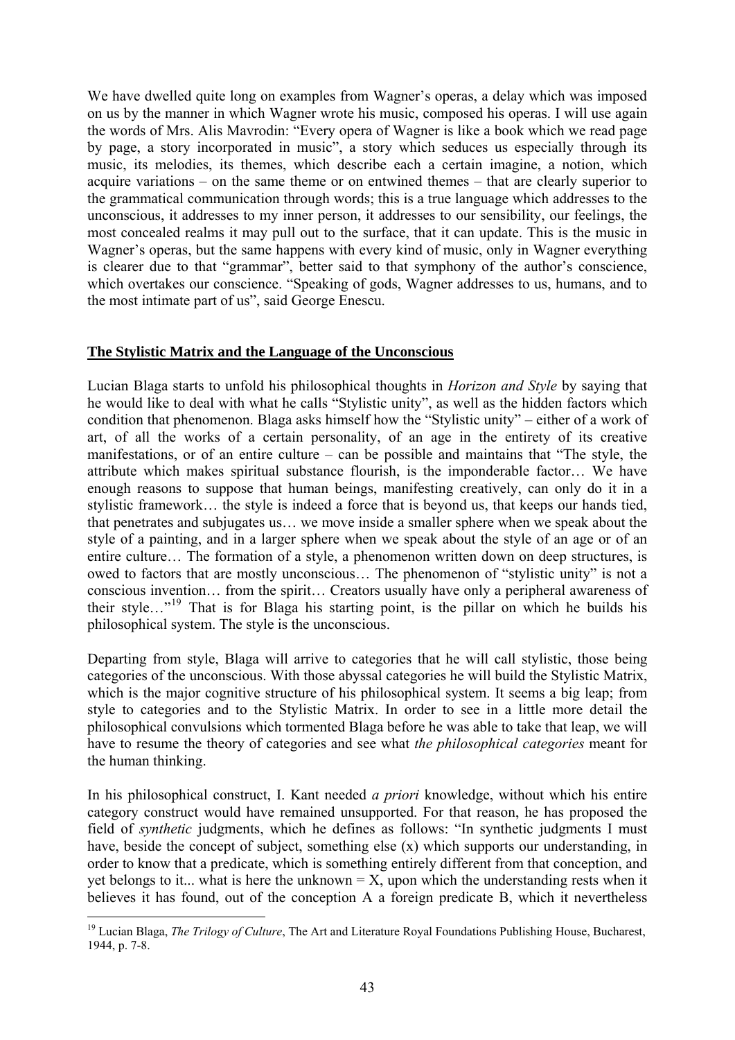We have dwelled quite long on examples from Wagner's operas, a delay which was imposed on us by the manner in which Wagner wrote his music, composed his operas. I will use again the words of Mrs. Alis Mavrodin: "Every opera of Wagner is like a book which we read page by page, a story incorporated in music", a story which seduces us especially through its music, its melodies, its themes, which describe each a certain imagine, a notion, which acquire variations – on the same theme or on entwined themes – that are clearly superior to the grammatical communication through words; this is a true language which addresses to the unconscious, it addresses to my inner person, it addresses to our sensibility, our feelings, the most concealed realms it may pull out to the surface, that it can update. This is the music in Wagner's operas, but the same happens with every kind of music, only in Wagner everything is clearer due to that "grammar", better said to that symphony of the author's conscience, which overtakes our conscience. "Speaking of gods, Wagner addresses to us, humans, and to the most intimate part of us", said George Enescu.

## **The Stylistic Matrix and the Language of the Unconscious**

Lucian Blaga starts to unfold his philosophical thoughts in *Horizon and Style* by saying that he would like to deal with what he calls "Stylistic unity", as well as the hidden factors which condition that phenomenon. Blaga asks himself how the "Stylistic unity" – either of a work of art, of all the works of a certain personality, of an age in the entirety of its creative manifestations, or of an entire culture – can be possible and maintains that "The style, the attribute which makes spiritual substance flourish, is the imponderable factor… We have enough reasons to suppose that human beings, manifesting creatively, can only do it in a stylistic framework… the style is indeed a force that is beyond us, that keeps our hands tied, that penetrates and subjugates us… we move inside a smaller sphere when we speak about the style of a painting, and in a larger sphere when we speak about the style of an age or of an entire culture… The formation of a style, a phenomenon written down on deep structures, is owed to factors that are mostly unconscious… The phenomenon of "stylistic unity" is not a conscious invention… from the spirit… Creators usually have only a peripheral awareness of their style…"[19] That is for Blaga his starting point, is the pillar on which he builds his philosophical system. The style is the unconscious.

Departing from style, Blaga will arrive to categories that he will call stylistic, those being categories of the unconscious. With those abyssal categories he will build the Stylistic Matrix, which is the major cognitive structure of his philosophical system. It seems a big leap; from style to categories and to the Stylistic Matrix. In order to see in a little more detail the philosophical convulsions which tormented Blaga before he was able to take that leap, we will have to resume the theory of categories and see what *the philosophical categories* meant for the human thinking.

In his philosophical construct, I. Kant needed *a priori* knowledge, without which his entire category construct would have remained unsupported. For that reason, he has proposed the field of *synthetic* judgments, which he defines as follows: "In synthetic judgments I must have, beside the concept of subject, something else (x) which supports our understanding, in order to know that a predicate, which is something entirely different from that conception, and yet belongs to it... what is here the unknown = X, upon which the understanding rests when it believes it has found, out of the conception A a foreign predicate B, which it nevertheless

[19] Lucian Blaga, *The Trilogy of Culture*, The Art and Literature Royal Foundations Publishing House, Bucharest, 1944, p. 7-8.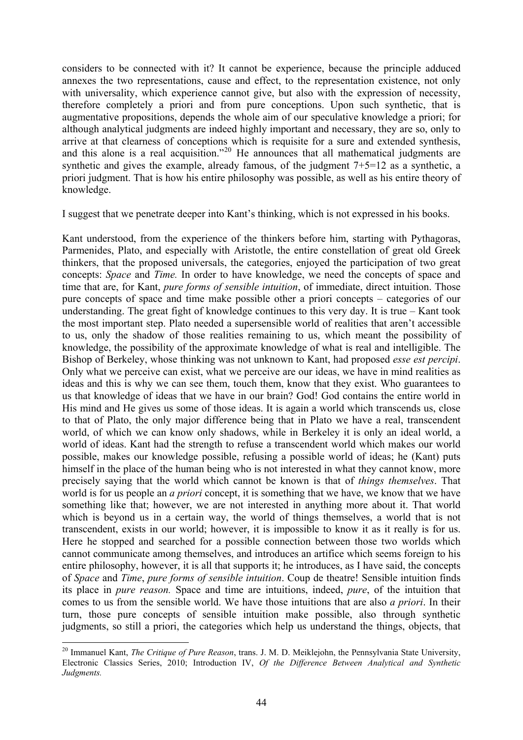considers to be connected with it? It cannot be experience, because the principle adduced annexes the two representations, cause and effect, to the representation existence, not only with universality, which experience cannot give, but also with the expression of necessity, therefore completely a priori and from pure conceptions. Upon such synthetic, that is augmentative propositions, depends the whole aim of our speculative knowledge a priori; for although analytical judgments are indeed highly important and necessary, they are so, only to arrive at that clearness of conceptions which is requisite for a sure and extended synthesis, and this alone is a real acquisition."[20] He announces that all mathematical judgments are synthetic and gives the example, already famous, of the judgment 7+5=12 as a synthetic, a priori judgment. That is how his entire philosophy was possible, as well as his entire theory of knowledge.

I suggest that we penetrate deeper into Kant's thinking, which is not expressed in his books.

Kant understood, from the experience of the thinkers before him, starting with Pythagoras, Parmenides, Plato, and especially with Aristotle, the entire constellation of great old Greek thinkers, that the proposed universals, the categories, enjoyed the participation of two great concepts: *Space* and *Time.* In order to have knowledge, we need the concepts of space and time that are, for Kant, *pure forms of sensible intuition*, of immediate, direct intuition. Those pure concepts of space and time make possible other a priori concepts – categories of our understanding. The great fight of knowledge continues to this very day. It is true – Kant took the most important step. Plato needed a supersensible world of realities that aren't accessible to us, only the shadow of those realities remaining to us, which meant the possibility of knowledge, the possibility of the approximate knowledge of what is real and intelligible. The Bishop of Berkeley, whose thinking was not unknown to Kant, had proposed *esse est percipi*. Only what we perceive can exist, what we perceive are our ideas, we have in mind realities as ideas and this is why we can see them, touch them, know that they exist. Who guarantees to us that knowledge of ideas that we have in our brain? God! God contains the entire world in His mind and He gives us some of those ideas. It is again a world which transcends us, close to that of Plato, the only major difference being that in Plato we have a real, transcendent world, of which we can know only shadows, while in Berkeley it is only an ideal world, a world of ideas. Kant had the strength to refuse a transcendent world which makes our world possible, makes our knowledge possible, refusing a possible world of ideas; he (Kant) puts himself in the place of the human being who is not interested in what they cannot know, more precisely saying that the world which cannot be known is that of *things themselves*. That world is for us people an *a priori* concept, it is something that we have, we know that we have something like that; however, we are not interested in anything more about it. That world which is beyond us in a certain way, the world of things themselves, a world that is not transcendent, exists in our world; however, it is impossible to know it as it really is for us. Here he stopped and searched for a possible connection between those two worlds which cannot communicate among themselves, and introduces an artifice which seems foreign to his entire philosophy, however, it is all that supports it; he introduces, as I have said, the concepts of *Space* and *Time*, *pure forms of sensible intuition*. Coup de theatre! Sensible intuition finds its place in *pure reason.* Space and time are intuitions, indeed, *pure*, of the intuition that comes to us from the sensible world. We have those intuitions that are also *a priori*. In their turn, those pure concepts of sensible intuition make possible, also through synthetic judgments, so still a priori, the categories which help us understand the things, objects, that

[20] Immanuel Kant, *The Critique of Pure Reason*, trans. J. M. D. Meiklejohn, the Pennsylvania State University, Electronic Classics Series, 2010; Introduction IV, *Of the Difference Between Analytical and Synthetic Judgments.*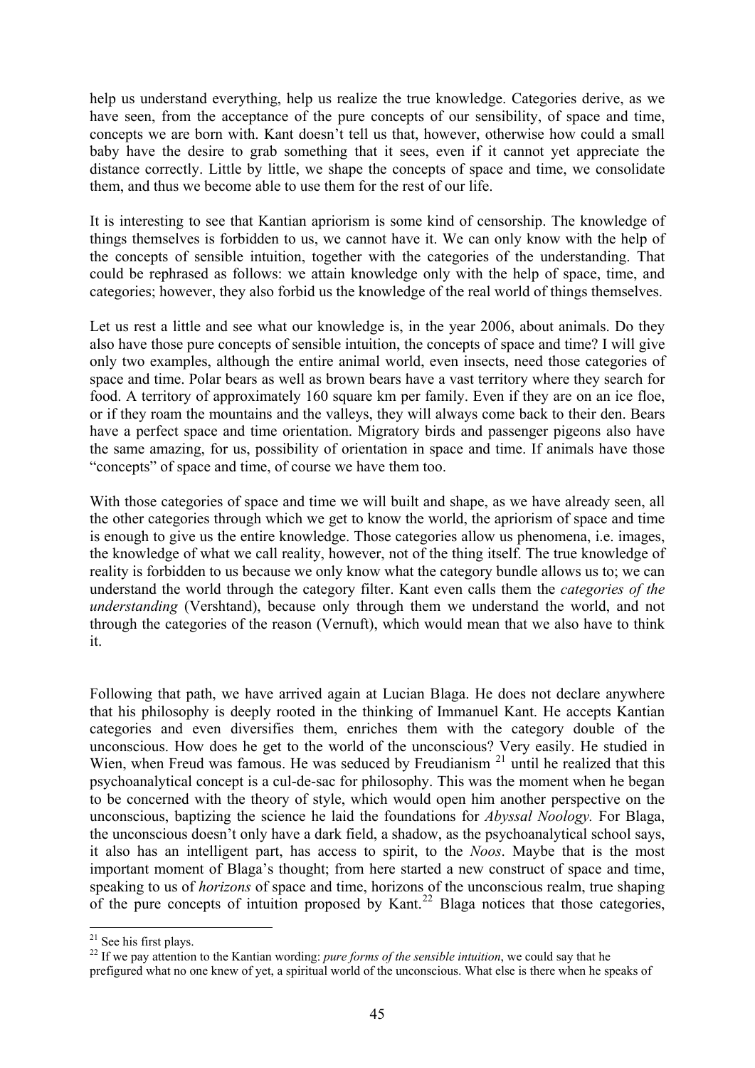help us understand everything, help us realize the true knowledge. Categories derive, as we have seen, from the acceptance of the pure concepts of our sensibility, of space and time, concepts we are born with. Kant doesn't tell us that, however, otherwise how could a small baby have the desire to grab something that it sees, even if it cannot yet appreciate the distance correctly. Little by little, we shape the concepts of space and time, we consolidate them, and thus we become able to use them for the rest of our life.

It is interesting to see that Kantian apriorism is some kind of censorship. The knowledge of things themselves is forbidden to us, we cannot have it. We can only know with the help of the concepts of sensible intuition, together with the categories of the understanding. That could be rephrased as follows: we attain knowledge only with the help of space, time, and categories; however, they also forbid us the knowledge of the real world of things themselves.

Let us rest a little and see what our knowledge is, in the year 2006, about animals. Do they also have those pure concepts of sensible intuition, the concepts of space and time? I will give only two examples, although the entire animal world, even insects, need those categories of space and time. Polar bears as well as brown bears have a vast territory where they search for food. A territory of approximately 160 square km per family. Even if they are on an ice floe, or if they roam the mountains and the valleys, they will always come back to their den. Bears have a perfect space and time orientation. Migratory birds and passenger pigeons also have the same amazing, for us, possibility of orientation in space and time. If animals have those "concepts" of space and time, of course we have them too.

With those categories of space and time we will built and shape, as we have already seen, all the other categories through which we get to know the world, the apriorism of space and time is enough to give us the entire knowledge. Those categories allow us phenomena, i.e. images, the knowledge of what we call reality, however, not of the thing itself. The true knowledge of reality is forbidden to us because we only know what the category bundle allows us to; we can understand the world through the category filter. Kant even calls them the *categories of the understanding* (Vershtand), because only through them we understand the world, and not through the categories of the reason (Vernuft), which would mean that we also have to think it.

Following that path, we have arrived again at Lucian Blaga. He does not declare anywhere that his philosophy is deeply rooted in the thinking of Immanuel Kant. He accepts Kantian categories and even diversifies them, enriches them with the category double of the unconscious. How does he get to the world of the unconscious? Very easily. He studied in Wien, when Freud was famous. He was seduced by Freudianism [21] until he realized that this psychoanalytical concept is a cul-de-sac for philosophy. This was the moment when he began to be concerned with the theory of style, which would open him another perspective on the unconscious, baptizing the science he laid the foundations for *Abyssal Noology.* For Blaga, the unconscious doesn't only have a dark field, a shadow, as the psychoanalytical school says, it also has an intelligent part, has access to spirit, to the *Noos*. Maybe that is the most important moment of Blaga's thought; from here started a new construct of space and time, speaking to us of *horizons* of space and time, horizons of the unconscious realm, true shaping of the pure concepts of intuition proposed by Kant.[22] Blaga notices that those categories,

[21] See his first plays.

[22] If we pay attention to the Kantian wording: *pure forms of the sensible intuition*, we could say that he prefigured what no one knew of yet, a spiritual world of the unconscious. What else is there when he speaks of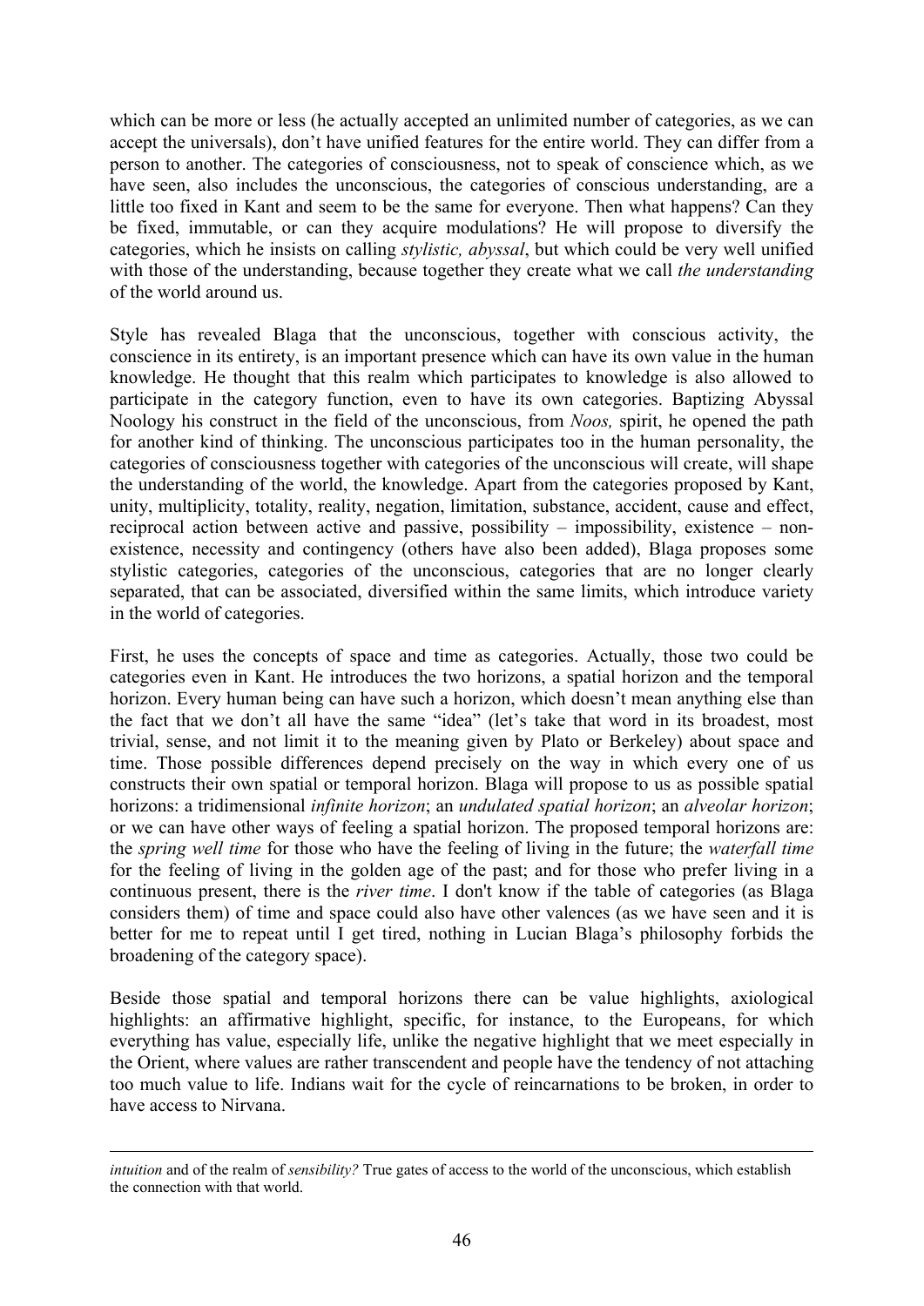which can be more or less (he actually accepted an unlimited number of categories, as we can accept the universals), don't have unified features for the entire world. They can differ from a person to another. The categories of consciousness, not to speak of conscience which, as we have seen, also includes the unconscious, the categories of conscious understanding, are a little too fixed in Kant and seem to be the same for everyone. Then what happens? Can they be fixed, immutable, or can they acquire modulations? He will propose to diversify the categories, which he insists on calling *stylistic, abyssal*, but which could be very well unified with those of the understanding, because together they create what we call *the understanding* of the world around us.

Style has revealed Blaga that the unconscious, together with conscious activity, the conscience in its entirety, is an important presence which can have its own value in the human knowledge. He thought that this realm which participates to knowledge is also allowed to participate in the category function, even to have its own categories. Baptizing Abyssal Noology his construct in the field of the unconscious, from *Noos,* spirit, he opened the path for another kind of thinking. The unconscious participates too in the human personality, the categories of consciousness together with categories of the unconscious will create, will shape the understanding of the world, the knowledge. Apart from the categories proposed by Kant, unity, multiplicity, totality, reality, negation, limitation, substance, accident, cause and effect, reciprocal action between active and passive, possibility – impossibility, existence – non-existence, necessity and contingency (others have also been added), Blaga proposes some stylistic categories, categories of the unconscious, categories that are no longer clearly separated, that can be associated, diversified within the same limits, which introduce variety in the world of categories.

First, he uses the concepts of space and time as categories. Actually, those two could be categories even in Kant. He introduces the two horizons, a spatial horizon and the temporal horizon. Every human being can have such a horizon, which doesn't mean anything else than the fact that we don't all have the same "idea" (let's take that word in its broadest, most trivial, sense, and not limit it to the meaning given by Plato or Berkeley) about space and time. Those possible differences depend precisely on the way in which every one of us constructs their own spatial or temporal horizon. Blaga will propose to us as possible spatial horizons: a tridimensional *infinite horizon*; an *undulated spatial horizon*; an *alveolar horizon*; or we can have other ways of feeling a spatial horizon. The proposed temporal horizons are: the *spring well time* for those who have the feeling of living in the future; the *waterfall time* for the feeling of living in the golden age of the past; and for those who prefer living in a continuous present, there is the *river time*. I don't know if the table of categories (as Blaga considers them) of time and space could also have other valences (as we have seen and it is better for me to repeat until I get tired, nothing in Lucian Blaga's philosophy forbids the broadening of the category space).

Beside those spatial and temporal horizons there can be value highlights, axiological highlights: an affirmative highlight, specific, for instance, to the Europeans, for which everything has value, especially life, unlike the negative highlight that we meet especially in the Orient, where values are rather transcendent and people have the tendency of not attaching too much value to life. Indians wait for the cycle of reincarnations to be broken, in order to have access to Nirvana.

---

*intuition* and of the realm of *sensibility?* True gates of access to the world of the unconscious, which establish the connection with that world.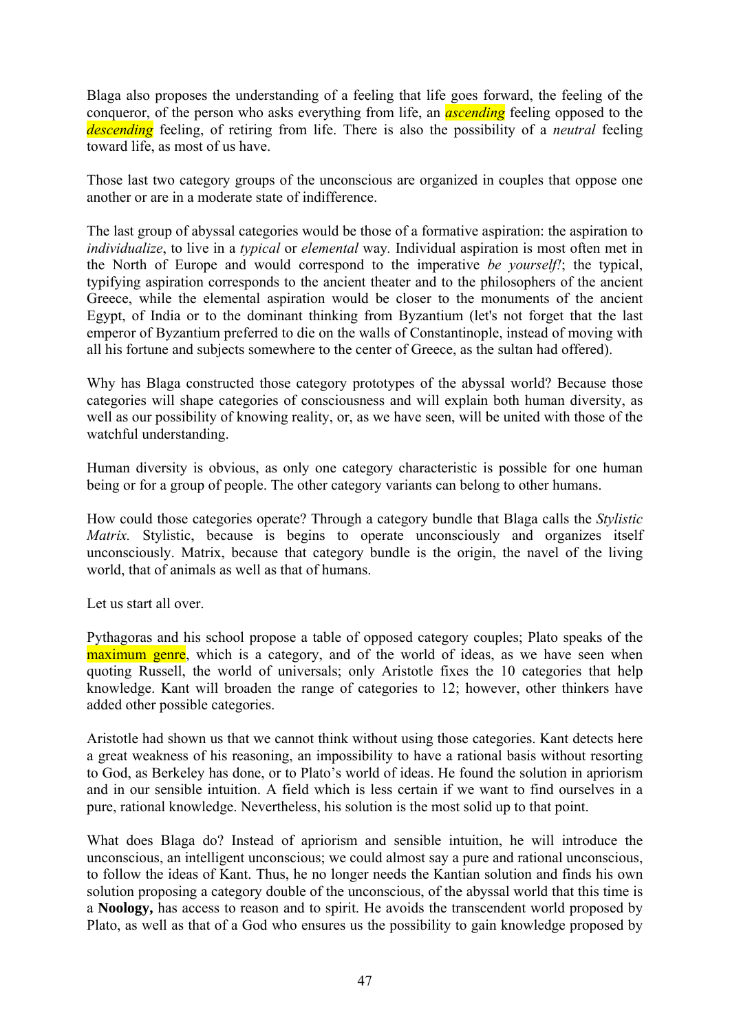Blaga also proposes the understanding of a feeling that life goes forward, the feeling of the conqueror, of the person who asks everything from life, an *ascending* feeling opposed to the *descending* feeling, of retiring from life. There is also the possibility of a *neutral* feeling toward life, as most of us have.

Those last two category groups of the unconscious are organized in couples that oppose one another or are in a moderate state of indifference.

The last group of abyssal categories would be those of a formative aspiration: the aspiration to *individualize*, to live in a *typical* or *elemental* way. Individual aspiration is most often met in the North of Europe and would correspond to the imperative *be yourself!*; the typical, typifying aspiration corresponds to the ancient theater and to the philosophers of the ancient Greece, while the elemental aspiration would be closer to the monuments of the ancient Egypt, of India or to the dominant thinking from Byzantium (let's not forget that the last emperor of Byzantium preferred to die on the walls of Constantinople, instead of moving with all his fortune and subjects somewhere to the center of Greece, as the sultan had offered).

Why has Blaga constructed those category prototypes of the abyssal world? Because those categories will shape categories of consciousness and will explain both human diversity, as well as our possibility of knowing reality, or, as we have seen, will be united with those of the watchful understanding.

Human diversity is obvious, as only one category characteristic is possible for one human being or for a group of people. The other category variants can belong to other humans.

How could those categories operate? Through a category bundle that Blaga calls the *Stylistic Matrix.* Stylistic, because is begins to operate unconsciously and organizes itself unconsciously. Matrix, because that category bundle is the origin, the navel of the living world, that of animals as well as that of humans.

Let us start all over.

Pythagoras and his school propose a table of opposed category couples; Plato speaks of the maximum genre, which is a category, and of the world of ideas, as we have seen when quoting Russell, the world of universals; only Aristotle fixes the 10 categories that help knowledge. Kant will broaden the range of categories to 12; however, other thinkers have added other possible categories.

Aristotle had shown us that we cannot think without using those categories. Kant detects here a great weakness of his reasoning, an impossibility to have a rational basis without resorting to God, as Berkeley has done, or to Plato's world of ideas. He found the solution in apriorism and in our sensible intuition. A field which is less certain if we want to find ourselves in a pure, rational knowledge. Nevertheless, his solution is the most solid up to that point.

What does Blaga do? Instead of apriorism and sensible intuition, he will introduce the unconscious, an intelligent unconscious; we could almost say a pure and rational unconscious, to follow the ideas of Kant. Thus, he no longer needs the Kantian solution and finds his own solution proposing a category double of the unconscious, of the abyssal world that this time is a **Noology,** has access to reason and to spirit. He avoids the transcendent world proposed by Plato, as well as that of a God who ensures us the possibility to gain knowledge proposed by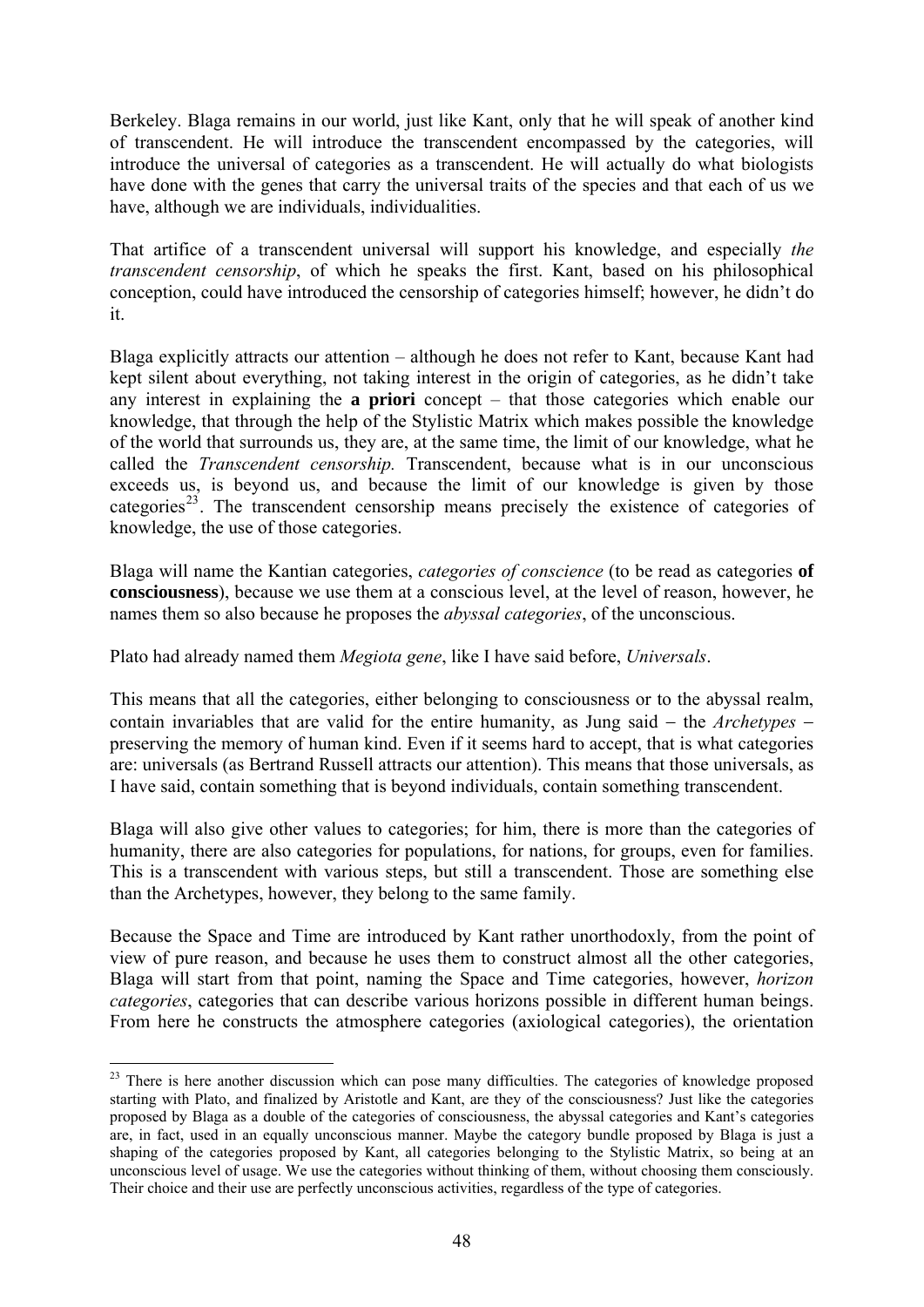Berkeley. Blaga remains in our world, just like Kant, only that he will speak of another kind of transcendent. He will introduce the transcendent encompassed by the categories, will introduce the universal of categories as a transcendent. He will actually do what biologists have done with the genes that carry the universal traits of the species and that each of us we have, although we are individuals, individualities.

That artifice of a transcendent universal will support his knowledge, and especially *the transcendent censorship*, of which he speaks the first. Kant, based on his philosophical conception, could have introduced the censorship of categories himself; however, he didn't do it.

Blaga explicitly attracts our attention – although he does not refer to Kant, because Kant had kept silent about everything, not taking interest in the origin of categories, as he didn't take any interest in explaining the **a priori** concept – that those categories which enable our knowledge, that through the help of the Stylistic Matrix which makes possible the knowledge of the world that surrounds us, they are, at the same time, the limit of our knowledge, what he called the *Transcendent censorship.* Transcendent, because what is in our unconscious exceeds us, is beyond us, and because the limit of our knowledge is given by those categories[23]. The transcendent censorship means precisely the existence of categories of knowledge, the use of those categories.

Blaga will name the Kantian categories, *categories of conscience* (to be read as categories **of consciousness**), because we use them at a conscious level, at the level of reason, however, he names them so also because he proposes the *abyssal categories*, of the unconscious.

Plato had already named them *Megiota gene*, like I have said before, *Universals*.

This means that all the categories, either belonging to consciousness or to the abyssal realm, contain invariables that are valid for the entire humanity, as Jung said – the *Archetypes* – preserving the memory of human kind. Even if it seems hard to accept, that is what categories are: universals (as Bertrand Russell attracts our attention). This means that those universals, as I have said, contain something that is beyond individuals, contain something transcendent.

Blaga will also give other values to categories; for him, there is more than the categories of humanity, there are also categories for populations, for nations, for groups, even for families. This is a transcendent with various steps, but still a transcendent. Those are something else than the Archetypes, however, they belong to the same family.

Because the Space and Time are introduced by Kant rather unorthodoxly, from the point of view of pure reason, and because he uses them to construct almost all the other categories, Blaga will start from that point, naming the Space and Time categories, however, *horizon categories*, categories that can describe various horizons possible in different human beings. From here he constructs the atmosphere categories (axiological categories), the orientation

[23] There is here another discussion which can pose many difficulties. The categories of knowledge proposed starting with Plato, and finalized by Aristotle and Kant, are they of the consciousness? Just like the categories proposed by Blaga as a double of the categories of consciousness, the abyssal categories and Kant's categories are, in fact, used in an equally unconscious manner. Maybe the category bundle proposed by Blaga is just a shaping of the categories proposed by Kant, all categories belonging to the Stylistic Matrix, so being at an unconscious level of usage. We use the categories without thinking of them, without choosing them consciously. Their choice and their use are perfectly unconscious activities, regardless of the type of categories.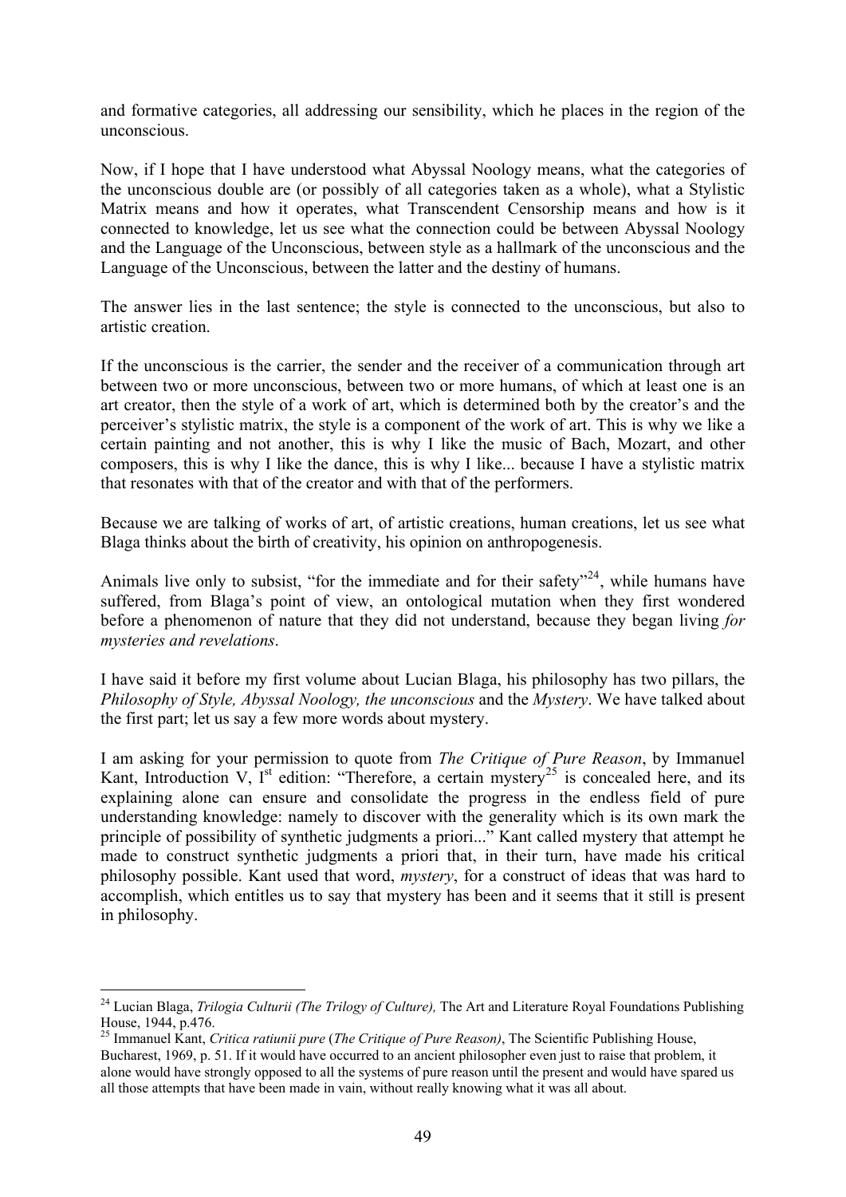and formative categories, all addressing our sensibility, which he places in the region of the unconscious.

Now, if I hope that I have understood what Abyssal Noology means, what the categories of the unconscious double are (or possibly of all categories taken as a whole), what a Stylistic Matrix means and how it operates, what Transcendent Censorship means and how is it connected to knowledge, let us see what the connection could be between Abyssal Noology and the Language of the Unconscious, between style as a hallmark of the unconscious and the Language of the Unconscious, between the latter and the destiny of humans.

The answer lies in the last sentence; the style is connected to the unconscious, but also to artistic creation.

If the unconscious is the carrier, the sender and the receiver of a communication through art between two or more unconscious, between two or more humans, of which at least one is an art creator, then the style of a work of art, which is determined both by the creator's and the perceiver's stylistic matrix, the style is a component of the work of art. This is why we like a certain painting and not another, this is why I like the music of Bach, Mozart, and other composers, this is why I like the dance, this is why I like... because I have a stylistic matrix that resonates with that of the creator and with that of the performers.

Because we are talking of works of art, of artistic creations, human creations, let us see what Blaga thinks about the birth of creativity, his opinion on anthropogenesis.

Animals live only to subsist, "for the immediate and for their safety"[24], while humans have suffered, from Blaga's point of view, an ontological mutation when they first wondered before a phenomenon of nature that they did not understand, because they began living *for mysteries and revelations*.

I have said it before my first volume about Lucian Blaga, his philosophy has two pillars, the *Philosophy of Style, Abyssal Noology, the unconscious* and the *Mystery*. We have talked about the first part; let us say a few more words about mystery.

I am asking for your permission to quote from *The Critique of Pure Reason*, by Immanuel Kant, Introduction V, I[st] edition: "Therefore, a certain mystery[25] is concealed here, and its explaining alone can ensure and consolidate the progress in the endless field of pure understanding knowledge: namely to discover with the generality which is its own mark the principle of possibility of synthetic judgments a priori..." Kant called mystery that attempt he made to construct synthetic judgments a priori that, in their turn, have made his critical philosophy possible. Kant used that word, *mystery*, for a construct of ideas that was hard to accomplish, which entitles us to say that mystery has been and it seems that it still is present in philosophy.

---

[24] Lucian Blaga, *Trilogia Culturii (The Trilogy of Culture),* The Art and Literature Royal Foundations Publishing House, 1944, p.476.

[25] Immanuel Kant, *Critica ratiunii pure* (*The Critique of Pure Reason)*, The Scientific Publishing House, Bucharest, 1969, p. 51. If it would have occurred to an ancient philosopher even just to raise that problem, it alone would have strongly opposed to all the systems of pure reason until the present and would have spared us all those attempts that have been made in vain, without really knowing what it was all about.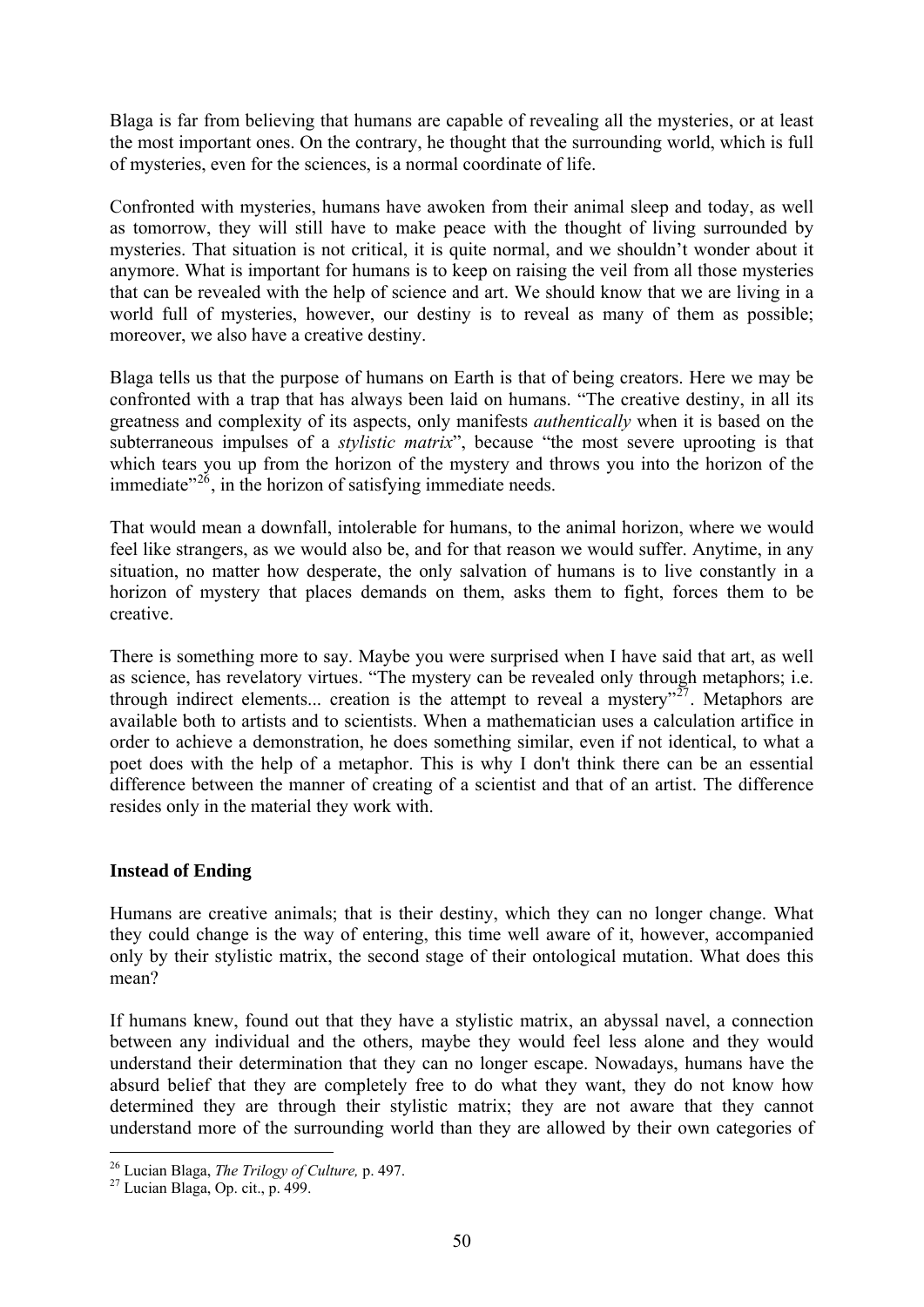Blaga is far from believing that humans are capable of revealing all the mysteries, or at least the most important ones. On the contrary, he thought that the surrounding world, which is full of mysteries, even for the sciences, is a normal coordinate of life.

Confronted with mysteries, humans have awoken from their animal sleep and today, as well as tomorrow, they will still have to make peace with the thought of living surrounded by mysteries. That situation is not critical, it is quite normal, and we shouldn't wonder about it anymore. What is important for humans is to keep on raising the veil from all those mysteries that can be revealed with the help of science and art. We should know that we are living in a world full of mysteries, however, our destiny is to reveal as many of them as possible; moreover, we also have a creative destiny.

Blaga tells us that the purpose of humans on Earth is that of being creators. Here we may be confronted with a trap that has always been laid on humans. "The creative destiny, in all its greatness and complexity of its aspects, only manifests *authentically* when it is based on the subterraneous impulses of a *stylistic matrix*", because "the most severe uprooting is that which tears you up from the horizon of the mystery and throws you into the horizon of the immediate"[26], in the horizon of satisfying immediate needs.

That would mean a downfall, intolerable for humans, to the animal horizon, where we would feel like strangers, as we would also be, and for that reason we would suffer. Anytime, in any situation, no matter how desperate, the only salvation of humans is to live constantly in a horizon of mystery that places demands on them, asks them to fight, forces them to be creative.

There is something more to say. Maybe you were surprised when I have said that art, as well as science, has revelatory virtues. "The mystery can be revealed only through metaphors; i.e. through indirect elements... creation is the attempt to reveal a mystery"[27]. Metaphors are available both to artists and to scientists. When a mathematician uses a calculation artifice in order to achieve a demonstration, he does something similar, even if not identical, to what a poet does with the help of a metaphor. This is why I don't think there can be an essential difference between the manner of creating of a scientist and that of an artist. The difference resides only in the material they work with.

## Instead of Ending

Humans are creative animals; that is their destiny, which they can no longer change. What they could change is the way of entering, this time well aware of it, however, accompanied only by their stylistic matrix, the second stage of their ontological mutation. What does this mean?

If humans knew, found out that they have a stylistic matrix, an abyssal navel, a connection between any individual and the others, maybe they would feel less alone and they would understand their determination that they can no longer escape. Nowadays, humans have the absurd belief that they are completely free to do what they want, they do not know how determined they are through their stylistic matrix; they are not aware that they cannot understand more of the surrounding world than they are allowed by their own categories of

[26] Lucian Blaga, *The Trilogy of Culture,* p. 497.

[27] Lucian Blaga, Op. cit., p. 499.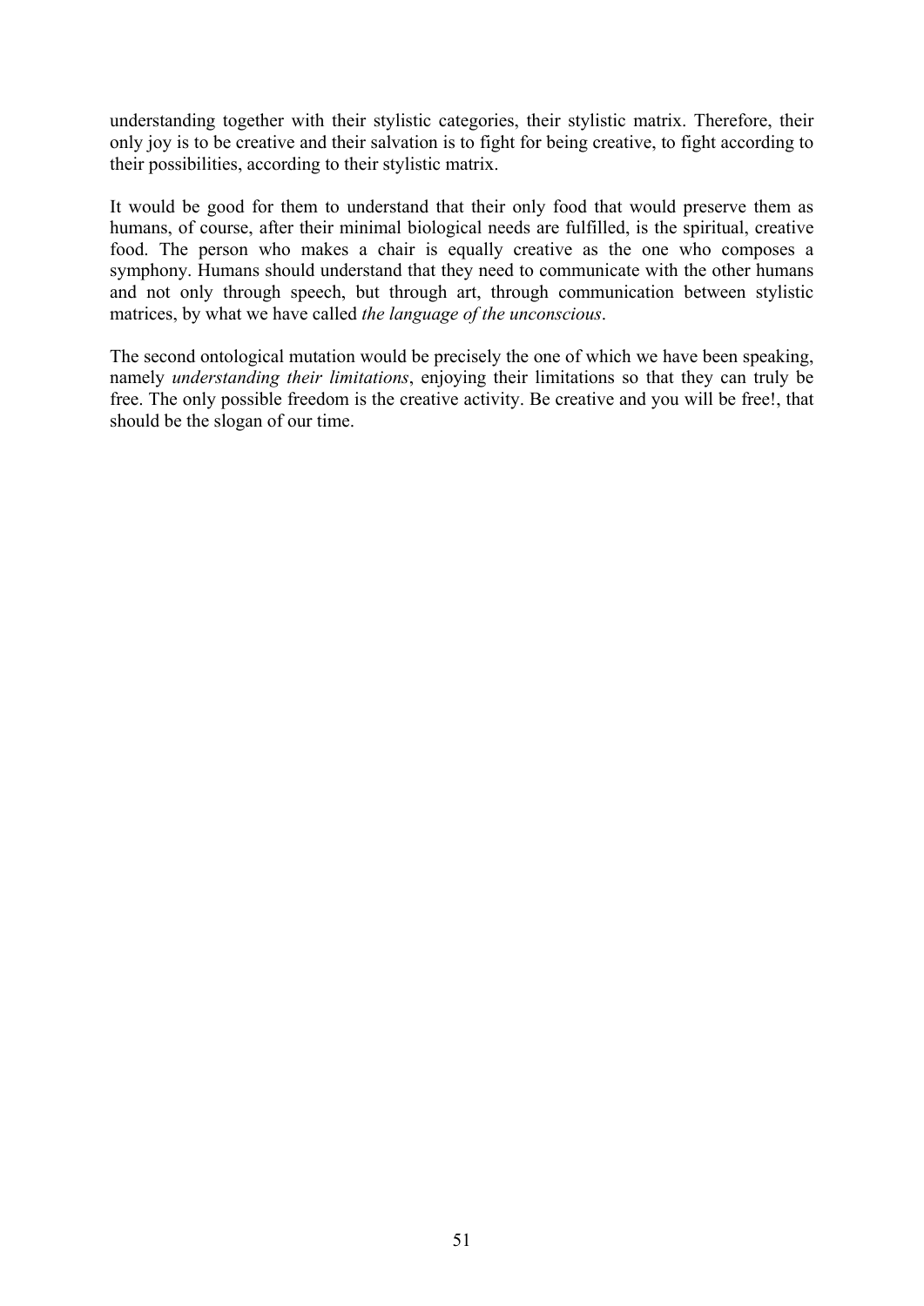understanding together with their stylistic categories, their stylistic matrix. Therefore, their only joy is to be creative and their salvation is to fight for being creative, to fight according to their possibilities, according to their stylistic matrix.

It would be good for them to understand that their only food that would preserve them as humans, of course, after their minimal biological needs are fulfilled, is the spiritual, creative food. The person who makes a chair is equally creative as the one who composes a symphony. Humans should understand that they need to communicate with the other humans and not only through speech, but through art, through communication between stylistic matrices, by what we have called *the language of the unconscious*.

The second ontological mutation would be precisely the one of which we have been speaking, namely *understanding their limitations*, enjoying their limitations so that they can truly be free. The only possible freedom is the creative activity. Be creative and you will be free!, that should be the slogan of our time.